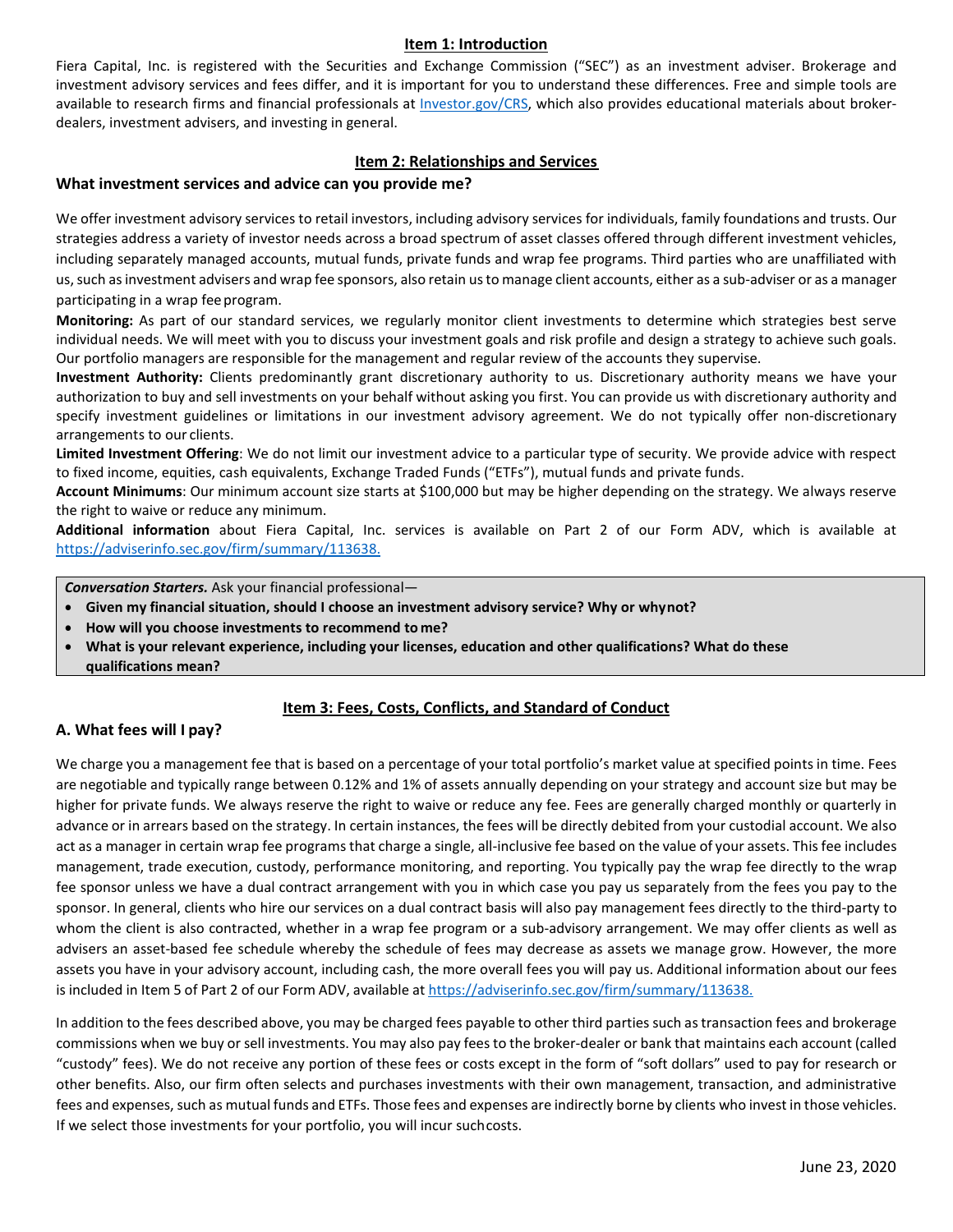## Item 1: Introduction

Fiera Capital, Inc. is registered with the Securities and Exchange Commission ("SEC") as an investment adviser. Brokerage and investment advisory services and fees differ, and it is important for you to understand these differences. Free and simple tools are available to research firms and financial professionals at Investor.gov/CRS, which also provides educational materials about broker-dealers, investment advisers, and investing in general.

## Item 2: Relationships and Services

### What investment services and advice can you provide me?

We offer investment advisory services to retail investors, including advisory services for individuals, family foundations and trusts. Our strategies address a variety of investor needs across a broad spectrum of asset classes offered through different investment vehicles, including separately managed accounts, mutual funds, private funds and wrap fee programs. Third parties who are unaffiliated with us, such as investment advisers and wrap fee sponsors, also retain us to manage client accounts, either as a sub-adviser or as a manager participating in a wrap fee program.

**Monitoring:** As part of our standard services, we regularly monitor client investments to determine which strategies best serve individual needs. We will meet with you to discuss your investment goals and risk profile and design a strategy to achieve such goals. Our portfolio managers are responsible for the management and regular review of the accounts they supervise.

**Investment Authority:** Clients predominantly grant discretionary authority to us. Discretionary authority means we have your authorization to buy and sell investments on your behalf without asking you first. You can provide us with discretionary authority and specify investment guidelines or limitations in our investment advisory agreement. We do not typically offer non-discretionary arrangements to our clients.

**Limited Investment Offering**: We do not limit our investment advice to a particular type of security. We provide advice with respect to fixed income, equities, cash equivalents, Exchange Traded Funds ("ETFs"), mutual funds and private funds.

**Account Minimums**: Our minimum account size starts at $100,000 but may be higher depending on the strategy. We always reserve the right to waive or reduce any minimum.

**Additional information** about Fiera Capital, Inc. services is available on Part 2 of our Form ADV, which is available at https://adviserinfo.sec.gov/firm/summary/113638.

***Conversation Starters.*** Ask your financial professional—

- **Given my financial situation, should I choose an investment advisory service? Why or why not?**
- **How will you choose investments to recommend to me?**
- **What is your relevant experience, including your licenses, education and other qualifications? What do these qualifications mean?**

## Item 3: Fees, Costs, Conflicts, and Standard of Conduct

### A. What fees will I pay?

We charge you a management fee that is based on a percentage of your total portfolio's market value at specified points in time. Fees are negotiable and typically range between 0.12% and 1% of assets annually depending on your strategy and account size but may be higher for private funds. We always reserve the right to waive or reduce any fee. Fees are generally charged monthly or quarterly in advance or in arrears based on the strategy. In certain instances, the fees will be directly debited from your custodial account. We also act as a manager in certain wrap fee programs that charge a single, all-inclusive fee based on the value of your assets. This fee includes management, trade execution, custody, performance monitoring, and reporting. You typically pay the wrap fee directly to the wrap fee sponsor unless we have a dual contract arrangement with you in which case you pay us separately from the fees you pay to the sponsor. In general, clients who hire our services on a dual contract basis will also pay management fees directly to the third-party to whom the client is also contracted, whether in a wrap fee program or a sub-advisory arrangement. We may offer clients as well as advisers an asset-based fee schedule whereby the schedule of fees may decrease as assets we manage grow. However, the more assets you have in your advisory account, including cash, the more overall fees you will pay us. Additional information about our fees is included in Item 5 of Part 2 of our Form ADV, available at https://adviserinfo.sec.gov/firm/summary/113638.

In addition to the fees described above, you may be charged fees payable to other third parties such as transaction fees and brokerage commissions when we buy or sell investments. You may also pay fees to the broker-dealer or bank that maintains each account (called "custody" fees). We do not receive any portion of these fees or costs except in the form of "soft dollars" used to pay for research or other benefits. Also, our firm often selects and purchases investments with their own management, transaction, and administrative fees and expenses, such as mutual funds and ETFs. Those fees and expenses are indirectly borne by clients who invest in those vehicles. If we select those investments for your portfolio, you will incur such costs.

June 23, 2020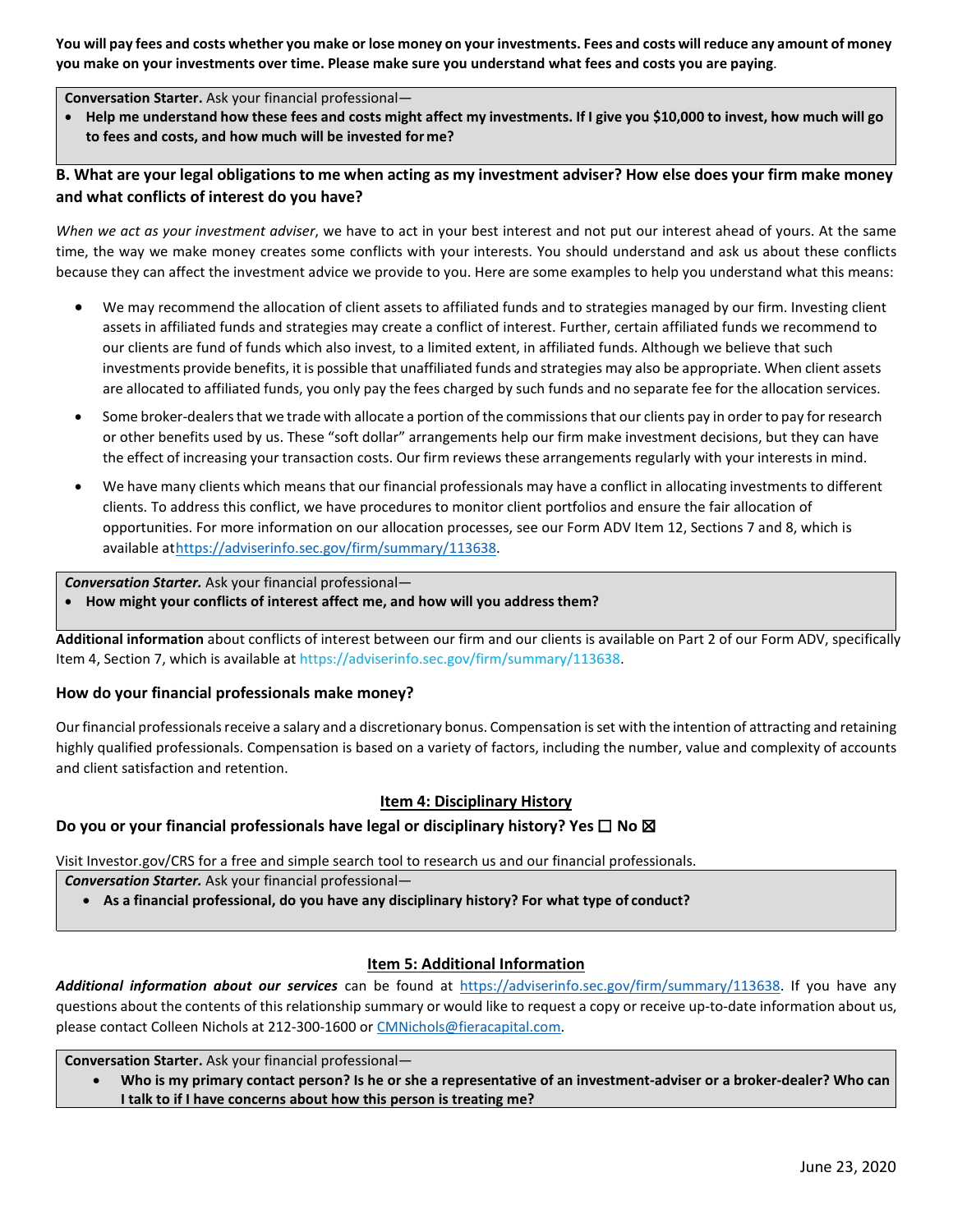**You will pay fees and costs whether you make or lose money on your investments. Fees and costs will reduce any amount of money you make on your investments over time. Please make sure you understand what fees and costs you are paying.**

> **Conversation Starter.** Ask your financial professional—
> - **Help me understand how these fees and costs might affect my investments. If I give you $10,000 to invest, how much will go to fees and costs, and how much will be invested for me?**

### B. What are your legal obligations to me when acting as my investment adviser? How else does your firm make money and what conflicts of interest do you have?

*When we act as your investment adviser*, we have to act in your best interest and not put our interest ahead of yours. At the same time, the way we make money creates some conflicts with your interests. You should understand and ask us about these conflicts because they can affect the investment advice we provide to you. Here are some examples to help you understand what this means:

- We may recommend the allocation of client assets to affiliated funds and to strategies managed by our firm. Investing client assets in affiliated funds and strategies may create a conflict of interest. Further, certain affiliated funds we recommend to our clients are fund of funds which also invest, to a limited extent, in affiliated funds. Although we believe that such investments provide benefits, it is possible that unaffiliated funds and strategies may also be appropriate. When client assets are allocated to affiliated funds, you only pay the fees charged by such funds and no separate fee for the allocation services.
- Some broker-dealers that we trade with allocate a portion of the commissions that our clients pay in order to pay for research or other benefits used by us. These "soft dollar" arrangements help our firm make investment decisions, but they can have the effect of increasing your transaction costs. Our firm reviews these arrangements regularly with your interests in mind.
- We have many clients which means that our financial professionals may have a conflict in allocating investments to different clients. To address this conflict, we have procedures to monitor client portfolios and ensure the fair allocation of opportunities. For more information on our allocation processes, see our Form ADV Item 12, Sections 7 and 8, which is available at https://adviserinfo.sec.gov/firm/summary/113638.

> ***Conversation Starter.*** Ask your financial professional—
> - **How might your conflicts of interest affect me, and how will you address them?**

**Additional information** about conflicts of interest between our firm and our clients is available on Part 2 of our Form ADV, specifically Item 4, Section 7, which is available at https://adviserinfo.sec.gov/firm/summary/113638.

### How do your financial professionals make money?

Our financial professionals receive a salary and a discretionary bonus. Compensation is set with the intention of attracting and retaining highly qualified professionals. Compensation is based on a variety of factors, including the number, value and complexity of accounts and client satisfaction and retention.

## Item 4: Disciplinary History

### Do you or your financial professionals have legal or disciplinary history? Yes ☐ No ☒

Visit Investor.gov/CRS for a free and simple search tool to research us and our financial professionals.

> ***Conversation Starter.*** Ask your financial professional—
> - **As a financial professional, do you have any disciplinary history? For what type of conduct?**

## Item 5: Additional Information

***Additional information about our services*** can be found at https://adviserinfo.sec.gov/firm/summary/113638. If you have any questions about the contents of this relationship summary or would like to request a copy or receive up-to-date information about us, please contact Colleen Nichols at 212-300-1600 or CMNichols@fieracapital.com.

> **Conversation Starter.** Ask your financial professional—
> - **Who is my primary contact person? Is he or she a representative of an investment-adviser or a broker-dealer? Who can I talk to if I have concerns about how this person is treating me?**

June 23, 2020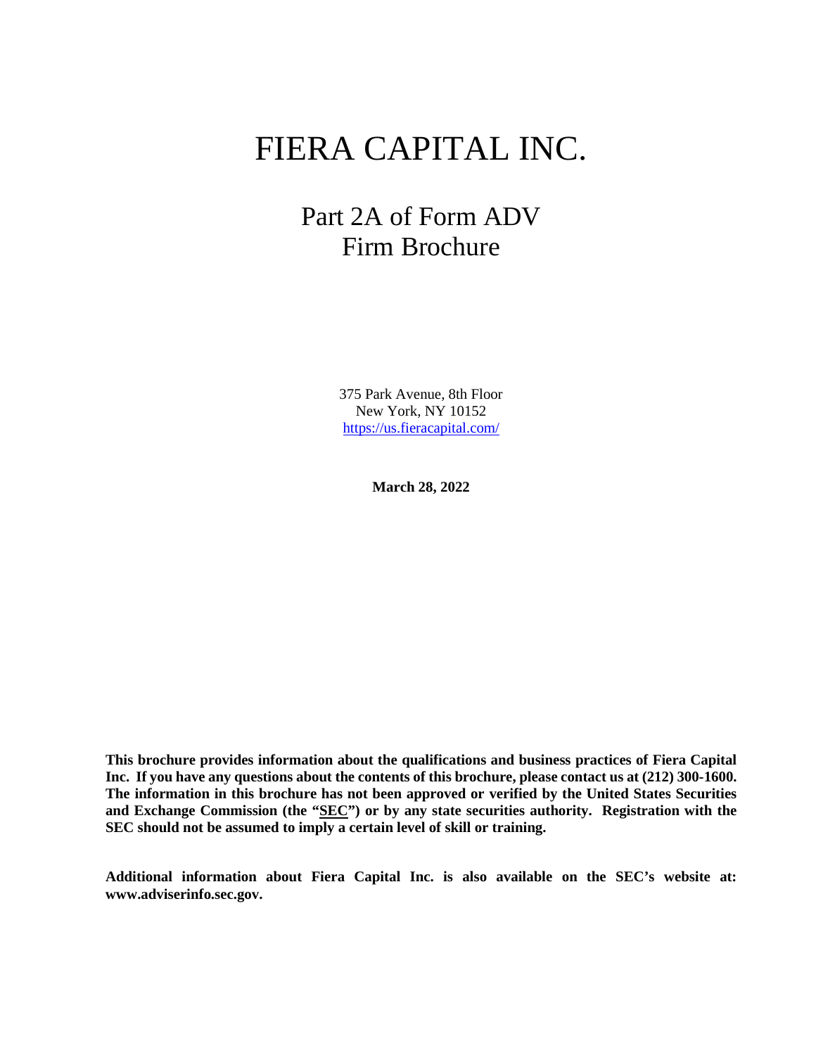# FIERA CAPITAL INC.

## Part 2A of Form ADV
## Firm Brochure

375 Park Avenue, 8th Floor
New York, NY 10152
https://us.fieracapital.com/

**March 28, 2022**

**This brochure provides information about the qualifications and business practices of Fiera Capital Inc. If you have any questions about the contents of this brochure, please contact us at (212) 300-1600. The information in this brochure has not been approved or verified by the United States Securities and Exchange Commission (the "SEC") or by any state securities authority. Registration with the SEC should not be assumed to imply a certain level of skill or training.**

**Additional information about Fiera Capital Inc. is also available on the SEC's website at: www.adviserinfo.sec.gov.**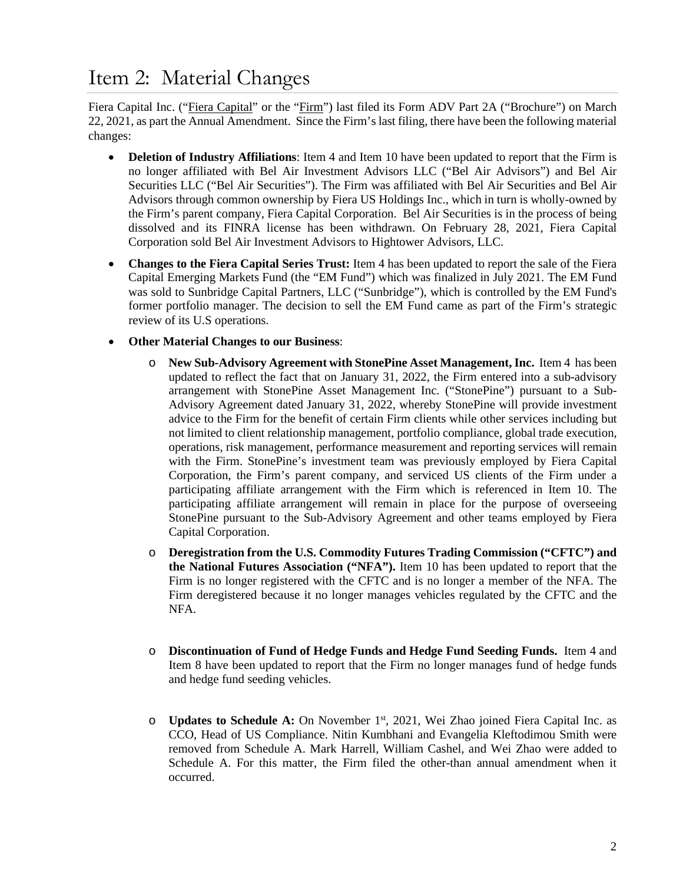# Item 2: Material Changes

Fiera Capital Inc. ("Fiera Capital" or the "Firm") last filed its Form ADV Part 2A ("Brochure") on March 22, 2021, as part the Annual Amendment. Since the Firm's last filing, there have been the following material changes:

- **Deletion of Industry Affiliations**: Item 4 and Item 10 have been updated to report that the Firm is no longer affiliated with Bel Air Investment Advisors LLC ("Bel Air Advisors") and Bel Air Securities LLC ("Bel Air Securities"). The Firm was affiliated with Bel Air Securities and Bel Air Advisors through common ownership by Fiera US Holdings Inc., which in turn is wholly-owned by the Firm's parent company, Fiera Capital Corporation. Bel Air Securities is in the process of being dissolved and its FINRA license has been withdrawn. On February 28, 2021, Fiera Capital Corporation sold Bel Air Investment Advisors to Hightower Advisors, LLC.
- **Changes to the Fiera Capital Series Trust:** Item 4 has been updated to report the sale of the Fiera Capital Emerging Markets Fund (the "EM Fund") which was finalized in July 2021. The EM Fund was sold to Sunbridge Capital Partners, LLC ("Sunbridge"), which is controlled by the EM Fund's former portfolio manager. The decision to sell the EM Fund came as part of the Firm's strategic review of its U.S operations.
- **Other Material Changes to our Business**:
  - **New Sub-Advisory Agreement with StonePine Asset Management, Inc.** Item 4 has been updated to reflect the fact that on January 31, 2022, the Firm entered into a sub-advisory arrangement with StonePine Asset Management Inc. ("StonePine") pursuant to a Sub-Advisory Agreement dated January 31, 2022, whereby StonePine will provide investment advice to the Firm for the benefit of certain Firm clients while other services including but not limited to client relationship management, portfolio compliance, global trade execution, operations, risk management, performance measurement and reporting services will remain with the Firm. StonePine's investment team was previously employed by Fiera Capital Corporation, the Firm's parent company, and serviced US clients of the Firm under a participating affiliate arrangement with the Firm which is referenced in Item 10. The participating affiliate arrangement will remain in place for the purpose of overseeing StonePine pursuant to the Sub-Advisory Agreement and other teams employed by Fiera Capital Corporation.
  - **Deregistration from the U.S. Commodity Futures Trading Commission ("CFTC") and the National Futures Association ("NFA").** Item 10 has been updated to report that the Firm is no longer registered with the CFTC and is no longer a member of the NFA. The Firm deregistered because it no longer manages vehicles regulated by the CFTC and the NFA.
  - **Discontinuation of Fund of Hedge Funds and Hedge Fund Seeding Funds.** Item 4 and Item 8 have been updated to report that the Firm no longer manages fund of hedge funds and hedge fund seeding vehicles.
  - **Updates to Schedule A:** On November 1st, 2021, Wei Zhao joined Fiera Capital Inc. as CCO, Head of US Compliance. Nitin Kumbhani and Evangelia Kleftodimou Smith were removed from Schedule A. Mark Harrell, William Cashel, and Wei Zhao were added to Schedule A. For this matter, the Firm filed the other-than annual amendment when it occurred.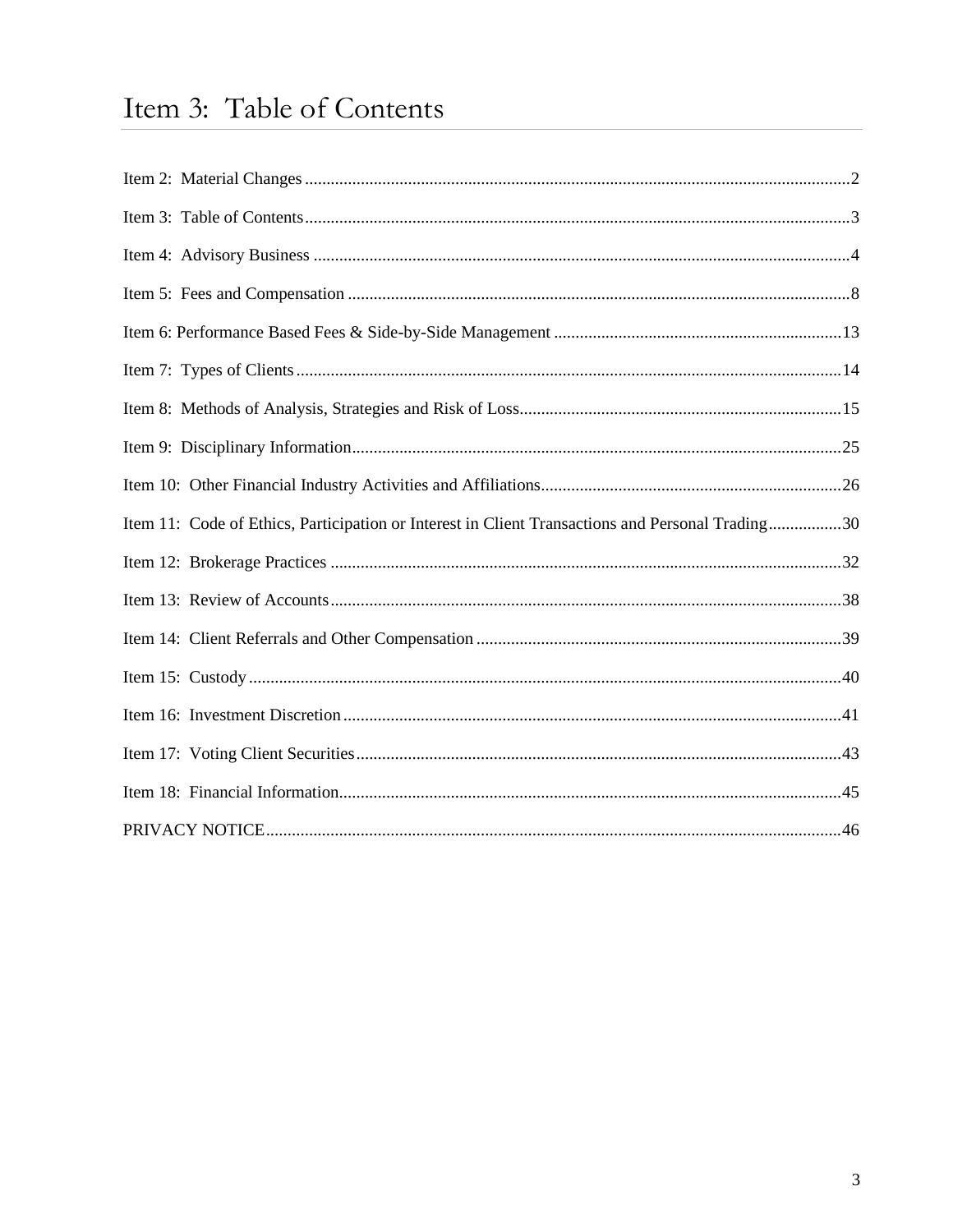# Item 3: Table of Contents

Item 2: Material Changes .....2

Item 3: Table of Contents .....3

Item 4: Advisory Business .....4

Item 5: Fees and Compensation .....8

Item 6: Performance Based Fees & Side-by-Side Management .....13

Item 7: Types of Clients .....14

Item 8: Methods of Analysis, Strategies and Risk of Loss .....15

Item 9: Disciplinary Information .....25

Item 10: Other Financial Industry Activities and Affiliations .....26

Item 11: Code of Ethics, Participation or Interest in Client Transactions and Personal Trading .....30

Item 12: Brokerage Practices .....32

Item 13: Review of Accounts .....38

Item 14: Client Referrals and Other Compensation .....39

Item 15: Custody .....40

Item 16: Investment Discretion .....41

Item 17: Voting Client Securities .....43

Item 18: Financial Information .....45

PRIVACY NOTICE .....46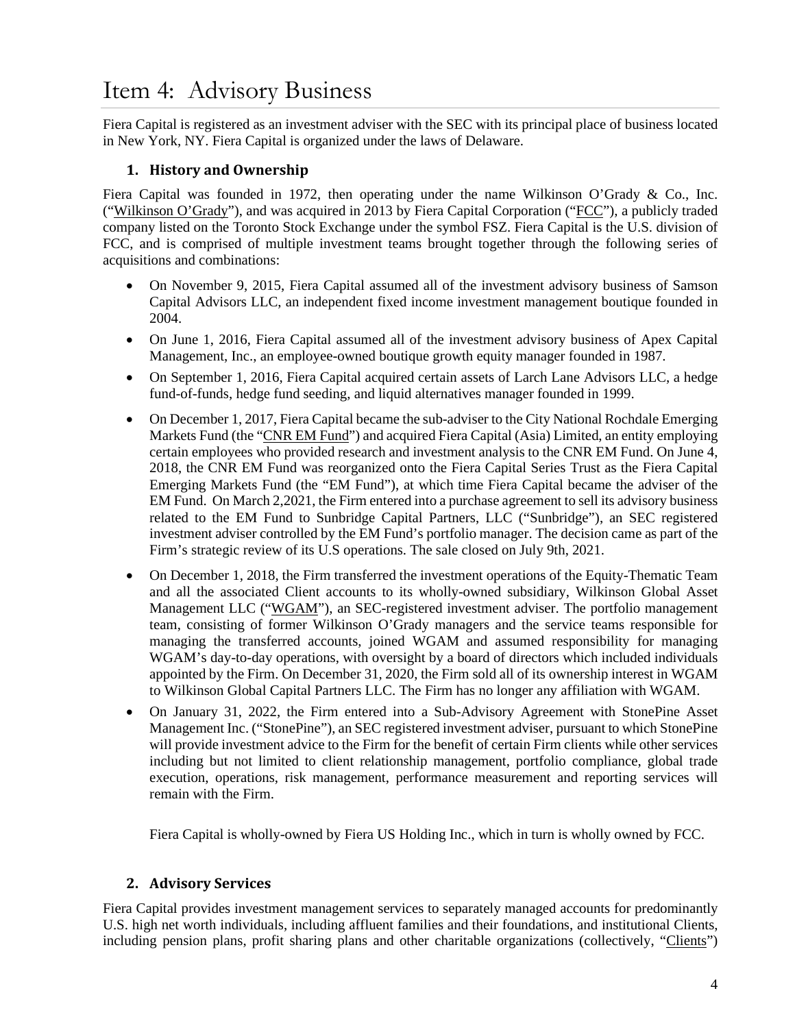# Item 4: Advisory Business

Fiera Capital is registered as an investment adviser with the SEC with its principal place of business located in New York, NY. Fiera Capital is organized under the laws of Delaware.

### 1. History and Ownership

Fiera Capital was founded in 1972, then operating under the name Wilkinson O'Grady & Co., Inc. ("Wilkinson O'Grady"), and was acquired in 2013 by Fiera Capital Corporation ("FCC"), a publicly traded company listed on the Toronto Stock Exchange under the symbol FSZ. Fiera Capital is the U.S. division of FCC, and is comprised of multiple investment teams brought together through the following series of acquisitions and combinations:

- On November 9, 2015, Fiera Capital assumed all of the investment advisory business of Samson Capital Advisors LLC, an independent fixed income investment management boutique founded in 2004.
- On June 1, 2016, Fiera Capital assumed all of the investment advisory business of Apex Capital Management, Inc., an employee-owned boutique growth equity manager founded in 1987.
- On September 1, 2016, Fiera Capital acquired certain assets of Larch Lane Advisors LLC, a hedge fund-of-funds, hedge fund seeding, and liquid alternatives manager founded in 1999.
- On December 1, 2017, Fiera Capital became the sub-adviser to the City National Rochdale Emerging Markets Fund (the "CNR EM Fund") and acquired Fiera Capital (Asia) Limited, an entity employing certain employees who provided research and investment analysis to the CNR EM Fund. On June 4, 2018, the CNR EM Fund was reorganized onto the Fiera Capital Series Trust as the Fiera Capital Emerging Markets Fund (the "EM Fund"), at which time Fiera Capital became the adviser of the EM Fund. On March 2,2021, the Firm entered into a purchase agreement to sell its advisory business related to the EM Fund to Sunbridge Capital Partners, LLC ("Sunbridge"), an SEC registered investment adviser controlled by the EM Fund's portfolio manager. The decision came as part of the Firm's strategic review of its U.S operations. The sale closed on July 9th, 2021.
- On December 1, 2018, the Firm transferred the investment operations of the Equity-Thematic Team and all the associated Client accounts to its wholly-owned subsidiary, Wilkinson Global Asset Management LLC ("WGAM"), an SEC-registered investment adviser. The portfolio management team, consisting of former Wilkinson O'Grady managers and the service teams responsible for managing the transferred accounts, joined WGAM and assumed responsibility for managing WGAM's day-to-day operations, with oversight by a board of directors which included individuals appointed by the Firm. On December 31, 2020, the Firm sold all of its ownership interest in WGAM to Wilkinson Global Capital Partners LLC. The Firm has no longer any affiliation with WGAM.
- On January 31, 2022, the Firm entered into a Sub-Advisory Agreement with StonePine Asset Management Inc. ("StonePine"), an SEC registered investment adviser, pursuant to which StonePine will provide investment advice to the Firm for the benefit of certain Firm clients while other services including but not limited to client relationship management, portfolio compliance, global trade execution, operations, risk management, performance measurement and reporting services will remain with the Firm.

Fiera Capital is wholly-owned by Fiera US Holding Inc., which in turn is wholly owned by FCC.

### 2. Advisory Services

Fiera Capital provides investment management services to separately managed accounts for predominantly U.S. high net worth individuals, including affluent families and their foundations, and institutional Clients, including pension plans, profit sharing plans and other charitable organizations (collectively, "Clients")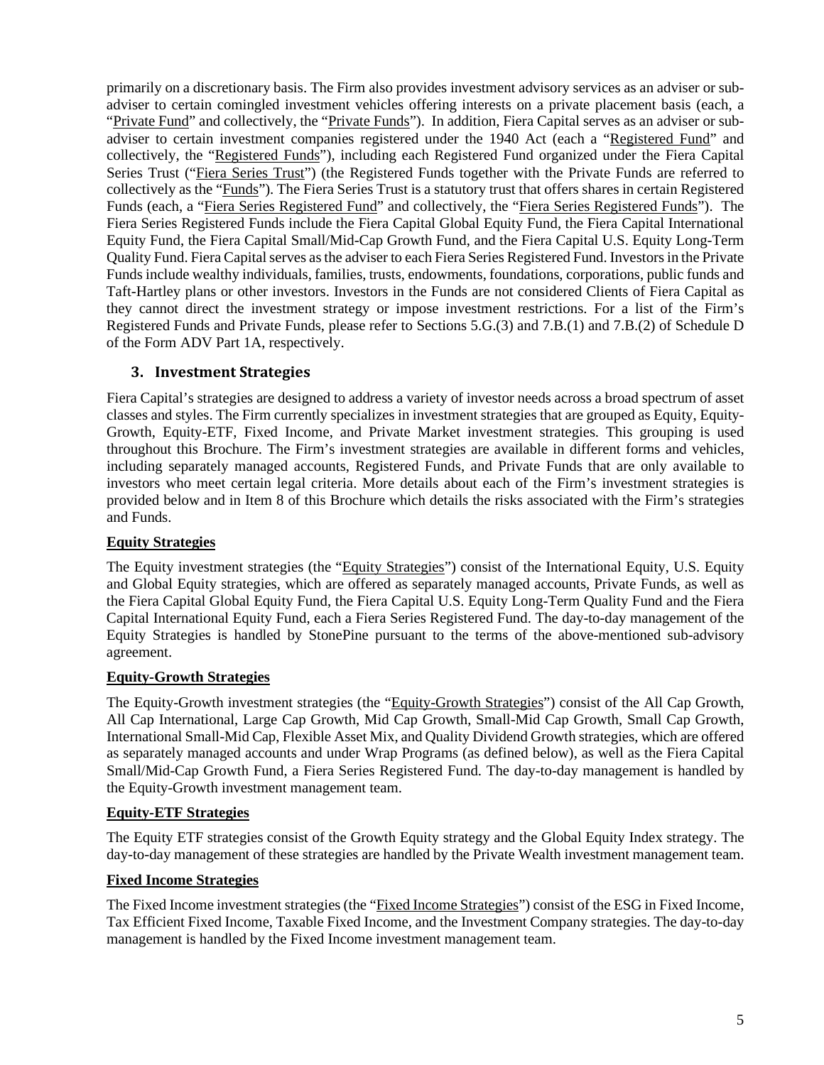primarily on a discretionary basis. The Firm also provides investment advisory services as an adviser or sub-adviser to certain comingled investment vehicles offering interests on a private placement basis (each, a "Private Fund" and collectively, the "Private Funds"). In addition, Fiera Capital serves as an adviser or sub-adviser to certain investment companies registered under the 1940 Act (each a "Registered Fund" and collectively, the "Registered Funds"), including each Registered Fund organized under the Fiera Capital Series Trust ("Fiera Series Trust") (the Registered Funds together with the Private Funds are referred to collectively as the "Funds"). The Fiera Series Trust is a statutory trust that offers shares in certain Registered Funds (each, a "Fiera Series Registered Fund" and collectively, the "Fiera Series Registered Funds"). The Fiera Series Registered Funds include the Fiera Capital Global Equity Fund, the Fiera Capital International Equity Fund, the Fiera Capital Small/Mid-Cap Growth Fund, and the Fiera Capital U.S. Equity Long-Term Quality Fund. Fiera Capital serves as the adviser to each Fiera Series Registered Fund. Investors in the Private Funds include wealthy individuals, families, trusts, endowments, foundations, corporations, public funds and Taft-Hartley plans or other investors. Investors in the Funds are not considered Clients of Fiera Capital as they cannot direct the investment strategy or impose investment restrictions. For a list of the Firm's Registered Funds and Private Funds, please refer to Sections 5.G.(3) and 7.B.(1) and 7.B.(2) of Schedule D of the Form ADV Part 1A, respectively.

## 3. Investment Strategies

Fiera Capital's strategies are designed to address a variety of investor needs across a broad spectrum of asset classes and styles. The Firm currently specializes in investment strategies that are grouped as Equity, Equity-Growth, Equity-ETF, Fixed Income, and Private Market investment strategies. This grouping is used throughout this Brochure. The Firm's investment strategies are available in different forms and vehicles, including separately managed accounts, Registered Funds, and Private Funds that are only available to investors who meet certain legal criteria. More details about each of the Firm's investment strategies is provided below and in Item 8 of this Brochure which details the risks associated with the Firm's strategies and Funds.

**Equity Strategies**

The Equity investment strategies (the "Equity Strategies") consist of the International Equity, U.S. Equity and Global Equity strategies, which are offered as separately managed accounts, Private Funds, as well as the Fiera Capital Global Equity Fund, the Fiera Capital U.S. Equity Long-Term Quality Fund and the Fiera Capital International Equity Fund, each a Fiera Series Registered Fund. The day-to-day management of the Equity Strategies is handled by StonePine pursuant to the terms of the above-mentioned sub-advisory agreement.

**Equity-Growth Strategies**

The Equity-Growth investment strategies (the "Equity-Growth Strategies") consist of the All Cap Growth, All Cap International, Large Cap Growth, Mid Cap Growth, Small-Mid Cap Growth, Small Cap Growth, International Small-Mid Cap, Flexible Asset Mix, and Quality Dividend Growth strategies, which are offered as separately managed accounts and under Wrap Programs (as defined below), as well as the Fiera Capital Small/Mid-Cap Growth Fund, a Fiera Series Registered Fund. The day-to-day management is handled by the Equity-Growth investment management team.

**Equity-ETF Strategies**

The Equity ETF strategies consist of the Growth Equity strategy and the Global Equity Index strategy. The day-to-day management of these strategies are handled by the Private Wealth investment management team.

**Fixed Income Strategies**

The Fixed Income investment strategies (the "Fixed Income Strategies") consist of the ESG in Fixed Income, Tax Efficient Fixed Income, Taxable Fixed Income, and the Investment Company strategies. The day-to-day management is handled by the Fixed Income investment management team.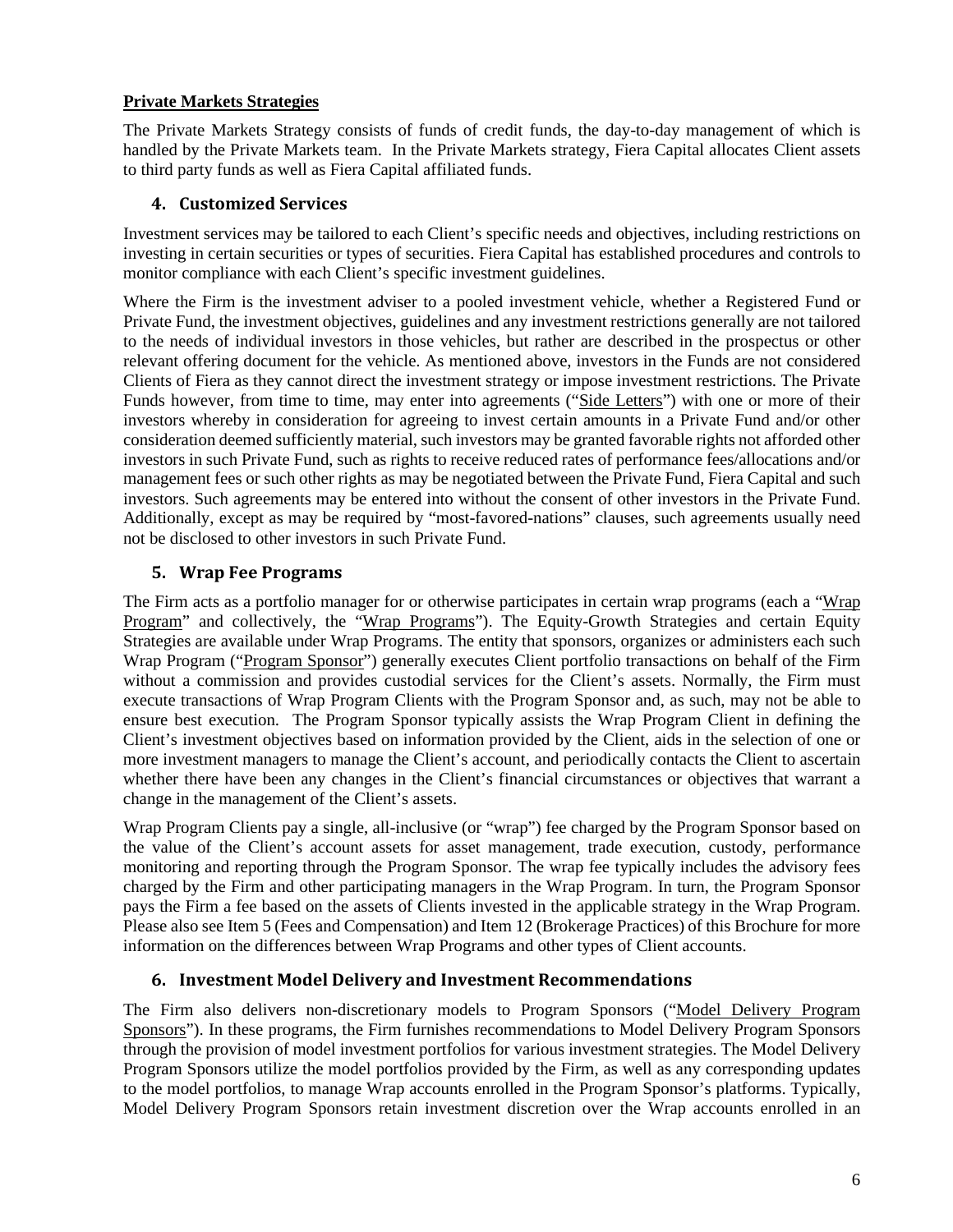**Private Markets Strategies**

The Private Markets Strategy consists of funds of credit funds, the day-to-day management of which is handled by the Private Markets team. In the Private Markets strategy, Fiera Capital allocates Client assets to third party funds as well as Fiera Capital affiliated funds.

### 4. Customized Services

Investment services may be tailored to each Client's specific needs and objectives, including restrictions on investing in certain securities or types of securities. Fiera Capital has established procedures and controls to monitor compliance with each Client's specific investment guidelines.

Where the Firm is the investment adviser to a pooled investment vehicle, whether a Registered Fund or Private Fund, the investment objectives, guidelines and any investment restrictions generally are not tailored to the needs of individual investors in those vehicles, but rather are described in the prospectus or other relevant offering document for the vehicle. As mentioned above, investors in the Funds are not considered Clients of Fiera as they cannot direct the investment strategy or impose investment restrictions. The Private Funds however, from time to time, may enter into agreements ("Side Letters") with one or more of their investors whereby in consideration for agreeing to invest certain amounts in a Private Fund and/or other consideration deemed sufficiently material, such investors may be granted favorable rights not afforded other investors in such Private Fund, such as rights to receive reduced rates of performance fees/allocations and/or management fees or such other rights as may be negotiated between the Private Fund, Fiera Capital and such investors. Such agreements may be entered into without the consent of other investors in the Private Fund. Additionally, except as may be required by "most-favored-nations" clauses, such agreements usually need not be disclosed to other investors in such Private Fund.

### 5. Wrap Fee Programs

The Firm acts as a portfolio manager for or otherwise participates in certain wrap programs (each a "Wrap Program" and collectively, the "Wrap Programs"). The Equity-Growth Strategies and certain Equity Strategies are available under Wrap Programs. The entity that sponsors, organizes or administers each such Wrap Program ("Program Sponsor") generally executes Client portfolio transactions on behalf of the Firm without a commission and provides custodial services for the Client's assets. Normally, the Firm must execute transactions of Wrap Program Clients with the Program Sponsor and, as such, may not be able to ensure best execution. The Program Sponsor typically assists the Wrap Program Client in defining the Client's investment objectives based on information provided by the Client, aids in the selection of one or more investment managers to manage the Client's account, and periodically contacts the Client to ascertain whether there have been any changes in the Client's financial circumstances or objectives that warrant a change in the management of the Client's assets.

Wrap Program Clients pay a single, all-inclusive (or "wrap") fee charged by the Program Sponsor based on the value of the Client's account assets for asset management, trade execution, custody, performance monitoring and reporting through the Program Sponsor. The wrap fee typically includes the advisory fees charged by the Firm and other participating managers in the Wrap Program. In turn, the Program Sponsor pays the Firm a fee based on the assets of Clients invested in the applicable strategy in the Wrap Program. Please also see Item 5 (Fees and Compensation) and Item 12 (Brokerage Practices) of this Brochure for more information on the differences between Wrap Programs and other types of Client accounts.

### 6. Investment Model Delivery and Investment Recommendations

The Firm also delivers non-discretionary models to Program Sponsors ("Model Delivery Program Sponsors"). In these programs, the Firm furnishes recommendations to Model Delivery Program Sponsors through the provision of model investment portfolios for various investment strategies. The Model Delivery Program Sponsors utilize the model portfolios provided by the Firm, as well as any corresponding updates to the model portfolios, to manage Wrap accounts enrolled in the Program Sponsor's platforms. Typically, Model Delivery Program Sponsors retain investment discretion over the Wrap accounts enrolled in an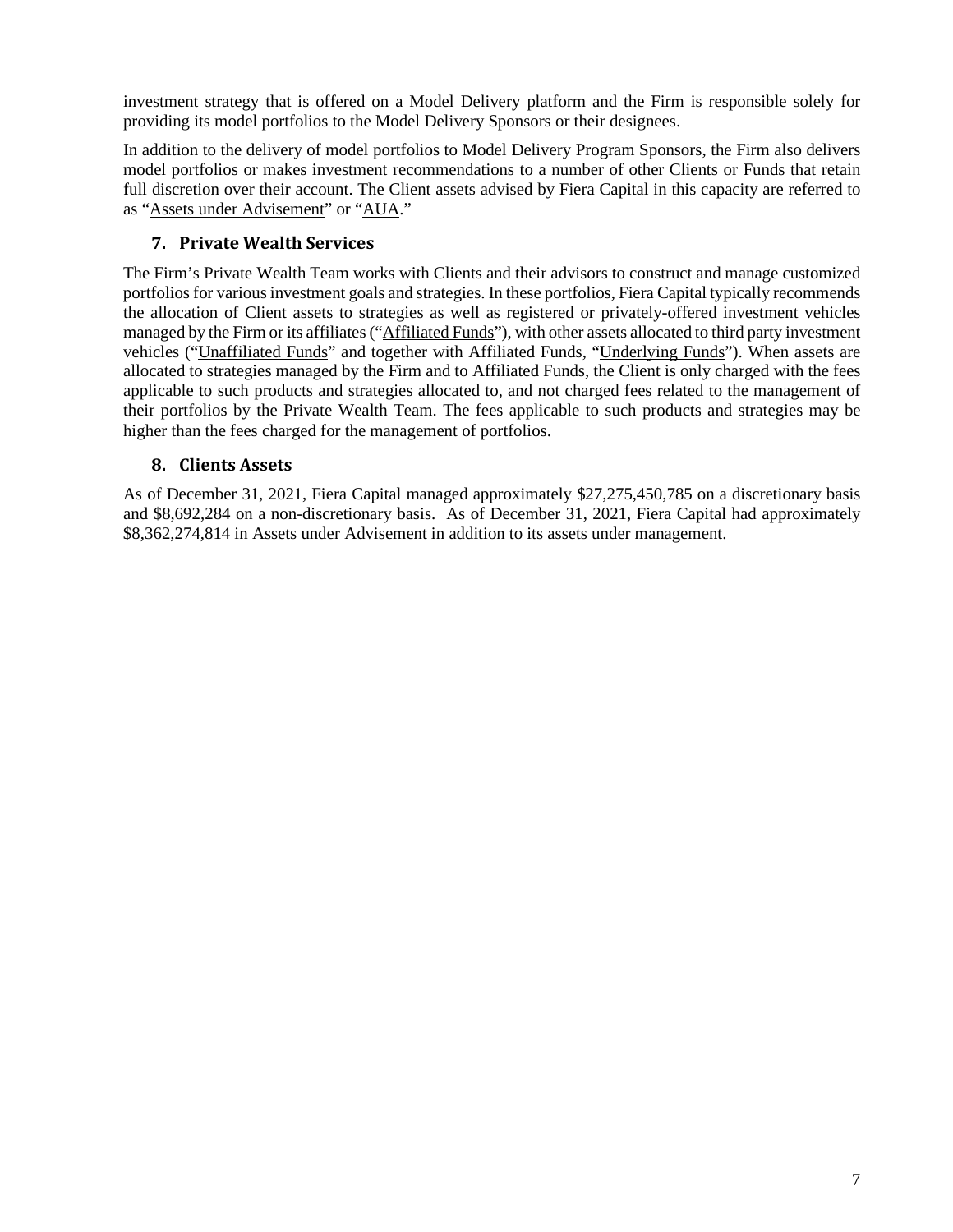investment strategy that is offered on a Model Delivery platform and the Firm is responsible solely for providing its model portfolios to the Model Delivery Sponsors or their designees.

In addition to the delivery of model portfolios to Model Delivery Program Sponsors, the Firm also delivers model portfolios or makes investment recommendations to a number of other Clients or Funds that retain full discretion over their account. The Client assets advised by Fiera Capital in this capacity are referred to as "Assets under Advisement" or "AUA."

### 7. Private Wealth Services

The Firm's Private Wealth Team works with Clients and their advisors to construct and manage customized portfolios for various investment goals and strategies. In these portfolios, Fiera Capital typically recommends the allocation of Client assets to strategies as well as registered or privately-offered investment vehicles managed by the Firm or its affiliates ("Affiliated Funds"), with other assets allocated to third party investment vehicles ("Unaffiliated Funds" and together with Affiliated Funds, "Underlying Funds"). When assets are allocated to strategies managed by the Firm and to Affiliated Funds, the Client is only charged with the fees applicable to such products and strategies allocated to, and not charged fees related to the management of their portfolios by the Private Wealth Team. The fees applicable to such products and strategies may be higher than the fees charged for the management of portfolios.

### 8. Clients Assets

As of December 31, 2021, Fiera Capital managed approximately $27,275,450,785 on a discretionary basis and $8,692,284 on a non-discretionary basis. As of December 31, 2021, Fiera Capital had approximately $8,362,274,814 in Assets under Advisement in addition to its assets under management.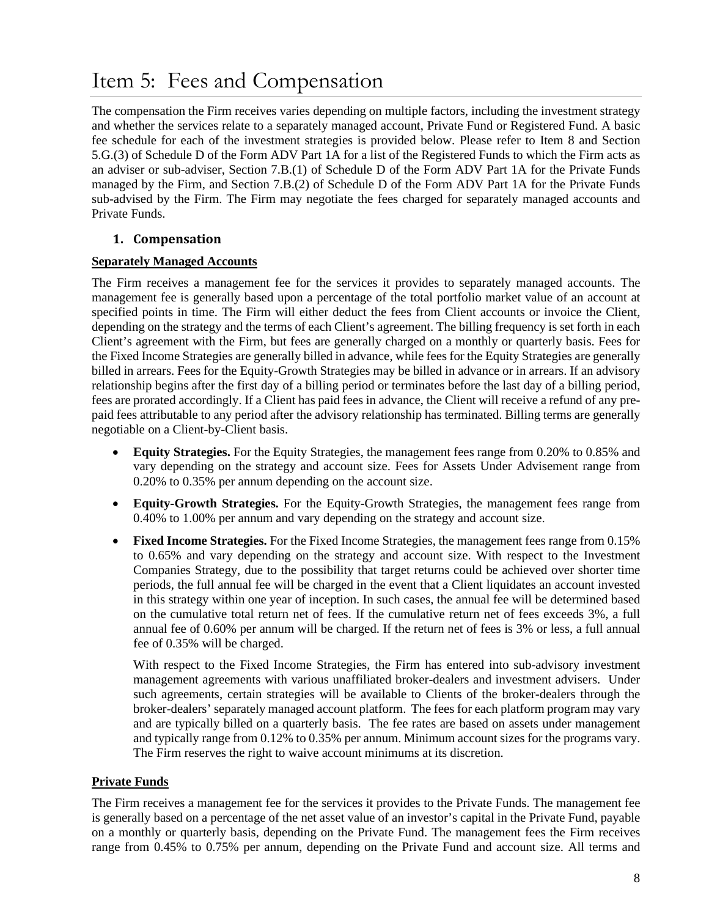# Item 5: Fees and Compensation

The compensation the Firm receives varies depending on multiple factors, including the investment strategy and whether the services relate to a separately managed account, Private Fund or Registered Fund. A basic fee schedule for each of the investment strategies is provided below. Please refer to Item 8 and Section 5.G.(3) of Schedule D of the Form ADV Part 1A for a list of the Registered Funds to which the Firm acts as an adviser or sub-adviser, Section 7.B.(1) of Schedule D of the Form ADV Part 1A for the Private Funds managed by the Firm, and Section 7.B.(2) of Schedule D of the Form ADV Part 1A for the Private Funds sub-advised by the Firm. The Firm may negotiate the fees charged for separately managed accounts and Private Funds.

## 1. Compensation

**Separately Managed Accounts**

The Firm receives a management fee for the services it provides to separately managed accounts. The management fee is generally based upon a percentage of the total portfolio market value of an account at specified points in time. The Firm will either deduct the fees from Client accounts or invoice the Client, depending on the strategy and the terms of each Client's agreement. The billing frequency is set forth in each Client's agreement with the Firm, but fees are generally charged on a monthly or quarterly basis. Fees for the Fixed Income Strategies are generally billed in advance, while fees for the Equity Strategies are generally billed in arrears. Fees for the Equity-Growth Strategies may be billed in advance or in arrears. If an advisory relationship begins after the first day of a billing period or terminates before the last day of a billing period, fees are prorated accordingly. If a Client has paid fees in advance, the Client will receive a refund of any pre-paid fees attributable to any period after the advisory relationship has terminated. Billing terms are generally negotiable on a Client-by-Client basis.

- **Equity Strategies.** For the Equity Strategies, the management fees range from 0.20% to 0.85% and vary depending on the strategy and account size. Fees for Assets Under Advisement range from 0.20% to 0.35% per annum depending on the account size.
- **Equity-Growth Strategies.** For the Equity-Growth Strategies, the management fees range from 0.40% to 1.00% per annum and vary depending on the strategy and account size.
- **Fixed Income Strategies.** For the Fixed Income Strategies, the management fees range from 0.15% to 0.65% and vary depending on the strategy and account size. With respect to the Investment Companies Strategy, due to the possibility that target returns could be achieved over shorter time periods, the full annual fee will be charged in the event that a Client liquidates an account invested in this strategy within one year of inception. In such cases, the annual fee will be determined based on the cumulative total return net of fees. If the cumulative return net of fees exceeds 3%, a full annual fee of 0.60% per annum will be charged. If the return net of fees is 3% or less, a full annual fee of 0.35% will be charged.

  With respect to the Fixed Income Strategies, the Firm has entered into sub-advisory investment management agreements with various unaffiliated broker-dealers and investment advisers. Under such agreements, certain strategies will be available to Clients of the broker-dealers through the broker-dealers' separately managed account platform. The fees for each platform program may vary and are typically billed on a quarterly basis. The fee rates are based on assets under management and typically range from 0.12% to 0.35% per annum. Minimum account sizes for the programs vary. The Firm reserves the right to waive account minimums at its discretion.

**Private Funds**

The Firm receives a management fee for the services it provides to the Private Funds. The management fee is generally based on a percentage of the net asset value of an investor's capital in the Private Fund, payable on a monthly or quarterly basis, depending on the Private Fund. The management fees the Firm receives range from 0.45% to 0.75% per annum, depending on the Private Fund and account size. All terms and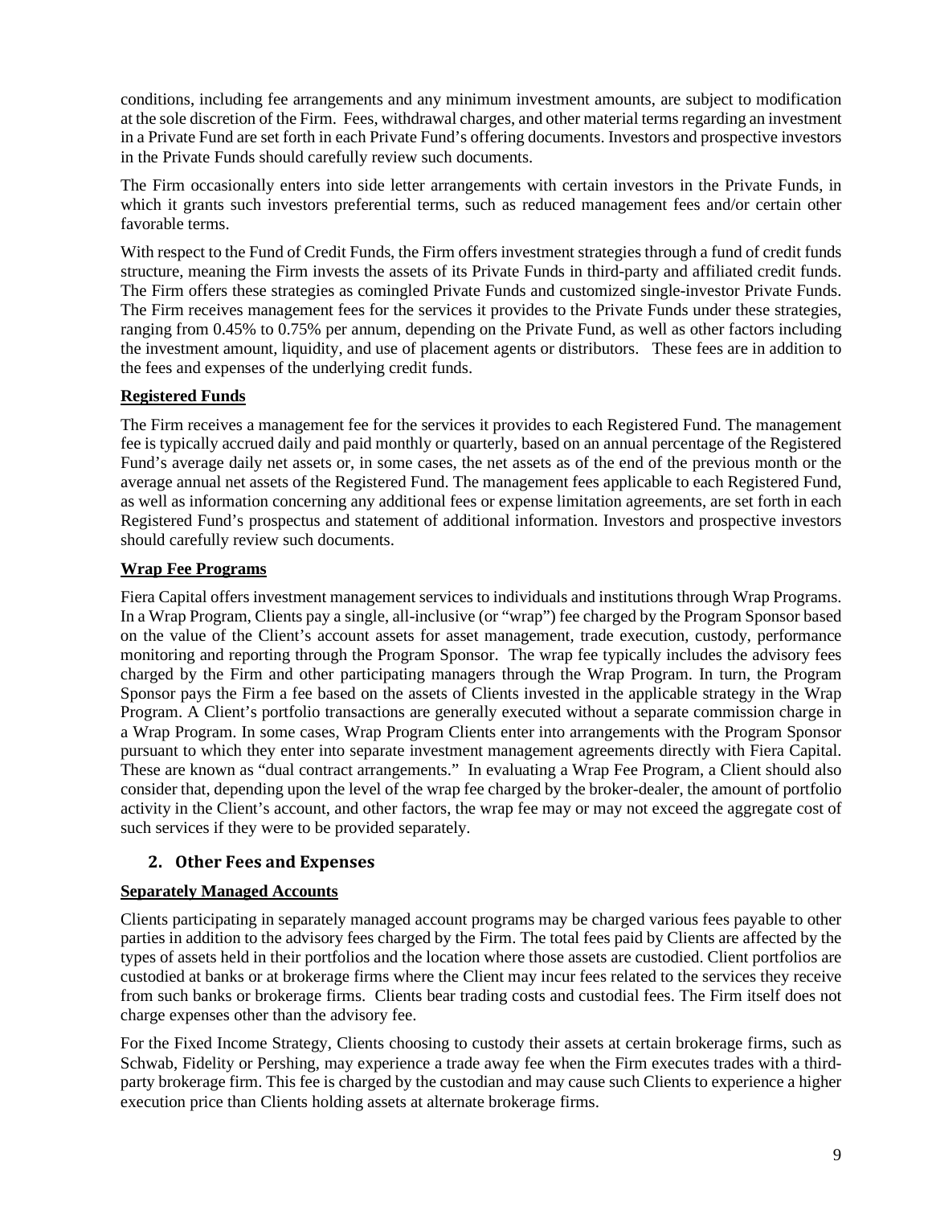conditions, including fee arrangements and any minimum investment amounts, are subject to modification at the sole discretion of the Firm. Fees, withdrawal charges, and other material terms regarding an investment in a Private Fund are set forth in each Private Fund's offering documents. Investors and prospective investors in the Private Funds should carefully review such documents.

The Firm occasionally enters into side letter arrangements with certain investors in the Private Funds, in which it grants such investors preferential terms, such as reduced management fees and/or certain other favorable terms.

With respect to the Fund of Credit Funds, the Firm offers investment strategies through a fund of credit funds structure, meaning the Firm invests the assets of its Private Funds in third-party and affiliated credit funds. The Firm offers these strategies as comingled Private Funds and customized single-investor Private Funds. The Firm receives management fees for the services it provides to the Private Funds under these strategies, ranging from 0.45% to 0.75% per annum, depending on the Private Fund, as well as other factors including the investment amount, liquidity, and use of placement agents or distributors. These fees are in addition to the fees and expenses of the underlying credit funds.

**Registered Funds**

The Firm receives a management fee for the services it provides to each Registered Fund. The management fee is typically accrued daily and paid monthly or quarterly, based on an annual percentage of the Registered Fund's average daily net assets or, in some cases, the net assets as of the end of the previous month or the average annual net assets of the Registered Fund. The management fees applicable to each Registered Fund, as well as information concerning any additional fees or expense limitation agreements, are set forth in each Registered Fund's prospectus and statement of additional information. Investors and prospective investors should carefully review such documents.

**Wrap Fee Programs**

Fiera Capital offers investment management services to individuals and institutions through Wrap Programs. In a Wrap Program, Clients pay a single, all-inclusive (or "wrap") fee charged by the Program Sponsor based on the value of the Client's account assets for asset management, trade execution, custody, performance monitoring and reporting through the Program Sponsor. The wrap fee typically includes the advisory fees charged by the Firm and other participating managers through the Wrap Program. In turn, the Program Sponsor pays the Firm a fee based on the assets of Clients invested in the applicable strategy in the Wrap Program. A Client's portfolio transactions are generally executed without a separate commission charge in a Wrap Program. In some cases, Wrap Program Clients enter into arrangements with the Program Sponsor pursuant to which they enter into separate investment management agreements directly with Fiera Capital. These are known as "dual contract arrangements." In evaluating a Wrap Fee Program, a Client should also consider that, depending upon the level of the wrap fee charged by the broker-dealer, the amount of portfolio activity in the Client's account, and other factors, the wrap fee may or may not exceed the aggregate cost of such services if they were to be provided separately.

## 2. Other Fees and Expenses

**Separately Managed Accounts**

Clients participating in separately managed account programs may be charged various fees payable to other parties in addition to the advisory fees charged by the Firm. The total fees paid by Clients are affected by the types of assets held in their portfolios and the location where those assets are custodied. Client portfolios are custodied at banks or at brokerage firms where the Client may incur fees related to the services they receive from such banks or brokerage firms. Clients bear trading costs and custodial fees. The Firm itself does not charge expenses other than the advisory fee.

For the Fixed Income Strategy, Clients choosing to custody their assets at certain brokerage firms, such as Schwab, Fidelity or Pershing, may experience a trade away fee when the Firm executes trades with a third-party brokerage firm. This fee is charged by the custodian and may cause such Clients to experience a higher execution price than Clients holding assets at alternate brokerage firms.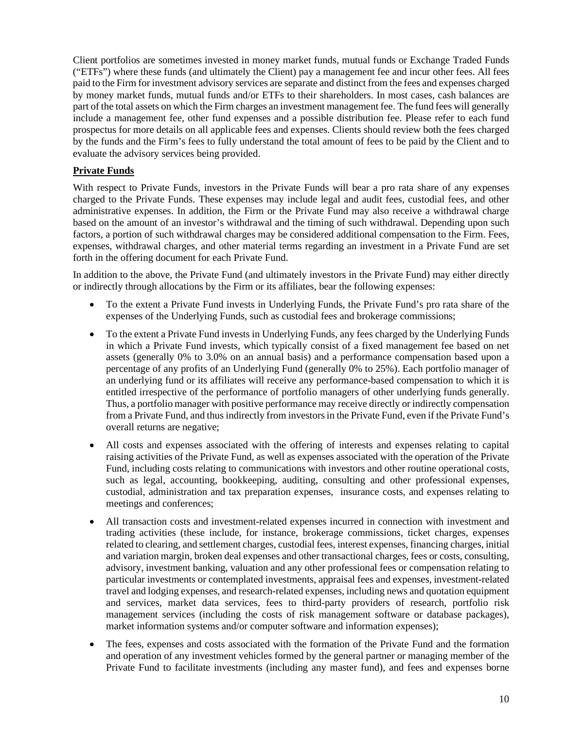Client portfolios are sometimes invested in money market funds, mutual funds or Exchange Traded Funds ("ETFs") where these funds (and ultimately the Client) pay a management fee and incur other fees. All fees paid to the Firm for investment advisory services are separate and distinct from the fees and expenses charged by money market funds, mutual funds and/or ETFs to their shareholders. In most cases, cash balances are part of the total assets on which the Firm charges an investment management fee. The fund fees will generally include a management fee, other fund expenses and a possible distribution fee. Please refer to each fund prospectus for more details on all applicable fees and expenses. Clients should review both the fees charged by the funds and the Firm's fees to fully understand the total amount of fees to be paid by the Client and to evaluate the advisory services being provided.

**Private Funds**

With respect to Private Funds, investors in the Private Funds will bear a pro rata share of any expenses charged to the Private Funds. These expenses may include legal and audit fees, custodial fees, and other administrative expenses. In addition, the Firm or the Private Fund may also receive a withdrawal charge based on the amount of an investor's withdrawal and the timing of such withdrawal. Depending upon such factors, a portion of such withdrawal charges may be considered additional compensation to the Firm. Fees, expenses, withdrawal charges, and other material terms regarding an investment in a Private Fund are set forth in the offering document for each Private Fund.

In addition to the above, the Private Fund (and ultimately investors in the Private Fund) may either directly or indirectly through allocations by the Firm or its affiliates, bear the following expenses:

- To the extent a Private Fund invests in Underlying Funds, the Private Fund's pro rata share of the expenses of the Underlying Funds, such as custodial fees and brokerage commissions;
- To the extent a Private Fund invests in Underlying Funds, any fees charged by the Underlying Funds in which a Private Fund invests, which typically consist of a fixed management fee based on net assets (generally 0% to 3.0% on an annual basis) and a performance compensation based upon a percentage of any profits of an Underlying Fund (generally 0% to 25%). Each portfolio manager of an underlying fund or its affiliates will receive any performance-based compensation to which it is entitled irrespective of the performance of portfolio managers of other underlying funds generally. Thus, a portfolio manager with positive performance may receive directly or indirectly compensation from a Private Fund, and thus indirectly from investors in the Private Fund, even if the Private Fund's overall returns are negative;
- All costs and expenses associated with the offering of interests and expenses relating to capital raising activities of the Private Fund, as well as expenses associated with the operation of the Private Fund, including costs relating to communications with investors and other routine operational costs, such as legal, accounting, bookkeeping, auditing, consulting and other professional expenses, custodial, administration and tax preparation expenses, insurance costs, and expenses relating to meetings and conferences;
- All transaction costs and investment-related expenses incurred in connection with investment and trading activities (these include, for instance, brokerage commissions, ticket charges, expenses related to clearing, and settlement charges, custodial fees, interest expenses, financing charges, initial and variation margin, broken deal expenses and other transactional charges, fees or costs, consulting, advisory, investment banking, valuation and any other professional fees or compensation relating to particular investments or contemplated investments, appraisal fees and expenses, investment-related travel and lodging expenses, and research-related expenses, including news and quotation equipment and services, market data services, fees to third-party providers of research, portfolio risk management services (including the costs of risk management software or database packages), market information systems and/or computer software and information expenses);
- The fees, expenses and costs associated with the formation of the Private Fund and the formation and operation of any investment vehicles formed by the general partner or managing member of the Private Fund to facilitate investments (including any master fund), and fees and expenses borne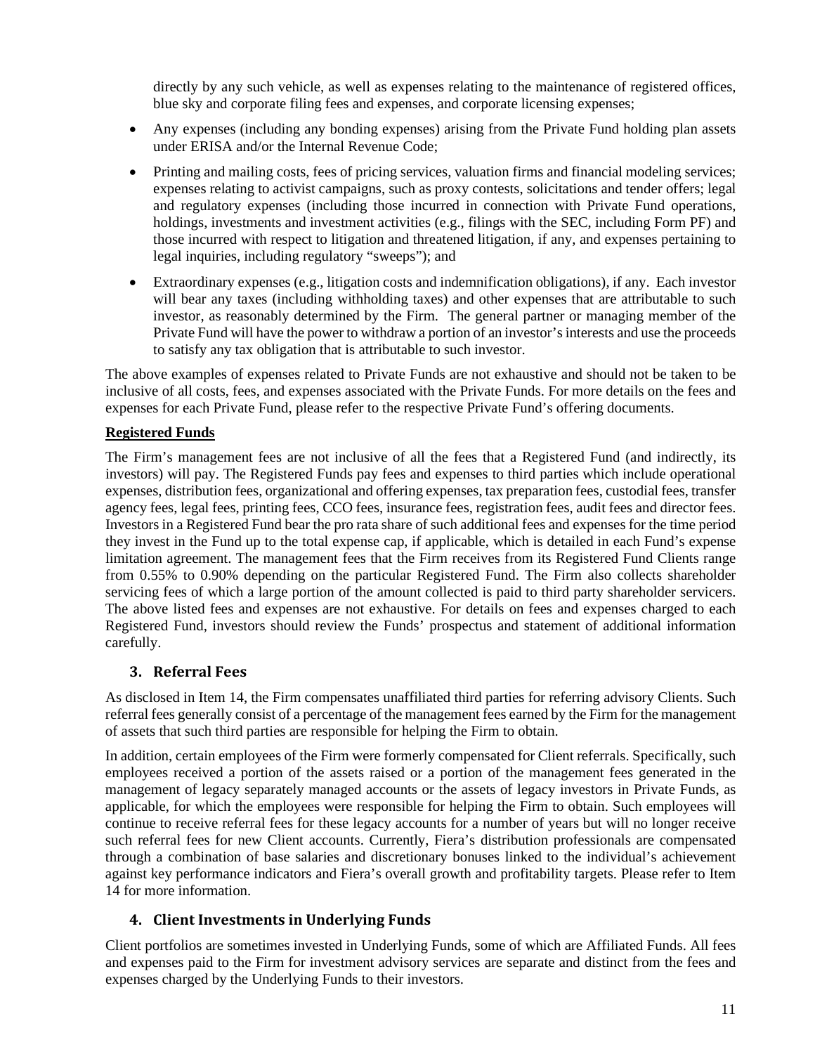directly by any such vehicle, as well as expenses relating to the maintenance of registered offices, blue sky and corporate filing fees and expenses, and corporate licensing expenses;

- Any expenses (including any bonding expenses) arising from the Private Fund holding plan assets under ERISA and/or the Internal Revenue Code;
- Printing and mailing costs, fees of pricing services, valuation firms and financial modeling services; expenses relating to activist campaigns, such as proxy contests, solicitations and tender offers; legal and regulatory expenses (including those incurred in connection with Private Fund operations, holdings, investments and investment activities (e.g., filings with the SEC, including Form PF) and those incurred with respect to litigation and threatened litigation, if any, and expenses pertaining to legal inquiries, including regulatory "sweeps"); and
- Extraordinary expenses (e.g., litigation costs and indemnification obligations), if any. Each investor will bear any taxes (including withholding taxes) and other expenses that are attributable to such investor, as reasonably determined by the Firm. The general partner or managing member of the Private Fund will have the power to withdraw a portion of an investor's interests and use the proceeds to satisfy any tax obligation that is attributable to such investor.

The above examples of expenses related to Private Funds are not exhaustive and should not be taken to be inclusive of all costs, fees, and expenses associated with the Private Funds. For more details on the fees and expenses for each Private Fund, please refer to the respective Private Fund's offering documents.

**Registered Funds**

The Firm's management fees are not inclusive of all the fees that a Registered Fund (and indirectly, its investors) will pay. The Registered Funds pay fees and expenses to third parties which include operational expenses, distribution fees, organizational and offering expenses, tax preparation fees, custodial fees, transfer agency fees, legal fees, printing fees, CCO fees, insurance fees, registration fees, audit fees and director fees. Investors in a Registered Fund bear the pro rata share of such additional fees and expenses for the time period they invest in the Fund up to the total expense cap, if applicable, which is detailed in each Fund's expense limitation agreement. The management fees that the Firm receives from its Registered Fund Clients range from 0.55% to 0.90% depending on the particular Registered Fund. The Firm also collects shareholder servicing fees of which a large portion of the amount collected is paid to third party shareholder servicers. The above listed fees and expenses are not exhaustive. For details on fees and expenses charged to each Registered Fund, investors should review the Funds' prospectus and statement of additional information carefully.

### 3. Referral Fees

As disclosed in Item 14, the Firm compensates unaffiliated third parties for referring advisory Clients. Such referral fees generally consist of a percentage of the management fees earned by the Firm for the management of assets that such third parties are responsible for helping the Firm to obtain.

In addition, certain employees of the Firm were formerly compensated for Client referrals. Specifically, such employees received a portion of the assets raised or a portion of the management fees generated in the management of legacy separately managed accounts or the assets of legacy investors in Private Funds, as applicable, for which the employees were responsible for helping the Firm to obtain. Such employees will continue to receive referral fees for these legacy accounts for a number of years but will no longer receive such referral fees for new Client accounts. Currently, Fiera's distribution professionals are compensated through a combination of base salaries and discretionary bonuses linked to the individual's achievement against key performance indicators and Fiera's overall growth and profitability targets. Please refer to Item 14 for more information.

### 4. Client Investments in Underlying Funds

Client portfolios are sometimes invested in Underlying Funds, some of which are Affiliated Funds. All fees and expenses paid to the Firm for investment advisory services are separate and distinct from the fees and expenses charged by the Underlying Funds to their investors.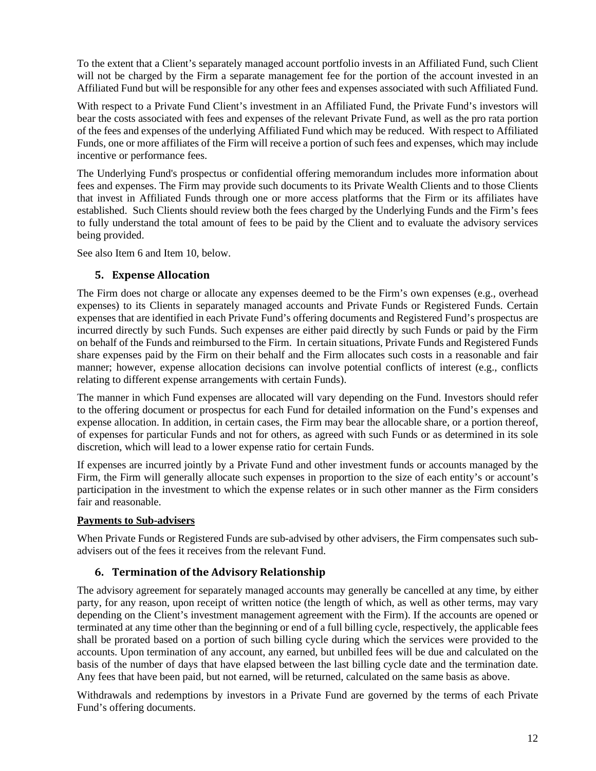To the extent that a Client's separately managed account portfolio invests in an Affiliated Fund, such Client will not be charged by the Firm a separate management fee for the portion of the account invested in an Affiliated Fund but will be responsible for any other fees and expenses associated with such Affiliated Fund.

With respect to a Private Fund Client's investment in an Affiliated Fund, the Private Fund's investors will bear the costs associated with fees and expenses of the relevant Private Fund, as well as the pro rata portion of the fees and expenses of the underlying Affiliated Fund which may be reduced. With respect to Affiliated Funds, one or more affiliates of the Firm will receive a portion of such fees and expenses, which may include incentive or performance fees.

The Underlying Fund's prospectus or confidential offering memorandum includes more information about fees and expenses. The Firm may provide such documents to its Private Wealth Clients and to those Clients that invest in Affiliated Funds through one or more access platforms that the Firm or its affiliates have established. Such Clients should review both the fees charged by the Underlying Funds and the Firm's fees to fully understand the total amount of fees to be paid by the Client and to evaluate the advisory services being provided.

See also Item 6 and Item 10, below.

### 5. Expense Allocation

The Firm does not charge or allocate any expenses deemed to be the Firm's own expenses (e.g., overhead expenses) to its Clients in separately managed accounts and Private Funds or Registered Funds. Certain expenses that are identified in each Private Fund's offering documents and Registered Fund's prospectus are incurred directly by such Funds. Such expenses are either paid directly by such Funds or paid by the Firm on behalf of the Funds and reimbursed to the Firm. In certain situations, Private Funds and Registered Funds share expenses paid by the Firm on their behalf and the Firm allocates such costs in a reasonable and fair manner; however, expense allocation decisions can involve potential conflicts of interest (e.g., conflicts relating to different expense arrangements with certain Funds).

The manner in which Fund expenses are allocated will vary depending on the Fund. Investors should refer to the offering document or prospectus for each Fund for detailed information on the Fund's expenses and expense allocation. In addition, in certain cases, the Firm may bear the allocable share, or a portion thereof, of expenses for particular Funds and not for others, as agreed with such Funds or as determined in its sole discretion, which will lead to a lower expense ratio for certain Funds.

If expenses are incurred jointly by a Private Fund and other investment funds or accounts managed by the Firm, the Firm will generally allocate such expenses in proportion to the size of each entity's or account's participation in the investment to which the expense relates or in such other manner as the Firm considers fair and reasonable.

**Payments to Sub-advisers**

When Private Funds or Registered Funds are sub-advised by other advisers, the Firm compensates such sub-advisers out of the fees it receives from the relevant Fund.

### 6. Termination of the Advisory Relationship

The advisory agreement for separately managed accounts may generally be cancelled at any time, by either party, for any reason, upon receipt of written notice (the length of which, as well as other terms, may vary depending on the Client's investment management agreement with the Firm). If the accounts are opened or terminated at any time other than the beginning or end of a full billing cycle, respectively, the applicable fees shall be prorated based on a portion of such billing cycle during which the services were provided to the accounts. Upon termination of any account, any earned, but unbilled fees will be due and calculated on the basis of the number of days that have elapsed between the last billing cycle date and the termination date. Any fees that have been paid, but not earned, will be returned, calculated on the same basis as above.

Withdrawals and redemptions by investors in a Private Fund are governed by the terms of each Private Fund's offering documents.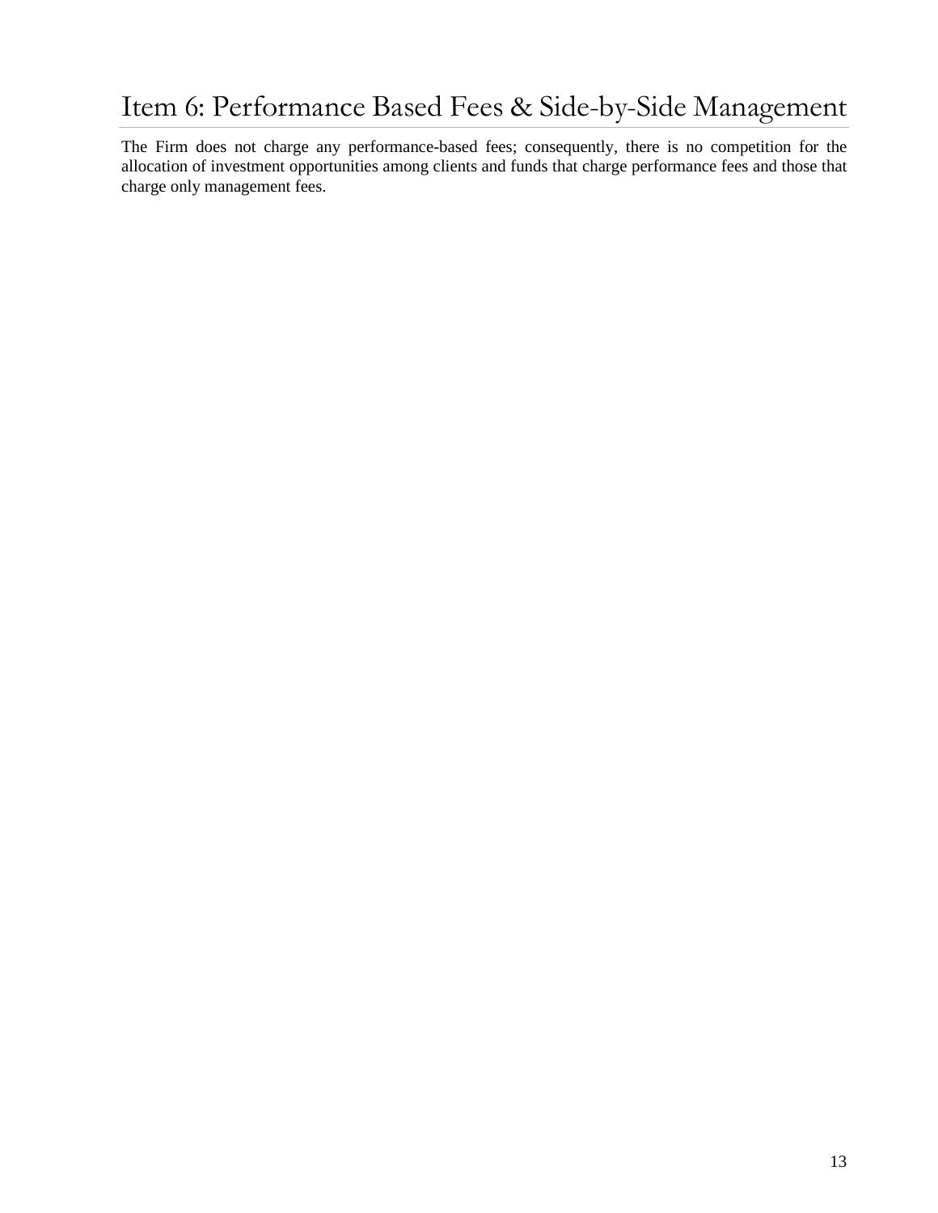# Item 6: Performance Based Fees & Side-by-Side Management

The Firm does not charge any performance-based fees; consequently, there is no competition for the allocation of investment opportunities among clients and funds that charge performance fees and those that charge only management fees.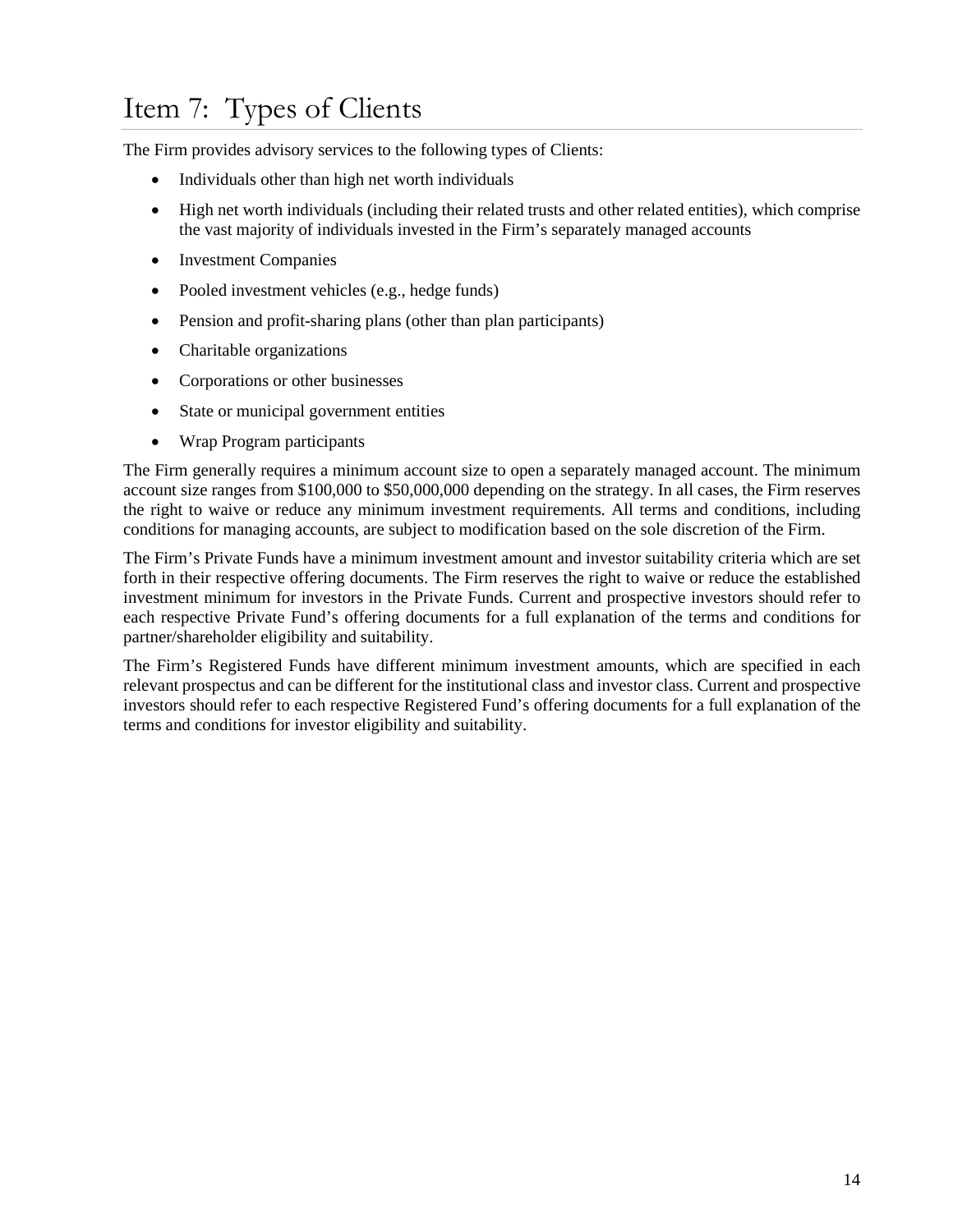# Item 7: Types of Clients

The Firm provides advisory services to the following types of Clients:

- Individuals other than high net worth individuals
- High net worth individuals (including their related trusts and other related entities), which comprise the vast majority of individuals invested in the Firm's separately managed accounts
- Investment Companies
- Pooled investment vehicles (e.g., hedge funds)
- Pension and profit-sharing plans (other than plan participants)
- Charitable organizations
- Corporations or other businesses
- State or municipal government entities
- Wrap Program participants

The Firm generally requires a minimum account size to open a separately managed account. The minimum account size ranges from $100,000 to $50,000,000 depending on the strategy. In all cases, the Firm reserves the right to waive or reduce any minimum investment requirements. All terms and conditions, including conditions for managing accounts, are subject to modification based on the sole discretion of the Firm.

The Firm's Private Funds have a minimum investment amount and investor suitability criteria which are set forth in their respective offering documents. The Firm reserves the right to waive or reduce the established investment minimum for investors in the Private Funds. Current and prospective investors should refer to each respective Private Fund's offering documents for a full explanation of the terms and conditions for partner/shareholder eligibility and suitability.

The Firm's Registered Funds have different minimum investment amounts, which are specified in each relevant prospectus and can be different for the institutional class and investor class. Current and prospective investors should refer to each respective Registered Fund's offering documents for a full explanation of the terms and conditions for investor eligibility and suitability.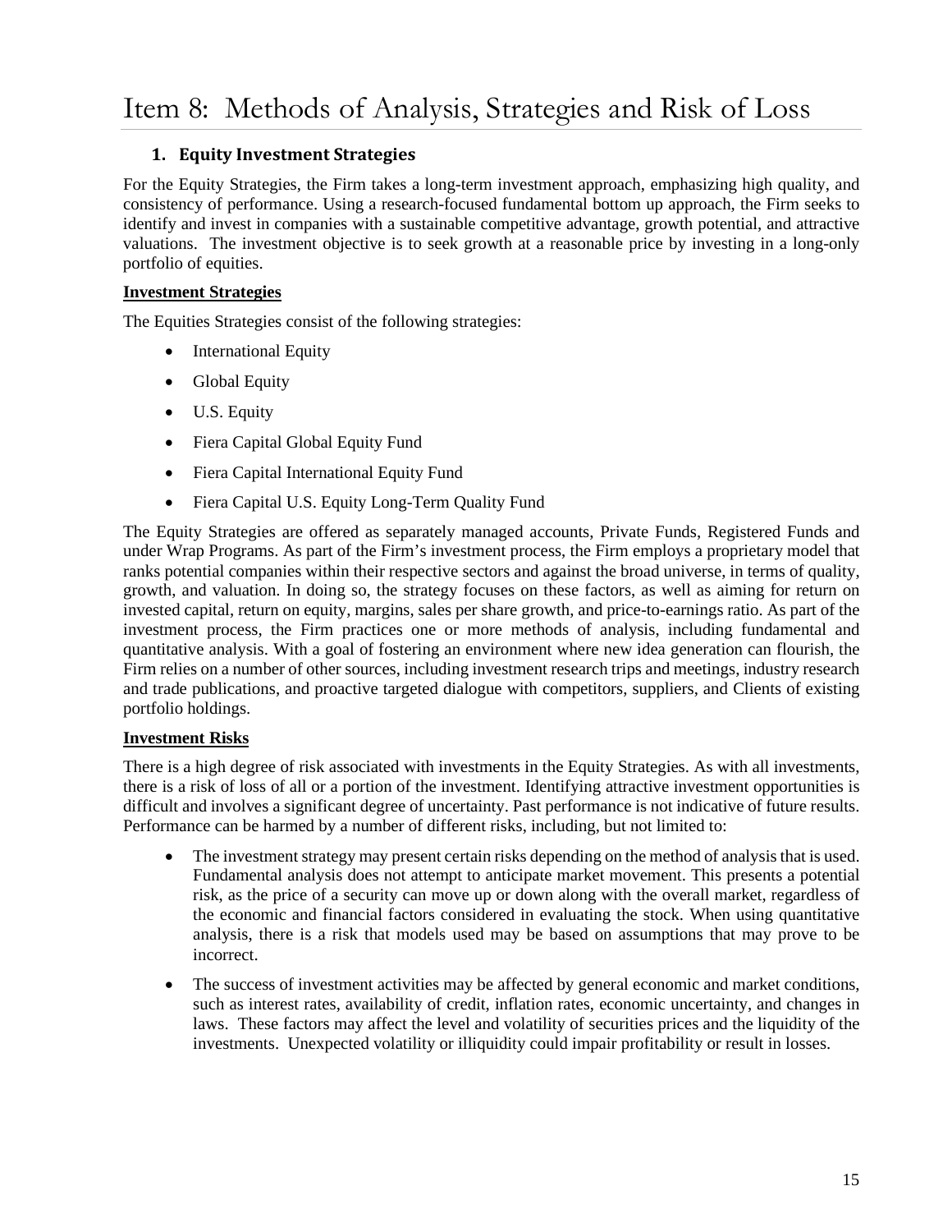# Item 8: Methods of Analysis, Strategies and Risk of Loss

## 1. Equity Investment Strategies

For the Equity Strategies, the Firm takes a long-term investment approach, emphasizing high quality, and consistency of performance. Using a research-focused fundamental bottom up approach, the Firm seeks to identify and invest in companies with a sustainable competitive advantage, growth potential, and attractive valuations. The investment objective is to seek growth at a reasonable price by investing in a long-only portfolio of equities.

**Investment Strategies**

The Equities Strategies consist of the following strategies:

- International Equity
- Global Equity
- U.S. Equity
- Fiera Capital Global Equity Fund
- Fiera Capital International Equity Fund
- Fiera Capital U.S. Equity Long-Term Quality Fund

The Equity Strategies are offered as separately managed accounts, Private Funds, Registered Funds and under Wrap Programs. As part of the Firm's investment process, the Firm employs a proprietary model that ranks potential companies within their respective sectors and against the broad universe, in terms of quality, growth, and valuation. In doing so, the strategy focuses on these factors, as well as aiming for return on invested capital, return on equity, margins, sales per share growth, and price-to-earnings ratio. As part of the investment process, the Firm practices one or more methods of analysis, including fundamental and quantitative analysis. With a goal of fostering an environment where new idea generation can flourish, the Firm relies on a number of other sources, including investment research trips and meetings, industry research and trade publications, and proactive targeted dialogue with competitors, suppliers, and Clients of existing portfolio holdings.

**Investment Risks**

There is a high degree of risk associated with investments in the Equity Strategies. As with all investments, there is a risk of loss of all or a portion of the investment. Identifying attractive investment opportunities is difficult and involves a significant degree of uncertainty. Past performance is not indicative of future results. Performance can be harmed by a number of different risks, including, but not limited to:

- The investment strategy may present certain risks depending on the method of analysis that is used. Fundamental analysis does not attempt to anticipate market movement. This presents a potential risk, as the price of a security can move up or down along with the overall market, regardless of the economic and financial factors considered in evaluating the stock. When using quantitative analysis, there is a risk that models used may be based on assumptions that may prove to be incorrect.
- The success of investment activities may be affected by general economic and market conditions, such as interest rates, availability of credit, inflation rates, economic uncertainty, and changes in laws. These factors may affect the level and volatility of securities prices and the liquidity of the investments. Unexpected volatility or illiquidity could impair profitability or result in losses.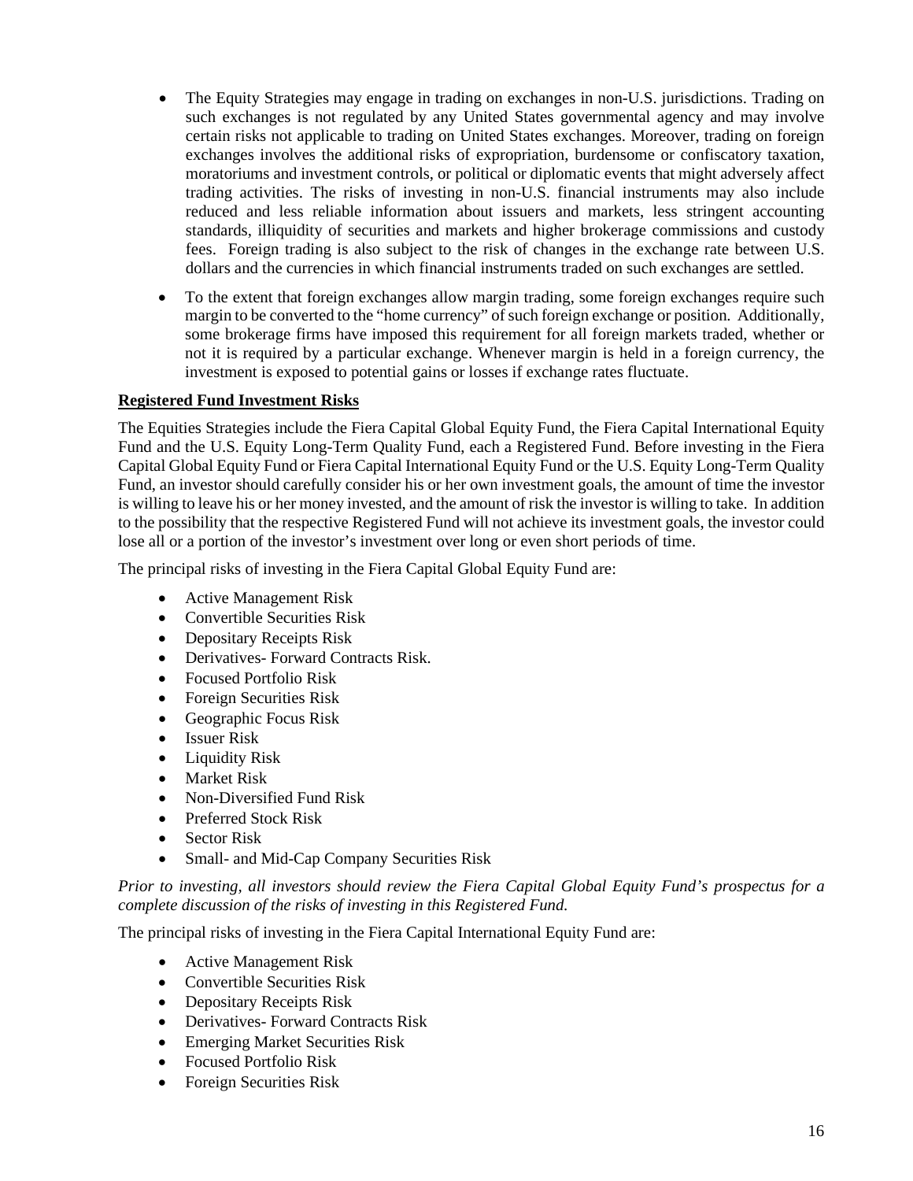- The Equity Strategies may engage in trading on exchanges in non-U.S. jurisdictions. Trading on such exchanges is not regulated by any United States governmental agency and may involve certain risks not applicable to trading on United States exchanges. Moreover, trading on foreign exchanges involves the additional risks of expropriation, burdensome or confiscatory taxation, moratoriums and investment controls, or political or diplomatic events that might adversely affect trading activities. The risks of investing in non-U.S. financial instruments may also include reduced and less reliable information about issuers and markets, less stringent accounting standards, illiquidity of securities and markets and higher brokerage commissions and custody fees. Foreign trading is also subject to the risk of changes in the exchange rate between U.S. dollars and the currencies in which financial instruments traded on such exchanges are settled.
- To the extent that foreign exchanges allow margin trading, some foreign exchanges require such margin to be converted to the "home currency" of such foreign exchange or position. Additionally, some brokerage firms have imposed this requirement for all foreign markets traded, whether or not it is required by a particular exchange. Whenever margin is held in a foreign currency, the investment is exposed to potential gains or losses if exchange rates fluctuate.

**Registered Fund Investment Risks**

The Equities Strategies include the Fiera Capital Global Equity Fund, the Fiera Capital International Equity Fund and the U.S. Equity Long-Term Quality Fund, each a Registered Fund. Before investing in the Fiera Capital Global Equity Fund or Fiera Capital International Equity Fund or the U.S. Equity Long-Term Quality Fund, an investor should carefully consider his or her own investment goals, the amount of time the investor is willing to leave his or her money invested, and the amount of risk the investor is willing to take. In addition to the possibility that the respective Registered Fund will not achieve its investment goals, the investor could lose all or a portion of the investor's investment over long or even short periods of time.

The principal risks of investing in the Fiera Capital Global Equity Fund are:

- Active Management Risk
- Convertible Securities Risk
- Depositary Receipts Risk
- Derivatives- Forward Contracts Risk.
- Focused Portfolio Risk
- Foreign Securities Risk
- Geographic Focus Risk
- Issuer Risk
- Liquidity Risk
- Market Risk
- Non-Diversified Fund Risk
- Preferred Stock Risk
- Sector Risk
- Small- and Mid-Cap Company Securities Risk

*Prior to investing, all investors should review the Fiera Capital Global Equity Fund's prospectus for a complete discussion of the risks of investing in this Registered Fund.*

The principal risks of investing in the Fiera Capital International Equity Fund are:

- Active Management Risk
- Convertible Securities Risk
- Depositary Receipts Risk
- Derivatives- Forward Contracts Risk
- Emerging Market Securities Risk
- Focused Portfolio Risk
- Foreign Securities Risk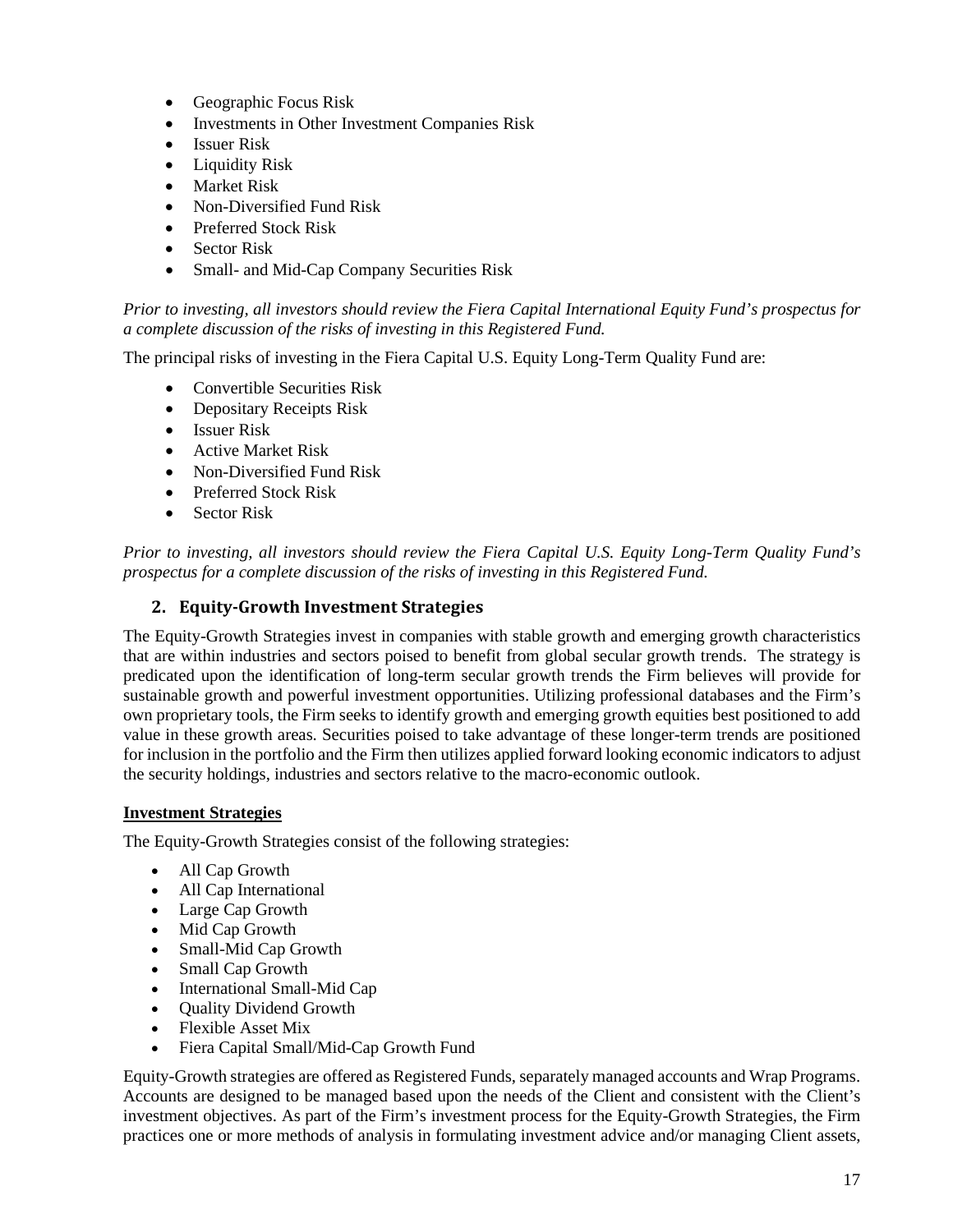- Geographic Focus Risk
- Investments in Other Investment Companies Risk
- Issuer Risk
- Liquidity Risk
- Market Risk
- Non-Diversified Fund Risk
- Preferred Stock Risk
- Sector Risk
- Small- and Mid-Cap Company Securities Risk

*Prior to investing, all investors should review the Fiera Capital International Equity Fund's prospectus for a complete discussion of the risks of investing in this Registered Fund.*

The principal risks of investing in the Fiera Capital U.S. Equity Long-Term Quality Fund are:

- Convertible Securities Risk
- Depositary Receipts Risk
- Issuer Risk
- Active Market Risk
- Non-Diversified Fund Risk
- Preferred Stock Risk
- Sector Risk

*Prior to investing, all investors should review the Fiera Capital U.S. Equity Long-Term Quality Fund's prospectus for a complete discussion of the risks of investing in this Registered Fund.*

## 2. Equity-Growth Investment Strategies

The Equity-Growth Strategies invest in companies with stable growth and emerging growth characteristics that are within industries and sectors poised to benefit from global secular growth trends. The strategy is predicated upon the identification of long-term secular growth trends the Firm believes will provide for sustainable growth and powerful investment opportunities. Utilizing professional databases and the Firm's own proprietary tools, the Firm seeks to identify growth and emerging growth equities best positioned to add value in these growth areas. Securities poised to take advantage of these longer-term trends are positioned for inclusion in the portfolio and the Firm then utilizes applied forward looking economic indicators to adjust the security holdings, industries and sectors relative to the macro-economic outlook.

**Investment Strategies**

The Equity-Growth Strategies consist of the following strategies:

- All Cap Growth
- All Cap International
- Large Cap Growth
- Mid Cap Growth
- Small-Mid Cap Growth
- Small Cap Growth
- International Small-Mid Cap
- Quality Dividend Growth
- Flexible Asset Mix
- Fiera Capital Small/Mid-Cap Growth Fund

Equity-Growth strategies are offered as Registered Funds, separately managed accounts and Wrap Programs. Accounts are designed to be managed based upon the needs of the Client and consistent with the Client's investment objectives. As part of the Firm's investment process for the Equity-Growth Strategies, the Firm practices one or more methods of analysis in formulating investment advice and/or managing Client assets,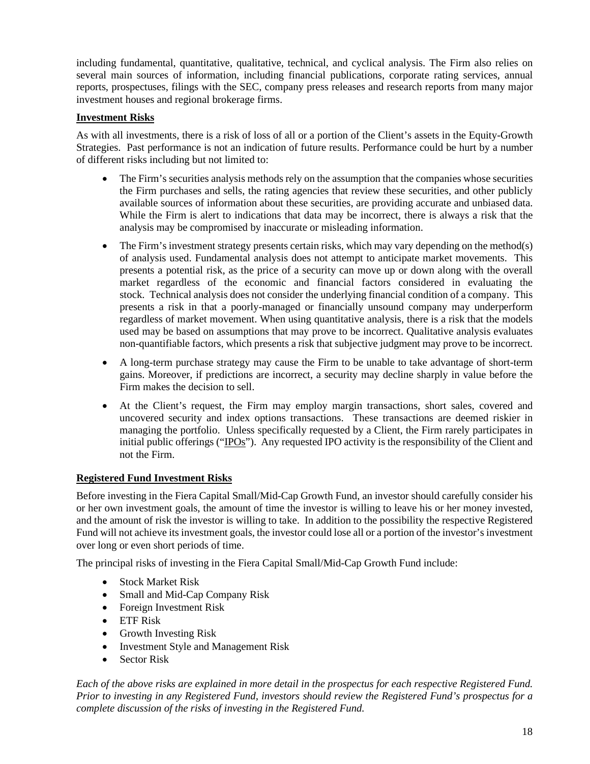including fundamental, quantitative, qualitative, technical, and cyclical analysis. The Firm also relies on several main sources of information, including financial publications, corporate rating services, annual reports, prospectuses, filings with the SEC, company press releases and research reports from many major investment houses and regional brokerage firms.

**Investment Risks**

As with all investments, there is a risk of loss of all or a portion of the Client's assets in the Equity-Growth Strategies. Past performance is not an indication of future results. Performance could be hurt by a number of different risks including but not limited to:

- The Firm's securities analysis methods rely on the assumption that the companies whose securities the Firm purchases and sells, the rating agencies that review these securities, and other publicly available sources of information about these securities, are providing accurate and unbiased data. While the Firm is alert to indications that data may be incorrect, there is always a risk that the analysis may be compromised by inaccurate or misleading information.
- The Firm's investment strategy presents certain risks, which may vary depending on the method(s) of analysis used. Fundamental analysis does not attempt to anticipate market movements. This presents a potential risk, as the price of a security can move up or down along with the overall market regardless of the economic and financial factors considered in evaluating the stock. Technical analysis does not consider the underlying financial condition of a company. This presents a risk in that a poorly-managed or financially unsound company may underperform regardless of market movement. When using quantitative analysis, there is a risk that the models used may be based on assumptions that may prove to be incorrect. Qualitative analysis evaluates non-quantifiable factors, which presents a risk that subjective judgment may prove to be incorrect.
- A long-term purchase strategy may cause the Firm to be unable to take advantage of short-term gains. Moreover, if predictions are incorrect, a security may decline sharply in value before the Firm makes the decision to sell.
- At the Client's request, the Firm may employ margin transactions, short sales, covered and uncovered security and index options transactions. These transactions are deemed riskier in managing the portfolio. Unless specifically requested by a Client, the Firm rarely participates in initial public offerings ("IPOs"). Any requested IPO activity is the responsibility of the Client and not the Firm.

**Registered Fund Investment Risks**

Before investing in the Fiera Capital Small/Mid-Cap Growth Fund, an investor should carefully consider his or her own investment goals, the amount of time the investor is willing to leave his or her money invested, and the amount of risk the investor is willing to take. In addition to the possibility the respective Registered Fund will not achieve its investment goals, the investor could lose all or a portion of the investor's investment over long or even short periods of time.

The principal risks of investing in the Fiera Capital Small/Mid-Cap Growth Fund include:

- Stock Market Risk
- Small and Mid-Cap Company Risk
- Foreign Investment Risk
- ETF Risk
- Growth Investing Risk
- Investment Style and Management Risk
- Sector Risk

*Each of the above risks are explained in more detail in the prospectus for each respective Registered Fund. Prior to investing in any Registered Fund, investors should review the Registered Fund's prospectus for a complete discussion of the risks of investing in the Registered Fund.*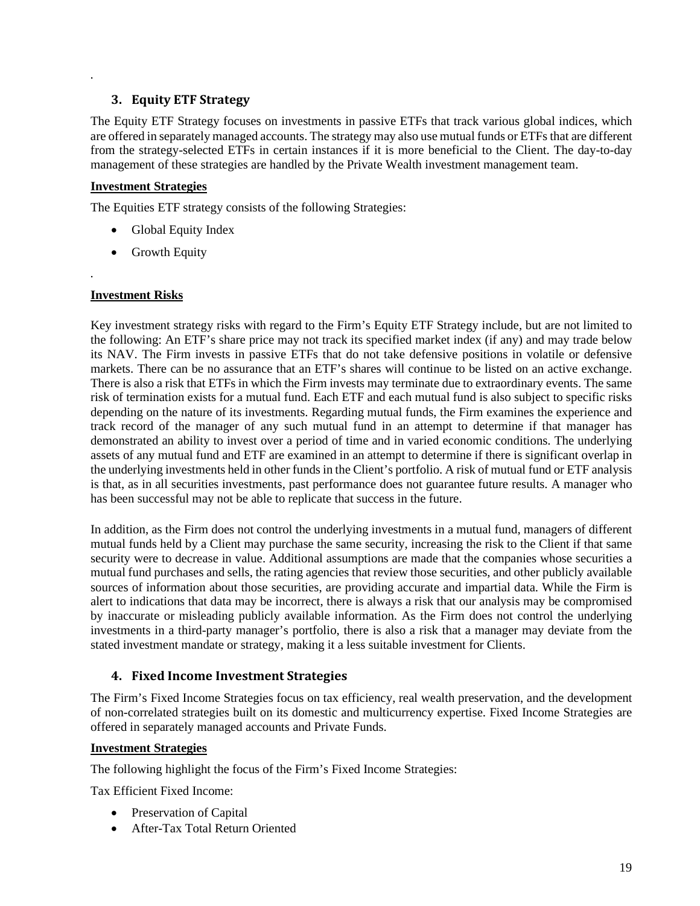### 3. Equity ETF Strategy

The Equity ETF Strategy focuses on investments in passive ETFs that track various global indices, which are offered in separately managed accounts. The strategy may also use mutual funds or ETFs that are different from the strategy-selected ETFs in certain instances if it is more beneficial to the Client. The day-to-day management of these strategies are handled by the Private Wealth investment management team.

**Investment Strategies**

The Equities ETF strategy consists of the following Strategies:

- Global Equity Index
- Growth Equity

**Investment Risks**

Key investment strategy risks with regard to the Firm's Equity ETF Strategy include, but are not limited to the following: An ETF's share price may not track its specified market index (if any) and may trade below its NAV. The Firm invests in passive ETFs that do not take defensive positions in volatile or defensive markets. There can be no assurance that an ETF's shares will continue to be listed on an active exchange. There is also a risk that ETFs in which the Firm invests may terminate due to extraordinary events. The same risk of termination exists for a mutual fund. Each ETF and each mutual fund is also subject to specific risks depending on the nature of its investments. Regarding mutual funds, the Firm examines the experience and track record of the manager of any such mutual fund in an attempt to determine if that manager has demonstrated an ability to invest over a period of time and in varied economic conditions. The underlying assets of any mutual fund and ETF are examined in an attempt to determine if there is significant overlap in the underlying investments held in other funds in the Client's portfolio. A risk of mutual fund or ETF analysis is that, as in all securities investments, past performance does not guarantee future results. A manager who has been successful may not be able to replicate that success in the future.

In addition, as the Firm does not control the underlying investments in a mutual fund, managers of different mutual funds held by a Client may purchase the same security, increasing the risk to the Client if that same security were to decrease in value. Additional assumptions are made that the companies whose securities a mutual fund purchases and sells, the rating agencies that review those securities, and other publicly available sources of information about those securities, are providing accurate and impartial data. While the Firm is alert to indications that data may be incorrect, there is always a risk that our analysis may be compromised by inaccurate or misleading publicly available information. As the Firm does not control the underlying investments in a third-party manager's portfolio, there is also a risk that a manager may deviate from the stated investment mandate or strategy, making it a less suitable investment for Clients.

### 4. Fixed Income Investment Strategies

The Firm's Fixed Income Strategies focus on tax efficiency, real wealth preservation, and the development of non-correlated strategies built on its domestic and multicurrency expertise. Fixed Income Strategies are offered in separately managed accounts and Private Funds.

**Investment Strategies**

The following highlight the focus of the Firm's Fixed Income Strategies:

Tax Efficient Fixed Income:

- Preservation of Capital
- After-Tax Total Return Oriented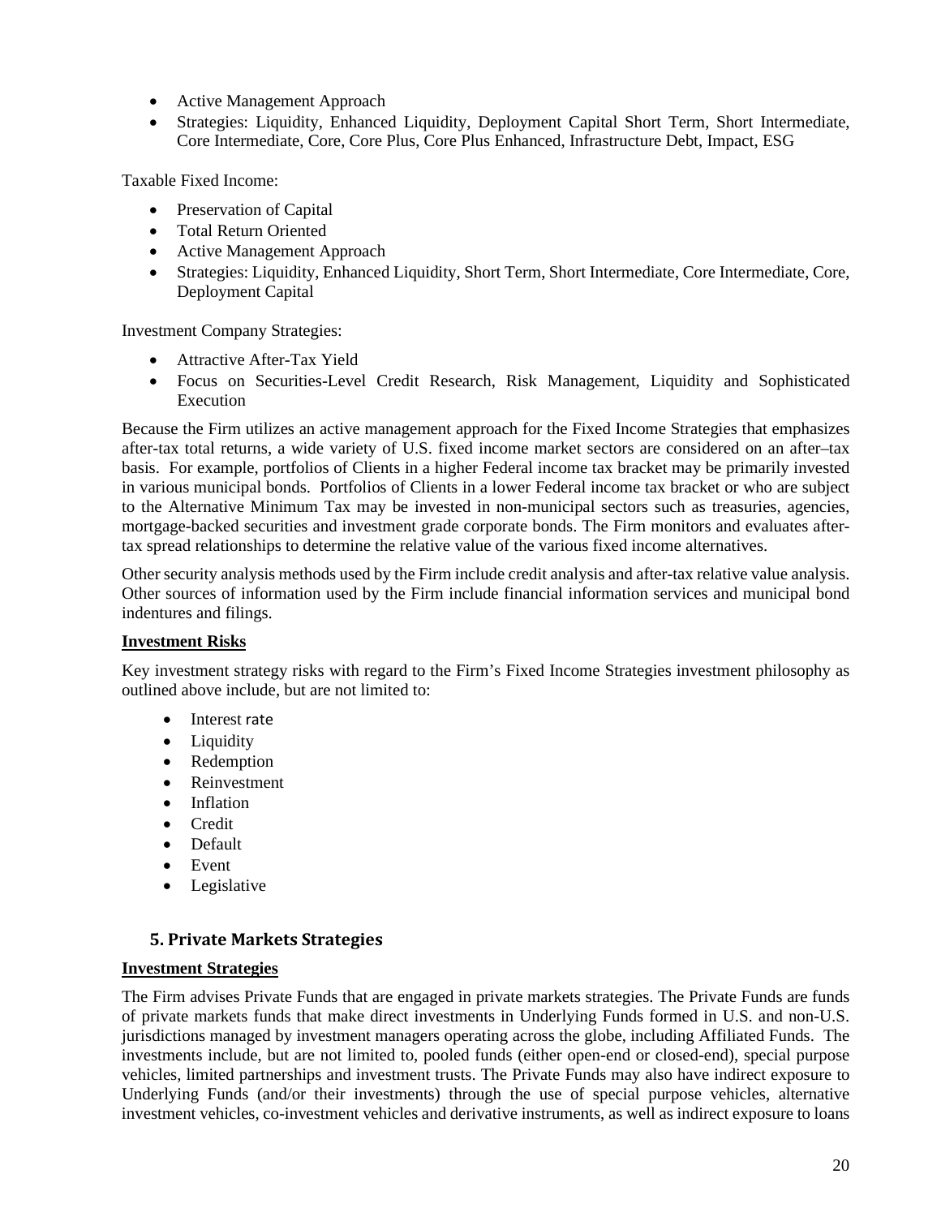- Active Management Approach
- Strategies: Liquidity, Enhanced Liquidity, Deployment Capital Short Term, Short Intermediate, Core Intermediate, Core, Core Plus, Core Plus Enhanced, Infrastructure Debt, Impact, ESG

Taxable Fixed Income:

- Preservation of Capital
- Total Return Oriented
- Active Management Approach
- Strategies: Liquidity, Enhanced Liquidity, Short Term, Short Intermediate, Core Intermediate, Core, Deployment Capital

Investment Company Strategies:

- Attractive After-Tax Yield
- Focus on Securities-Level Credit Research, Risk Management, Liquidity and Sophisticated Execution

Because the Firm utilizes an active management approach for the Fixed Income Strategies that emphasizes after-tax total returns, a wide variety of U.S. fixed income market sectors are considered on an after–tax basis. For example, portfolios of Clients in a higher Federal income tax bracket may be primarily invested in various municipal bonds. Portfolios of Clients in a lower Federal income tax bracket or who are subject to the Alternative Minimum Tax may be invested in non-municipal sectors such as treasuries, agencies, mortgage-backed securities and investment grade corporate bonds. The Firm monitors and evaluates after-tax spread relationships to determine the relative value of the various fixed income alternatives.

Other security analysis methods used by the Firm include credit analysis and after-tax relative value analysis. Other sources of information used by the Firm include financial information services and municipal bond indentures and filings.

**Investment Risks**

Key investment strategy risks with regard to the Firm's Fixed Income Strategies investment philosophy as outlined above include, but are not limited to:

- Interest rate
- Liquidity
- Redemption
- Reinvestment
- Inflation
- Credit
- Default
- Event
- Legislative

### 5. Private Markets Strategies

**Investment Strategies**

The Firm advises Private Funds that are engaged in private markets strategies. The Private Funds are funds of private markets funds that make direct investments in Underlying Funds formed in U.S. and non-U.S. jurisdictions managed by investment managers operating across the globe, including Affiliated Funds. The investments include, but are not limited to, pooled funds (either open-end or closed-end), special purpose vehicles, limited partnerships and investment trusts. The Private Funds may also have indirect exposure to Underlying Funds (and/or their investments) through the use of special purpose vehicles, alternative investment vehicles, co-investment vehicles and derivative instruments, as well as indirect exposure to loans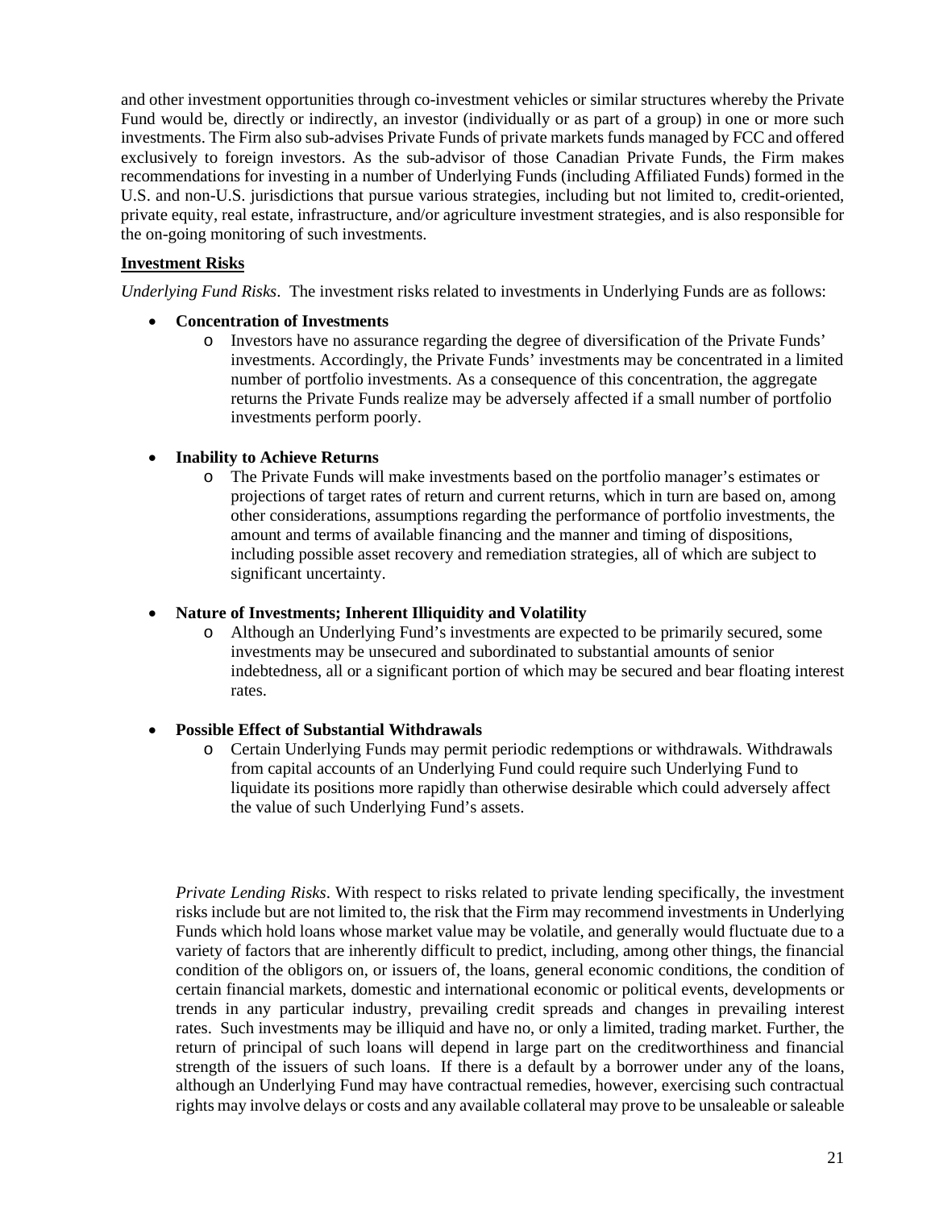and other investment opportunities through co-investment vehicles or similar structures whereby the Private Fund would be, directly or indirectly, an investor (individually or as part of a group) in one or more such investments. The Firm also sub-advises Private Funds of private markets funds managed by FCC and offered exclusively to foreign investors. As the sub-advisor of those Canadian Private Funds, the Firm makes recommendations for investing in a number of Underlying Funds (including Affiliated Funds) formed in the U.S. and non-U.S. jurisdictions that pursue various strategies, including but not limited to, credit-oriented, private equity, real estate, infrastructure, and/or agriculture investment strategies, and is also responsible for the on-going monitoring of such investments.

**Investment Risks**

*Underlying Fund Risks*. The investment risks related to investments in Underlying Funds are as follows:

- **Concentration of Investments**
  - Investors have no assurance regarding the degree of diversification of the Private Funds' investments. Accordingly, the Private Funds' investments may be concentrated in a limited number of portfolio investments. As a consequence of this concentration, the aggregate returns the Private Funds realize may be adversely affected if a small number of portfolio investments perform poorly.

- **Inability to Achieve Returns**
  - The Private Funds will make investments based on the portfolio manager's estimates or projections of target rates of return and current returns, which in turn are based on, among other considerations, assumptions regarding the performance of portfolio investments, the amount and terms of available financing and the manner and timing of dispositions, including possible asset recovery and remediation strategies, all of which are subject to significant uncertainty.

- **Nature of Investments; Inherent Illiquidity and Volatility**
  - Although an Underlying Fund's investments are expected to be primarily secured, some investments may be unsecured and subordinated to substantial amounts of senior indebtedness, all or a significant portion of which may be secured and bear floating interest rates.

- **Possible Effect of Substantial Withdrawals**
  - Certain Underlying Funds may permit periodic redemptions or withdrawals. Withdrawals from capital accounts of an Underlying Fund could require such Underlying Fund to liquidate its positions more rapidly than otherwise desirable which could adversely affect the value of such Underlying Fund's assets.

*Private Lending Risks*. With respect to risks related to private lending specifically, the investment risks include but are not limited to, the risk that the Firm may recommend investments in Underlying Funds which hold loans whose market value may be volatile, and generally would fluctuate due to a variety of factors that are inherently difficult to predict, including, among other things, the financial condition of the obligors on, or issuers of, the loans, general economic conditions, the condition of certain financial markets, domestic and international economic or political events, developments or trends in any particular industry, prevailing credit spreads and changes in prevailing interest rates. Such investments may be illiquid and have no, or only a limited, trading market. Further, the return of principal of such loans will depend in large part on the creditworthiness and financial strength of the issuers of such loans. If there is a default by a borrower under any of the loans, although an Underlying Fund may have contractual remedies, however, exercising such contractual rights may involve delays or costs and any available collateral may prove to be unsaleable or saleable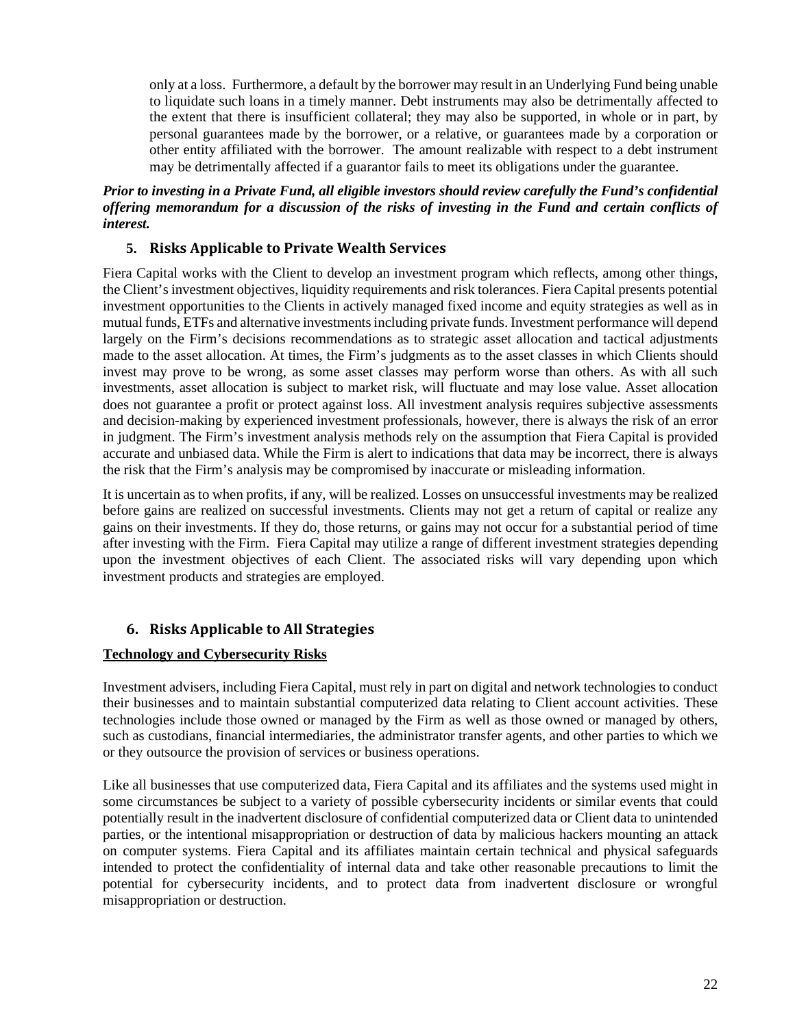only at a loss. Furthermore, a default by the borrower may result in an Underlying Fund being unable to liquidate such loans in a timely manner. Debt instruments may also be detrimentally affected to the extent that there is insufficient collateral; they may also be supported, in whole or in part, by personal guarantees made by the borrower, or a relative, or guarantees made by a corporation or other entity affiliated with the borrower. The amount realizable with respect to a debt instrument may be detrimentally affected if a guarantor fails to meet its obligations under the guarantee.

***Prior to investing in a Private Fund, all eligible investors should review carefully the Fund's confidential offering memorandum for a discussion of the risks of investing in the Fund and certain conflicts of interest.***

## 5. Risks Applicable to Private Wealth Services

Fiera Capital works with the Client to develop an investment program which reflects, among other things, the Client's investment objectives, liquidity requirements and risk tolerances. Fiera Capital presents potential investment opportunities to the Clients in actively managed fixed income and equity strategies as well as in mutual funds, ETFs and alternative investments including private funds. Investment performance will depend largely on the Firm's decisions recommendations as to strategic asset allocation and tactical adjustments made to the asset allocation. At times, the Firm's judgments as to the asset classes in which Clients should invest may prove to be wrong, as some asset classes may perform worse than others. As with all such investments, asset allocation is subject to market risk, will fluctuate and may lose value. Asset allocation does not guarantee a profit or protect against loss. All investment analysis requires subjective assessments and decision-making by experienced investment professionals, however, there is always the risk of an error in judgment. The Firm's investment analysis methods rely on the assumption that Fiera Capital is provided accurate and unbiased data. While the Firm is alert to indications that data may be incorrect, there is always the risk that the Firm's analysis may be compromised by inaccurate or misleading information.

It is uncertain as to when profits, if any, will be realized. Losses on unsuccessful investments may be realized before gains are realized on successful investments. Clients may not get a return of capital or realize any gains on their investments. If they do, those returns, or gains may not occur for a substantial period of time after investing with the Firm. Fiera Capital may utilize a range of different investment strategies depending upon the investment objectives of each Client. The associated risks will vary depending upon which investment products and strategies are employed.

## 6. Risks Applicable to All Strategies

**Technology and Cybersecurity Risks**

Investment advisers, including Fiera Capital, must rely in part on digital and network technologies to conduct their businesses and to maintain substantial computerized data relating to Client account activities. These technologies include those owned or managed by the Firm as well as those owned or managed by others, such as custodians, financial intermediaries, the administrator transfer agents, and other parties to which we or they outsource the provision of services or business operations.

Like all businesses that use computerized data, Fiera Capital and its affiliates and the systems used might in some circumstances be subject to a variety of possible cybersecurity incidents or similar events that could potentially result in the inadvertent disclosure of confidential computerized data or Client data to unintended parties, or the intentional misappropriation or destruction of data by malicious hackers mounting an attack on computer systems. Fiera Capital and its affiliates maintain certain technical and physical safeguards intended to protect the confidentiality of internal data and take other reasonable precautions to limit the potential for cybersecurity incidents, and to protect data from inadvertent disclosure or wrongful misappropriation or destruction.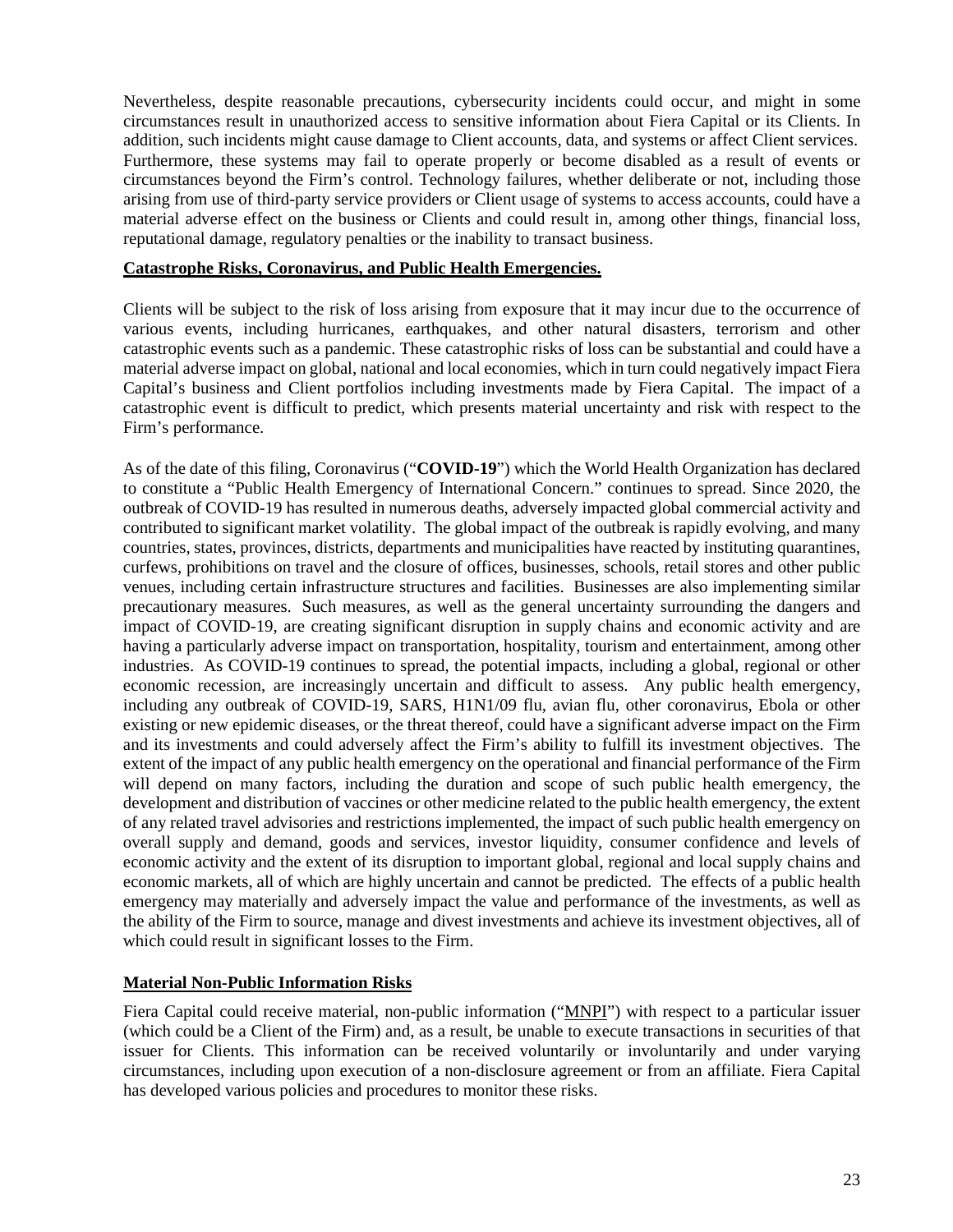Nevertheless, despite reasonable precautions, cybersecurity incidents could occur, and might in some circumstances result in unauthorized access to sensitive information about Fiera Capital or its Clients. In addition, such incidents might cause damage to Client accounts, data, and systems or affect Client services. Furthermore, these systems may fail to operate properly or become disabled as a result of events or circumstances beyond the Firm's control. Technology failures, whether deliberate or not, including those arising from use of third-party service providers or Client usage of systems to access accounts, could have a material adverse effect on the business or Clients and could result in, among other things, financial loss, reputational damage, regulatory penalties or the inability to transact business.

**Catastrophe Risks, Coronavirus, and Public Health Emergencies.**

Clients will be subject to the risk of loss arising from exposure that it may incur due to the occurrence of various events, including hurricanes, earthquakes, and other natural disasters, terrorism and other catastrophic events such as a pandemic. These catastrophic risks of loss can be substantial and could have a material adverse impact on global, national and local economies, which in turn could negatively impact Fiera Capital's business and Client portfolios including investments made by Fiera Capital. The impact of a catastrophic event is difficult to predict, which presents material uncertainty and risk with respect to the Firm's performance.

As of the date of this filing, Coronavirus ("**COVID-19**") which the World Health Organization has declared to constitute a "Public Health Emergency of International Concern." continues to spread. Since 2020, the outbreak of COVID-19 has resulted in numerous deaths, adversely impacted global commercial activity and contributed to significant market volatility. The global impact of the outbreak is rapidly evolving, and many countries, states, provinces, districts, departments and municipalities have reacted by instituting quarantines, curfews, prohibitions on travel and the closure of offices, businesses, schools, retail stores and other public venues, including certain infrastructure structures and facilities. Businesses are also implementing similar precautionary measures. Such measures, as well as the general uncertainty surrounding the dangers and impact of COVID-19, are creating significant disruption in supply chains and economic activity and are having a particularly adverse impact on transportation, hospitality, tourism and entertainment, among other industries. As COVID-19 continues to spread, the potential impacts, including a global, regional or other economic recession, are increasingly uncertain and difficult to assess. Any public health emergency, including any outbreak of COVID-19, SARS, H1N1/09 flu, avian flu, other coronavirus, Ebola or other existing or new epidemic diseases, or the threat thereof, could have a significant adverse impact on the Firm and its investments and could adversely affect the Firm's ability to fulfill its investment objectives. The extent of the impact of any public health emergency on the operational and financial performance of the Firm will depend on many factors, including the duration and scope of such public health emergency, the development and distribution of vaccines or other medicine related to the public health emergency, the extent of any related travel advisories and restrictions implemented, the impact of such public health emergency on overall supply and demand, goods and services, investor liquidity, consumer confidence and levels of economic activity and the extent of its disruption to important global, regional and local supply chains and economic markets, all of which are highly uncertain and cannot be predicted. The effects of a public health emergency may materially and adversely impact the value and performance of the investments, as well as the ability of the Firm to source, manage and divest investments and achieve its investment objectives, all of which could result in significant losses to the Firm.

**Material Non-Public Information Risks**

Fiera Capital could receive material, non-public information ("MNPI") with respect to a particular issuer (which could be a Client of the Firm) and, as a result, be unable to execute transactions in securities of that issuer for Clients. This information can be received voluntarily or involuntarily and under varying circumstances, including upon execution of a non-disclosure agreement or from an affiliate. Fiera Capital has developed various policies and procedures to monitor these risks.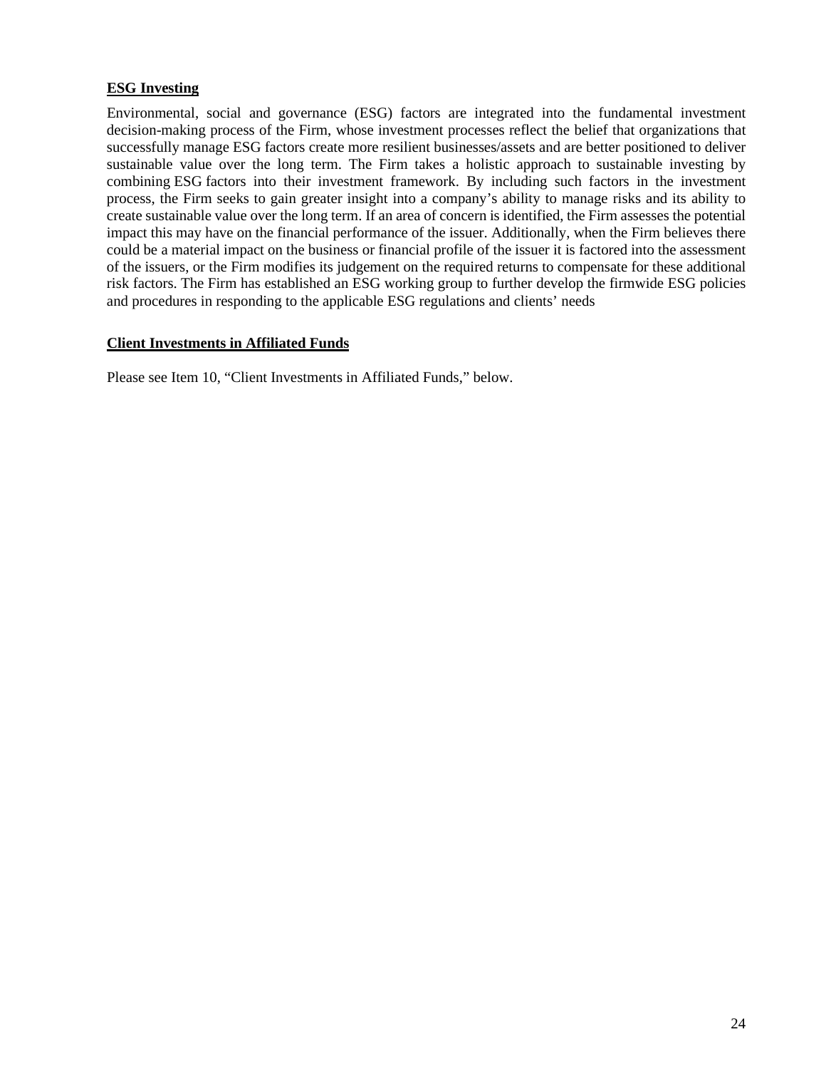**ESG Investing**

Environmental, social and governance (ESG) factors are integrated into the fundamental investment decision-making process of the Firm, whose investment processes reflect the belief that organizations that successfully manage ESG factors create more resilient businesses/assets and are better positioned to deliver sustainable value over the long term. The Firm takes a holistic approach to sustainable investing by combining ESG factors into their investment framework. By including such factors in the investment process, the Firm seeks to gain greater insight into a company's ability to manage risks and its ability to create sustainable value over the long term. If an area of concern is identified, the Firm assesses the potential impact this may have on the financial performance of the issuer. Additionally, when the Firm believes there could be a material impact on the business or financial profile of the issuer it is factored into the assessment of the issuers, or the Firm modifies its judgement on the required returns to compensate for these additional risk factors. The Firm has established an ESG working group to further develop the firmwide ESG policies and procedures in responding to the applicable ESG regulations and clients' needs

**Client Investments in Affiliated Funds**

Please see Item 10, "Client Investments in Affiliated Funds," below.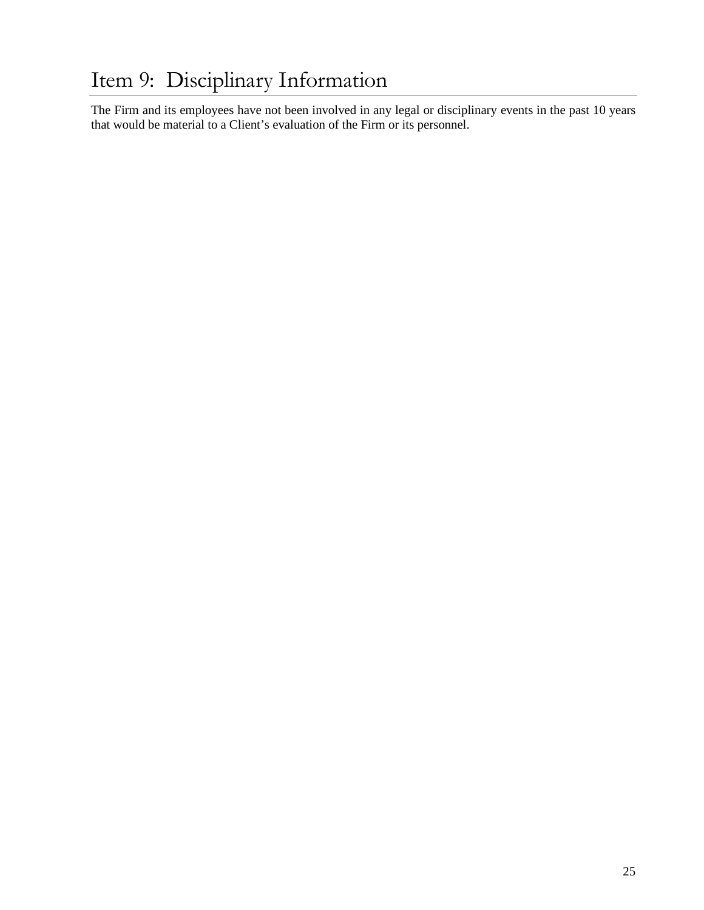# Item 9: Disciplinary Information

The Firm and its employees have not been involved in any legal or disciplinary events in the past 10 years that would be material to a Client's evaluation of the Firm or its personnel.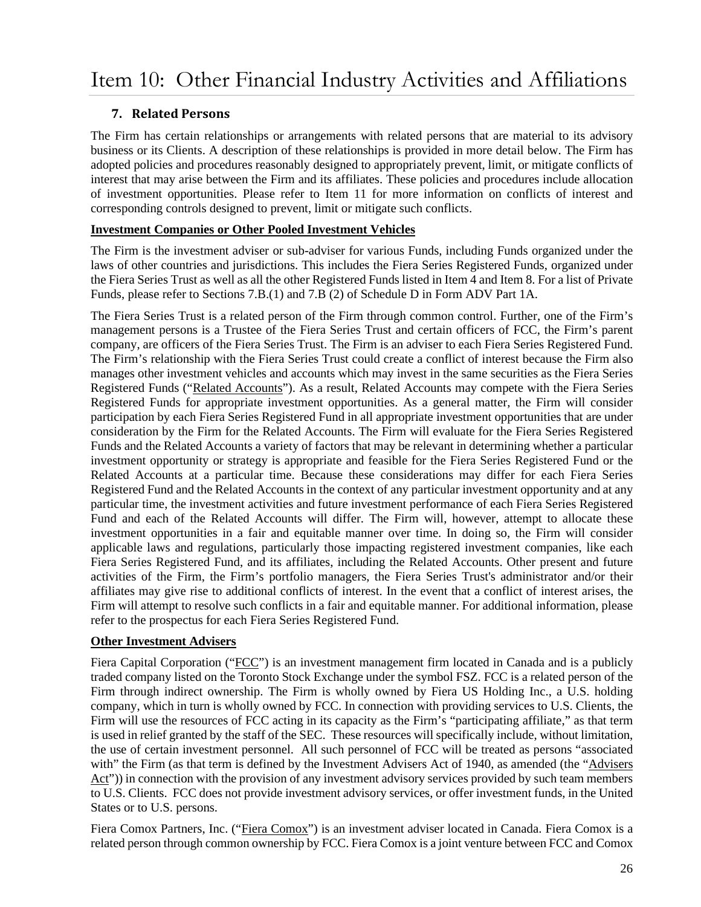# Item 10: Other Financial Industry Activities and Affiliations

### 7. Related Persons

The Firm has certain relationships or arrangements with related persons that are material to its advisory business or its Clients. A description of these relationships is provided in more detail below. The Firm has adopted policies and procedures reasonably designed to appropriately prevent, limit, or mitigate conflicts of interest that may arise between the Firm and its affiliates. These policies and procedures include allocation of investment opportunities. Please refer to Item 11 for more information on conflicts of interest and corresponding controls designed to prevent, limit or mitigate such conflicts.

**Investment Companies or Other Pooled Investment Vehicles**

The Firm is the investment adviser or sub-adviser for various Funds, including Funds organized under the laws of other countries and jurisdictions. This includes the Fiera Series Registered Funds, organized under the Fiera Series Trust as well as all the other Registered Funds listed in Item 4 and Item 8. For a list of Private Funds, please refer to Sections 7.B.(1) and 7.B (2) of Schedule D in Form ADV Part 1A.

The Fiera Series Trust is a related person of the Firm through common control. Further, one of the Firm's management persons is a Trustee of the Fiera Series Trust and certain officers of FCC, the Firm's parent company, are officers of the Fiera Series Trust. The Firm is an adviser to each Fiera Series Registered Fund. The Firm's relationship with the Fiera Series Trust could create a conflict of interest because the Firm also manages other investment vehicles and accounts which may invest in the same securities as the Fiera Series Registered Funds ("Related Accounts"). As a result, Related Accounts may compete with the Fiera Series Registered Funds for appropriate investment opportunities. As a general matter, the Firm will consider participation by each Fiera Series Registered Fund in all appropriate investment opportunities that are under consideration by the Firm for the Related Accounts. The Firm will evaluate for the Fiera Series Registered Funds and the Related Accounts a variety of factors that may be relevant in determining whether a particular investment opportunity or strategy is appropriate and feasible for the Fiera Series Registered Fund or the Related Accounts at a particular time. Because these considerations may differ for each Fiera Series Registered Fund and the Related Accounts in the context of any particular investment opportunity and at any particular time, the investment activities and future investment performance of each Fiera Series Registered Fund and each of the Related Accounts will differ. The Firm will, however, attempt to allocate these investment opportunities in a fair and equitable manner over time. In doing so, the Firm will consider applicable laws and regulations, particularly those impacting registered investment companies, like each Fiera Series Registered Fund, and its affiliates, including the Related Accounts. Other present and future activities of the Firm, the Firm's portfolio managers, the Fiera Series Trust's administrator and/or their affiliates may give rise to additional conflicts of interest. In the event that a conflict of interest arises, the Firm will attempt to resolve such conflicts in a fair and equitable manner. For additional information, please refer to the prospectus for each Fiera Series Registered Fund.

**Other Investment Advisers**

Fiera Capital Corporation ("FCC") is an investment management firm located in Canada and is a publicly traded company listed on the Toronto Stock Exchange under the symbol FSZ. FCC is a related person of the Firm through indirect ownership. The Firm is wholly owned by Fiera US Holding Inc., a U.S. holding company, which in turn is wholly owned by FCC. In connection with providing services to U.S. Clients, the Firm will use the resources of FCC acting in its capacity as the Firm's "participating affiliate," as that term is used in relief granted by the staff of the SEC. These resources will specifically include, without limitation, the use of certain investment personnel. All such personnel of FCC will be treated as persons "associated with" the Firm (as that term is defined by the Investment Advisers Act of 1940, as amended (the "Advisers Act")) in connection with the provision of any investment advisory services provided by such team members to U.S. Clients. FCC does not provide investment advisory services, or offer investment funds, in the United States or to U.S. persons.

Fiera Comox Partners, Inc. ("Fiera Comox") is an investment adviser located in Canada. Fiera Comox is a related person through common ownership by FCC. Fiera Comox is a joint venture between FCC and Comox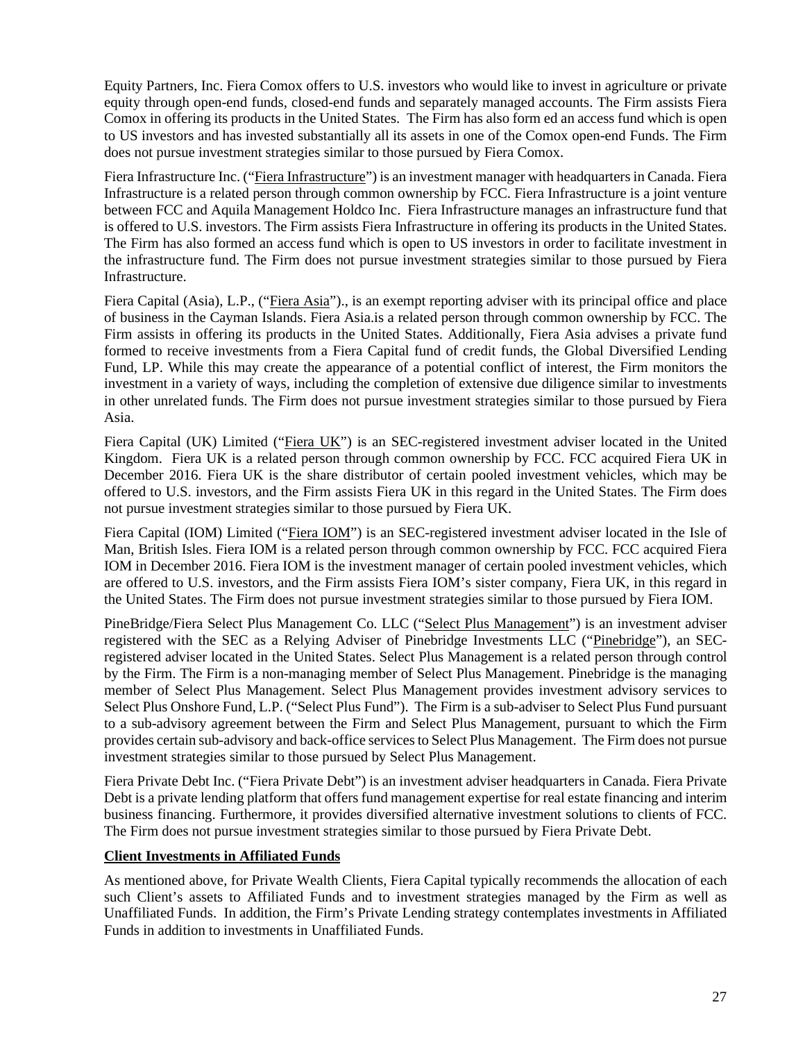Equity Partners, Inc. Fiera Comox offers to U.S. investors who would like to invest in agriculture or private equity through open-end funds, closed-end funds and separately managed accounts. The Firm assists Fiera Comox in offering its products in the United States. The Firm has also form ed an access fund which is open to US investors and has invested substantially all its assets in one of the Comox open-end Funds. The Firm does not pursue investment strategies similar to those pursued by Fiera Comox.

Fiera Infrastructure Inc. ("Fiera Infrastructure") is an investment manager with headquarters in Canada. Fiera Infrastructure is a related person through common ownership by FCC. Fiera Infrastructure is a joint venture between FCC and Aquila Management Holdco Inc. Fiera Infrastructure manages an infrastructure fund that is offered to U.S. investors. The Firm assists Fiera Infrastructure in offering its products in the United States. The Firm has also formed an access fund which is open to US investors in order to facilitate investment in the infrastructure fund. The Firm does not pursue investment strategies similar to those pursued by Fiera Infrastructure.

Fiera Capital (Asia), L.P., ("Fiera Asia")., is an exempt reporting adviser with its principal office and place of business in the Cayman Islands. Fiera Asia.is a related person through common ownership by FCC. The Firm assists in offering its products in the United States. Additionally, Fiera Asia advises a private fund formed to receive investments from a Fiera Capital fund of credit funds, the Global Diversified Lending Fund, LP. While this may create the appearance of a potential conflict of interest, the Firm monitors the investment in a variety of ways, including the completion of extensive due diligence similar to investments in other unrelated funds. The Firm does not pursue investment strategies similar to those pursued by Fiera Asia.

Fiera Capital (UK) Limited ("Fiera UK") is an SEC-registered investment adviser located in the United Kingdom. Fiera UK is a related person through common ownership by FCC. FCC acquired Fiera UK in December 2016. Fiera UK is the share distributor of certain pooled investment vehicles, which may be offered to U.S. investors, and the Firm assists Fiera UK in this regard in the United States. The Firm does not pursue investment strategies similar to those pursued by Fiera UK.

Fiera Capital (IOM) Limited ("Fiera IOM") is an SEC-registered investment adviser located in the Isle of Man, British Isles. Fiera IOM is a related person through common ownership by FCC. FCC acquired Fiera IOM in December 2016. Fiera IOM is the investment manager of certain pooled investment vehicles, which are offered to U.S. investors, and the Firm assists Fiera IOM's sister company, Fiera UK, in this regard in the United States. The Firm does not pursue investment strategies similar to those pursued by Fiera IOM.

PineBridge/Fiera Select Plus Management Co. LLC ("Select Plus Management") is an investment adviser registered with the SEC as a Relying Adviser of Pinebridge Investments LLC ("Pinebridge"), an SEC-registered adviser located in the United States. Select Plus Management is a related person through control by the Firm. The Firm is a non-managing member of Select Plus Management. Pinebridge is the managing member of Select Plus Management. Select Plus Management provides investment advisory services to Select Plus Onshore Fund, L.P. ("Select Plus Fund"). The Firm is a sub-adviser to Select Plus Fund pursuant to a sub-advisory agreement between the Firm and Select Plus Management, pursuant to which the Firm provides certain sub-advisory and back-office services to Select Plus Management. The Firm does not pursue investment strategies similar to those pursued by Select Plus Management.

Fiera Private Debt Inc. ("Fiera Private Debt") is an investment adviser headquarters in Canada. Fiera Private Debt is a private lending platform that offers fund management expertise for real estate financing and interim business financing. Furthermore, it provides diversified alternative investment solutions to clients of FCC. The Firm does not pursue investment strategies similar to those pursued by Fiera Private Debt.

**Client Investments in Affiliated Funds**

As mentioned above, for Private Wealth Clients, Fiera Capital typically recommends the allocation of each such Client's assets to Affiliated Funds and to investment strategies managed by the Firm as well as Unaffiliated Funds. In addition, the Firm's Private Lending strategy contemplates investments in Affiliated Funds in addition to investments in Unaffiliated Funds.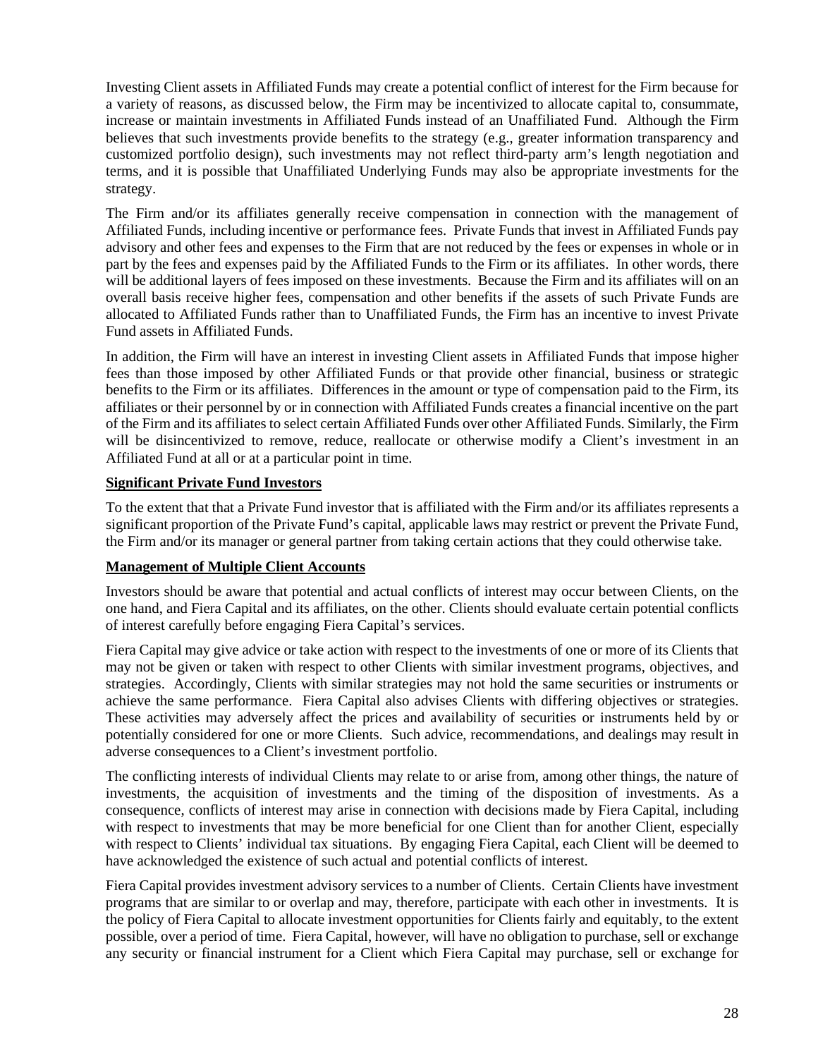Investing Client assets in Affiliated Funds may create a potential conflict of interest for the Firm because for a variety of reasons, as discussed below, the Firm may be incentivized to allocate capital to, consummate, increase or maintain investments in Affiliated Funds instead of an Unaffiliated Fund. Although the Firm believes that such investments provide benefits to the strategy (e.g., greater information transparency and customized portfolio design), such investments may not reflect third-party arm's length negotiation and terms, and it is possible that Unaffiliated Underlying Funds may also be appropriate investments for the strategy.

The Firm and/or its affiliates generally receive compensation in connection with the management of Affiliated Funds, including incentive or performance fees. Private Funds that invest in Affiliated Funds pay advisory and other fees and expenses to the Firm that are not reduced by the fees or expenses in whole or in part by the fees and expenses paid by the Affiliated Funds to the Firm or its affiliates. In other words, there will be additional layers of fees imposed on these investments. Because the Firm and its affiliates will on an overall basis receive higher fees, compensation and other benefits if the assets of such Private Funds are allocated to Affiliated Funds rather than to Unaffiliated Funds, the Firm has an incentive to invest Private Fund assets in Affiliated Funds.

In addition, the Firm will have an interest in investing Client assets in Affiliated Funds that impose higher fees than those imposed by other Affiliated Funds or that provide other financial, business or strategic benefits to the Firm or its affiliates. Differences in the amount or type of compensation paid to the Firm, its affiliates or their personnel by or in connection with Affiliated Funds creates a financial incentive on the part of the Firm and its affiliates to select certain Affiliated Funds over other Affiliated Funds. Similarly, the Firm will be disincentivized to remove, reduce, reallocate or otherwise modify a Client's investment in an Affiliated Fund at all or at a particular point in time.

**Significant Private Fund Investors**

To the extent that that a Private Fund investor that is affiliated with the Firm and/or its affiliates represents a significant proportion of the Private Fund's capital, applicable laws may restrict or prevent the Private Fund, the Firm and/or its manager or general partner from taking certain actions that they could otherwise take.

**Management of Multiple Client Accounts**

Investors should be aware that potential and actual conflicts of interest may occur between Clients, on the one hand, and Fiera Capital and its affiliates, on the other. Clients should evaluate certain potential conflicts of interest carefully before engaging Fiera Capital's services.

Fiera Capital may give advice or take action with respect to the investments of one or more of its Clients that may not be given or taken with respect to other Clients with similar investment programs, objectives, and strategies. Accordingly, Clients with similar strategies may not hold the same securities or instruments or achieve the same performance. Fiera Capital also advises Clients with differing objectives or strategies. These activities may adversely affect the prices and availability of securities or instruments held by or potentially considered for one or more Clients. Such advice, recommendations, and dealings may result in adverse consequences to a Client's investment portfolio.

The conflicting interests of individual Clients may relate to or arise from, among other things, the nature of investments, the acquisition of investments and the timing of the disposition of investments. As a consequence, conflicts of interest may arise in connection with decisions made by Fiera Capital, including with respect to investments that may be more beneficial for one Client than for another Client, especially with respect to Clients' individual tax situations. By engaging Fiera Capital, each Client will be deemed to have acknowledged the existence of such actual and potential conflicts of interest.

Fiera Capital provides investment advisory services to a number of Clients. Certain Clients have investment programs that are similar to or overlap and may, therefore, participate with each other in investments. It is the policy of Fiera Capital to allocate investment opportunities for Clients fairly and equitably, to the extent possible, over a period of time. Fiera Capital, however, will have no obligation to purchase, sell or exchange any security or financial instrument for a Client which Fiera Capital may purchase, sell or exchange for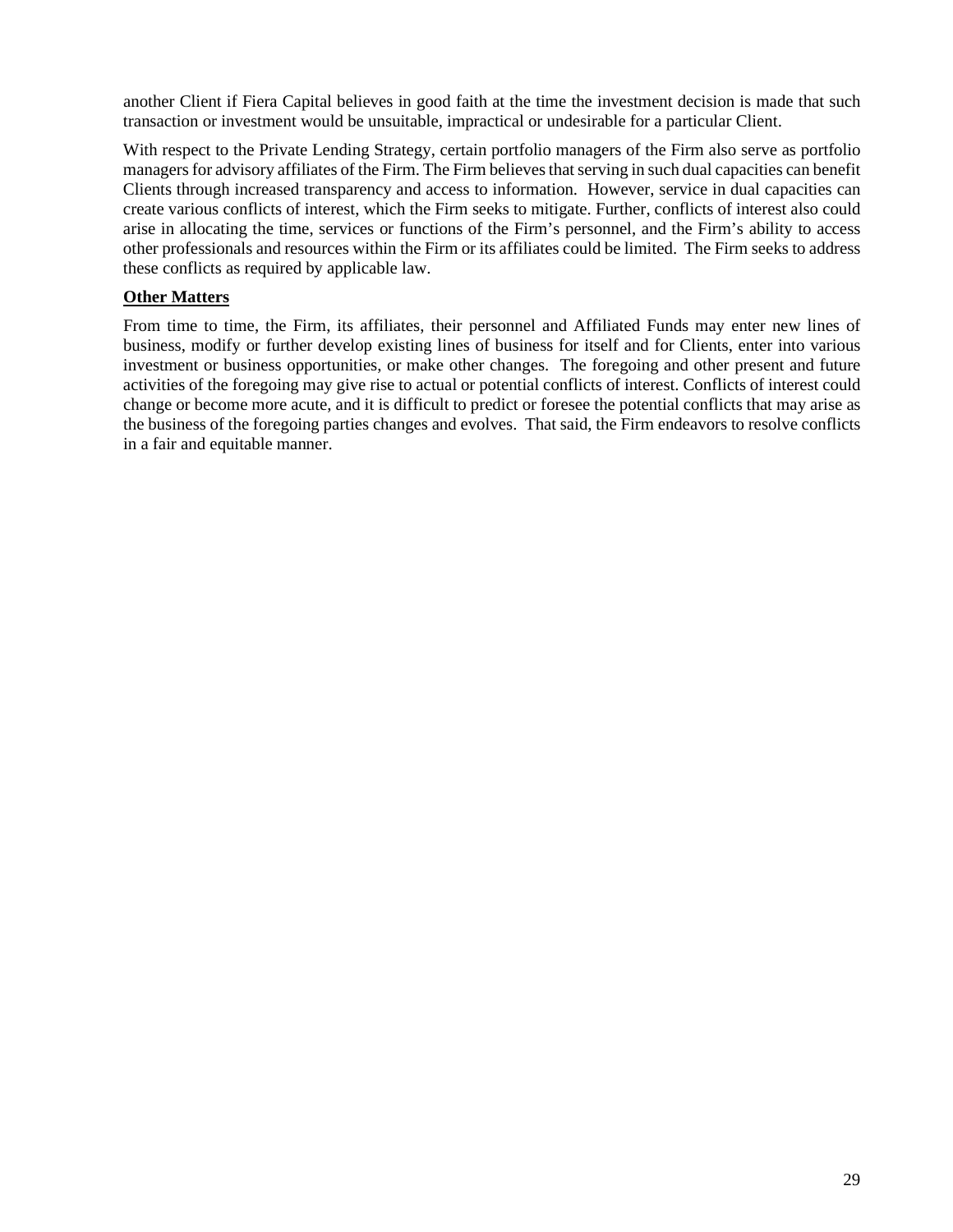another Client if Fiera Capital believes in good faith at the time the investment decision is made that such transaction or investment would be unsuitable, impractical or undesirable for a particular Client.

With respect to the Private Lending Strategy, certain portfolio managers of the Firm also serve as portfolio managers for advisory affiliates of the Firm. The Firm believes that serving in such dual capacities can benefit Clients through increased transparency and access to information. However, service in dual capacities can create various conflicts of interest, which the Firm seeks to mitigate. Further, conflicts of interest also could arise in allocating the time, services or functions of the Firm's personnel, and the Firm's ability to access other professionals and resources within the Firm or its affiliates could be limited. The Firm seeks to address these conflicts as required by applicable law.

**Other Matters**

From time to time, the Firm, its affiliates, their personnel and Affiliated Funds may enter new lines of business, modify or further develop existing lines of business for itself and for Clients, enter into various investment or business opportunities, or make other changes. The foregoing and other present and future activities of the foregoing may give rise to actual or potential conflicts of interest. Conflicts of interest could change or become more acute, and it is difficult to predict or foresee the potential conflicts that may arise as the business of the foregoing parties changes and evolves. That said, the Firm endeavors to resolve conflicts in a fair and equitable manner.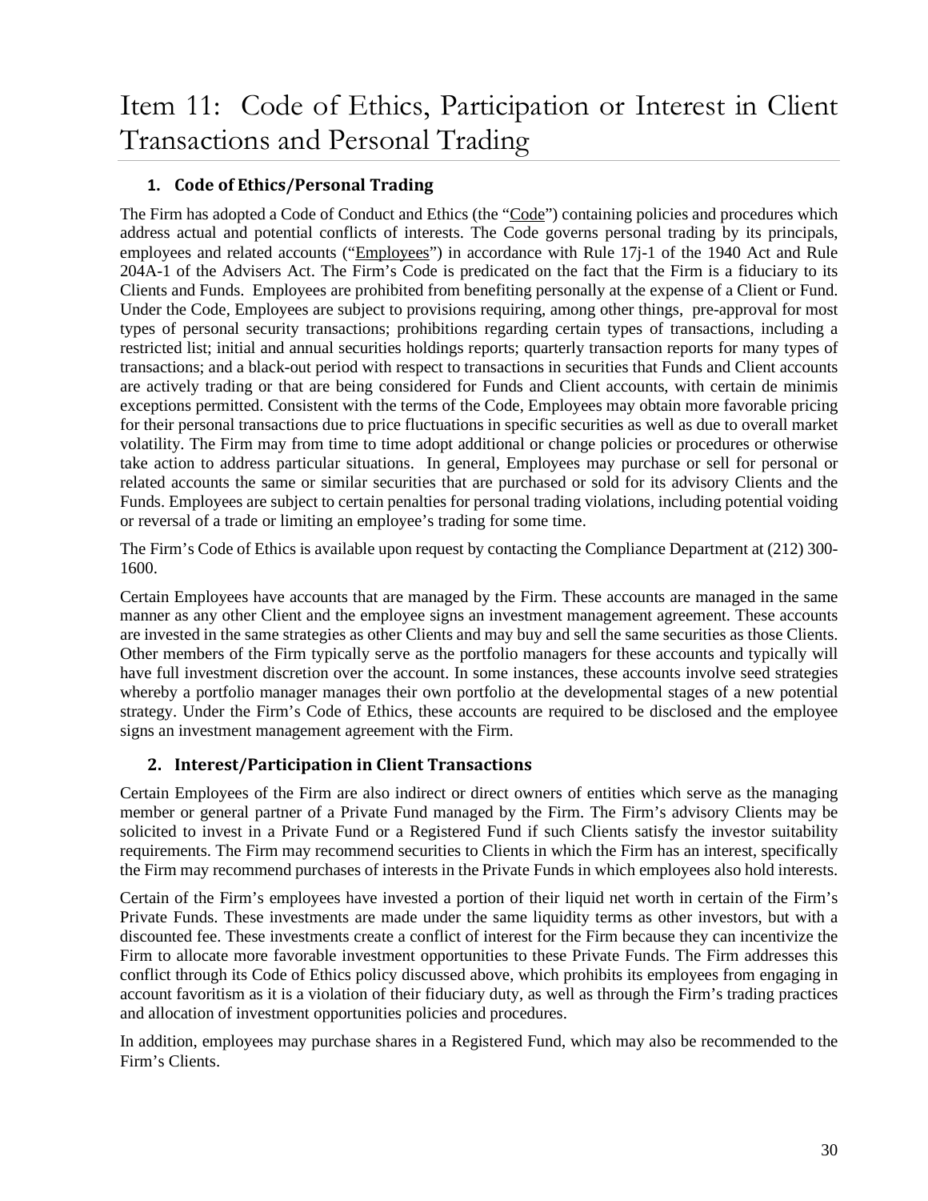# Item 11: Code of Ethics, Participation or Interest in Client Transactions and Personal Trading

### 1. Code of Ethics/Personal Trading

The Firm has adopted a Code of Conduct and Ethics (the "Code") containing policies and procedures which address actual and potential conflicts of interests. The Code governs personal trading by its principals, employees and related accounts ("Employees") in accordance with Rule 17j-1 of the 1940 Act and Rule 204A-1 of the Advisers Act. The Firm's Code is predicated on the fact that the Firm is a fiduciary to its Clients and Funds. Employees are prohibited from benefiting personally at the expense of a Client or Fund. Under the Code, Employees are subject to provisions requiring, among other things, pre-approval for most types of personal security transactions; prohibitions regarding certain types of transactions, including a restricted list; initial and annual securities holdings reports; quarterly transaction reports for many types of transactions; and a black-out period with respect to transactions in securities that Funds and Client accounts are actively trading or that are being considered for Funds and Client accounts, with certain de minimis exceptions permitted. Consistent with the terms of the Code, Employees may obtain more favorable pricing for their personal transactions due to price fluctuations in specific securities as well as due to overall market volatility. The Firm may from time to time adopt additional or change policies or procedures or otherwise take action to address particular situations. In general, Employees may purchase or sell for personal or related accounts the same or similar securities that are purchased or sold for its advisory Clients and the Funds. Employees are subject to certain penalties for personal trading violations, including potential voiding or reversal of a trade or limiting an employee's trading for some time.

The Firm's Code of Ethics is available upon request by contacting the Compliance Department at (212) 300-1600.

Certain Employees have accounts that are managed by the Firm. These accounts are managed in the same manner as any other Client and the employee signs an investment management agreement. These accounts are invested in the same strategies as other Clients and may buy and sell the same securities as those Clients. Other members of the Firm typically serve as the portfolio managers for these accounts and typically will have full investment discretion over the account. In some instances, these accounts involve seed strategies whereby a portfolio manager manages their own portfolio at the developmental stages of a new potential strategy. Under the Firm's Code of Ethics, these accounts are required to be disclosed and the employee signs an investment management agreement with the Firm.

### 2. Interest/Participation in Client Transactions

Certain Employees of the Firm are also indirect or direct owners of entities which serve as the managing member or general partner of a Private Fund managed by the Firm. The Firm's advisory Clients may be solicited to invest in a Private Fund or a Registered Fund if such Clients satisfy the investor suitability requirements. The Firm may recommend securities to Clients in which the Firm has an interest, specifically the Firm may recommend purchases of interests in the Private Funds in which employees also hold interests.

Certain of the Firm's employees have invested a portion of their liquid net worth in certain of the Firm's Private Funds. These investments are made under the same liquidity terms as other investors, but with a discounted fee. These investments create a conflict of interest for the Firm because they can incentivize the Firm to allocate more favorable investment opportunities to these Private Funds. The Firm addresses this conflict through its Code of Ethics policy discussed above, which prohibits its employees from engaging in account favoritism as it is a violation of their fiduciary duty, as well as through the Firm's trading practices and allocation of investment opportunities policies and procedures.

In addition, employees may purchase shares in a Registered Fund, which may also be recommended to the Firm's Clients.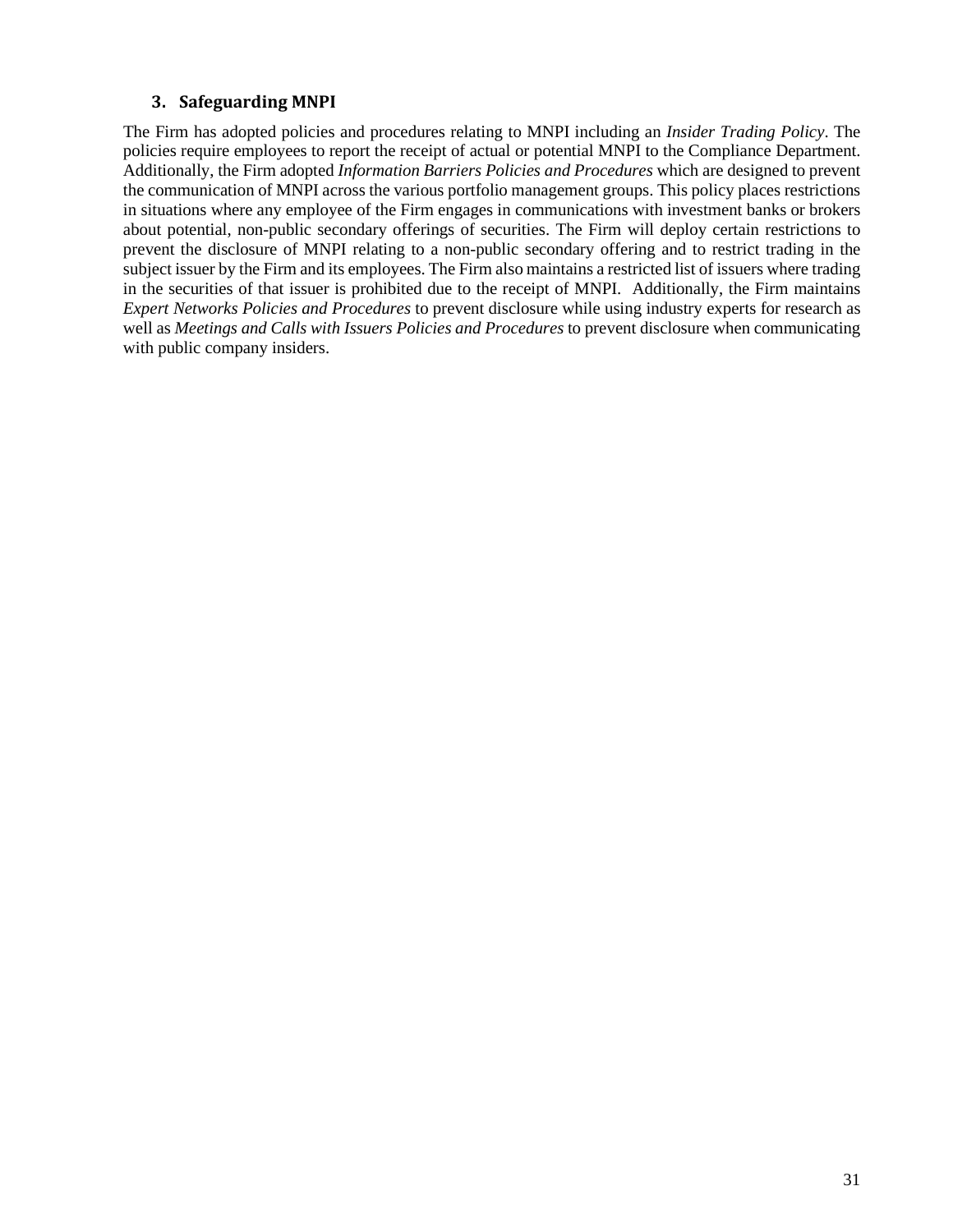### 3. Safeguarding MNPI

The Firm has adopted policies and procedures relating to MNPI including an *Insider Trading Policy*. The policies require employees to report the receipt of actual or potential MNPI to the Compliance Department. Additionally, the Firm adopted *Information Barriers Policies and Procedures* which are designed to prevent the communication of MNPI across the various portfolio management groups. This policy places restrictions in situations where any employee of the Firm engages in communications with investment banks or brokers about potential, non-public secondary offerings of securities. The Firm will deploy certain restrictions to prevent the disclosure of MNPI relating to a non-public secondary offering and to restrict trading in the subject issuer by the Firm and its employees. The Firm also maintains a restricted list of issuers where trading in the securities of that issuer is prohibited due to the receipt of MNPI. Additionally, the Firm maintains *Expert Networks Policies and Procedures* to prevent disclosure while using industry experts for research as well as *Meetings and Calls with Issuers Policies and Procedures* to prevent disclosure when communicating with public company insiders.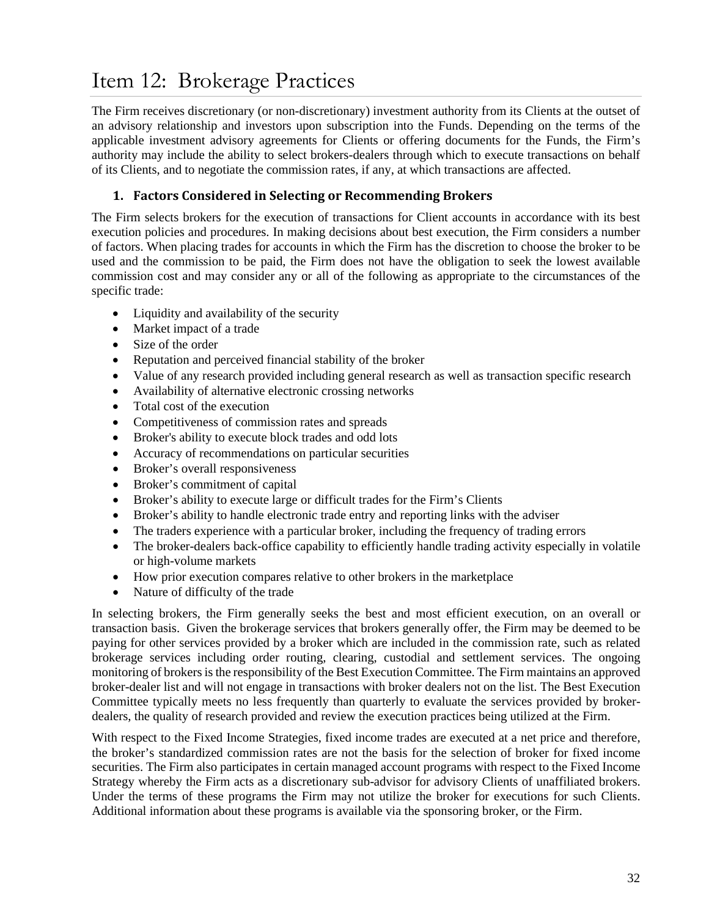# Item 12: Brokerage Practices

The Firm receives discretionary (or non-discretionary) investment authority from its Clients at the outset of an advisory relationship and investors upon subscription into the Funds. Depending on the terms of the applicable investment advisory agreements for Clients or offering documents for the Funds, the Firm's authority may include the ability to select brokers-dealers through which to execute transactions on behalf of its Clients, and to negotiate the commission rates, if any, at which transactions are affected.

### 1. Factors Considered in Selecting or Recommending Brokers

The Firm selects brokers for the execution of transactions for Client accounts in accordance with its best execution policies and procedures. In making decisions about best execution, the Firm considers a number of factors. When placing trades for accounts in which the Firm has the discretion to choose the broker to be used and the commission to be paid, the Firm does not have the obligation to seek the lowest available commission cost and may consider any or all of the following as appropriate to the circumstances of the specific trade:

- Liquidity and availability of the security
- Market impact of a trade
- Size of the order
- Reputation and perceived financial stability of the broker
- Value of any research provided including general research as well as transaction specific research
- Availability of alternative electronic crossing networks
- Total cost of the execution
- Competitiveness of commission rates and spreads
- Broker's ability to execute block trades and odd lots
- Accuracy of recommendations on particular securities
- Broker's overall responsiveness
- Broker's commitment of capital
- Broker's ability to execute large or difficult trades for the Firm's Clients
- Broker's ability to handle electronic trade entry and reporting links with the adviser
- The traders experience with a particular broker, including the frequency of trading errors
- The broker-dealers back-office capability to efficiently handle trading activity especially in volatile or high-volume markets
- How prior execution compares relative to other brokers in the marketplace
- Nature of difficulty of the trade

In selecting brokers, the Firm generally seeks the best and most efficient execution, on an overall or transaction basis. Given the brokerage services that brokers generally offer, the Firm may be deemed to be paying for other services provided by a broker which are included in the commission rate, such as related brokerage services including order routing, clearing, custodial and settlement services. The ongoing monitoring of brokers is the responsibility of the Best Execution Committee. The Firm maintains an approved broker-dealer list and will not engage in transactions with broker dealers not on the list. The Best Execution Committee typically meets no less frequently than quarterly to evaluate the services provided by broker-dealers, the quality of research provided and review the execution practices being utilized at the Firm.

With respect to the Fixed Income Strategies, fixed income trades are executed at a net price and therefore, the broker's standardized commission rates are not the basis for the selection of broker for fixed income securities. The Firm also participates in certain managed account programs with respect to the Fixed Income Strategy whereby the Firm acts as a discretionary sub-advisor for advisory Clients of unaffiliated brokers. Under the terms of these programs the Firm may not utilize the broker for executions for such Clients. Additional information about these programs is available via the sponsoring broker, or the Firm.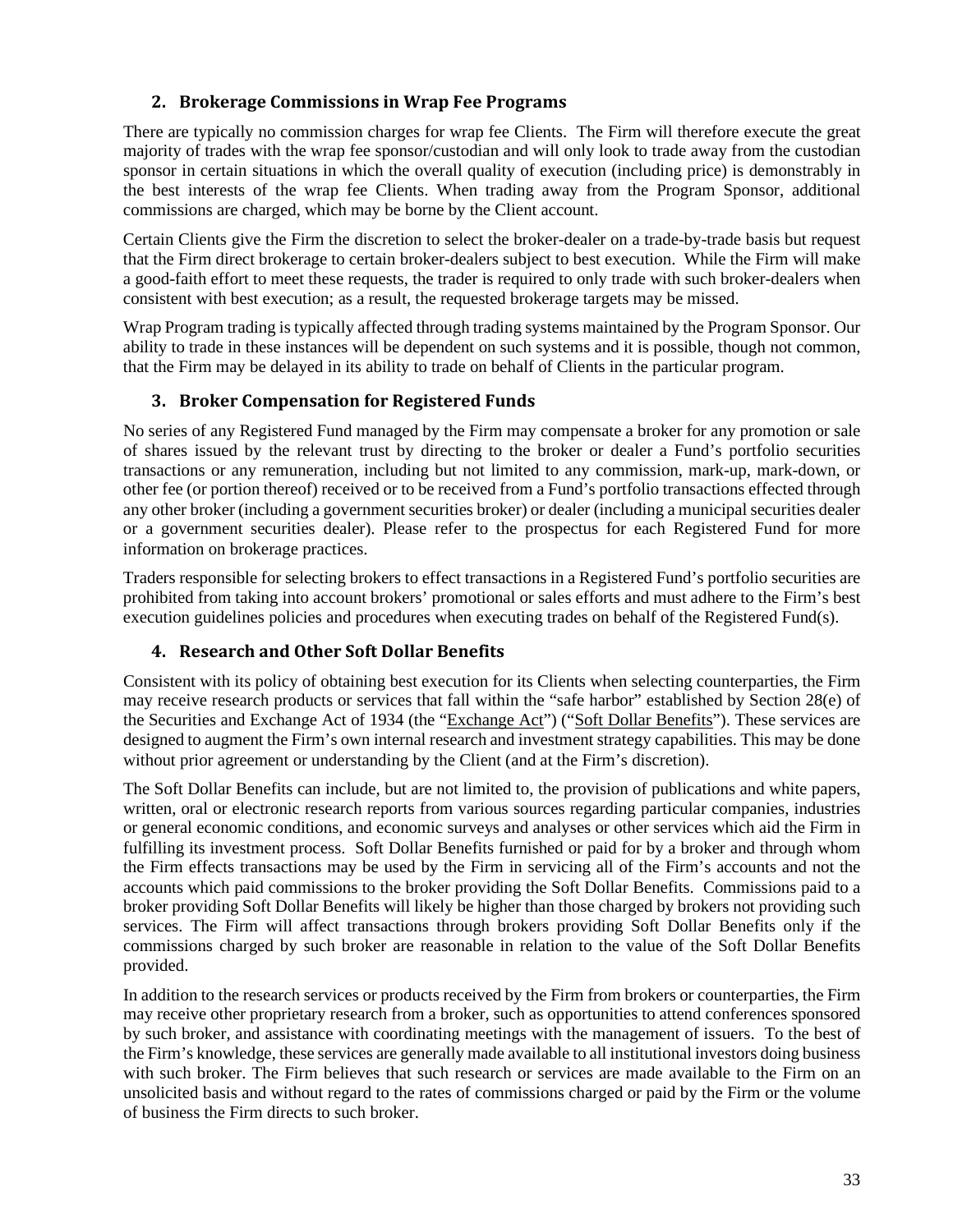### 2. Brokerage Commissions in Wrap Fee Programs

There are typically no commission charges for wrap fee Clients. The Firm will therefore execute the great majority of trades with the wrap fee sponsor/custodian and will only look to trade away from the custodian sponsor in certain situations in which the overall quality of execution (including price) is demonstrably in the best interests of the wrap fee Clients. When trading away from the Program Sponsor, additional commissions are charged, which may be borne by the Client account.

Certain Clients give the Firm the discretion to select the broker-dealer on a trade-by-trade basis but request that the Firm direct brokerage to certain broker-dealers subject to best execution. While the Firm will make a good-faith effort to meet these requests, the trader is required to only trade with such broker-dealers when consistent with best execution; as a result, the requested brokerage targets may be missed.

Wrap Program trading is typically affected through trading systems maintained by the Program Sponsor. Our ability to trade in these instances will be dependent on such systems and it is possible, though not common, that the Firm may be delayed in its ability to trade on behalf of Clients in the particular program.

### 3. Broker Compensation for Registered Funds

No series of any Registered Fund managed by the Firm may compensate a broker for any promotion or sale of shares issued by the relevant trust by directing to the broker or dealer a Fund's portfolio securities transactions or any remuneration, including but not limited to any commission, mark-up, mark-down, or other fee (or portion thereof) received or to be received from a Fund's portfolio transactions effected through any other broker (including a government securities broker) or dealer (including a municipal securities dealer or a government securities dealer). Please refer to the prospectus for each Registered Fund for more information on brokerage practices.

Traders responsible for selecting brokers to effect transactions in a Registered Fund's portfolio securities are prohibited from taking into account brokers' promotional or sales efforts and must adhere to the Firm's best execution guidelines policies and procedures when executing trades on behalf of the Registered Fund(s).

### 4. Research and Other Soft Dollar Benefits

Consistent with its policy of obtaining best execution for its Clients when selecting counterparties, the Firm may receive research products or services that fall within the "safe harbor" established by Section 28(e) of the Securities and Exchange Act of 1934 (the "Exchange Act") ("Soft Dollar Benefits"). These services are designed to augment the Firm's own internal research and investment strategy capabilities. This may be done without prior agreement or understanding by the Client (and at the Firm's discretion).

The Soft Dollar Benefits can include, but are not limited to, the provision of publications and white papers, written, oral or electronic research reports from various sources regarding particular companies, industries or general economic conditions, and economic surveys and analyses or other services which aid the Firm in fulfilling its investment process. Soft Dollar Benefits furnished or paid for by a broker and through whom the Firm effects transactions may be used by the Firm in servicing all of the Firm's accounts and not the accounts which paid commissions to the broker providing the Soft Dollar Benefits. Commissions paid to a broker providing Soft Dollar Benefits will likely be higher than those charged by brokers not providing such services. The Firm will affect transactions through brokers providing Soft Dollar Benefits only if the commissions charged by such broker are reasonable in relation to the value of the Soft Dollar Benefits provided.

In addition to the research services or products received by the Firm from brokers or counterparties, the Firm may receive other proprietary research from a broker, such as opportunities to attend conferences sponsored by such broker, and assistance with coordinating meetings with the management of issuers. To the best of the Firm's knowledge, these services are generally made available to all institutional investors doing business with such broker. The Firm believes that such research or services are made available to the Firm on an unsolicited basis and without regard to the rates of commissions charged or paid by the Firm or the volume of business the Firm directs to such broker.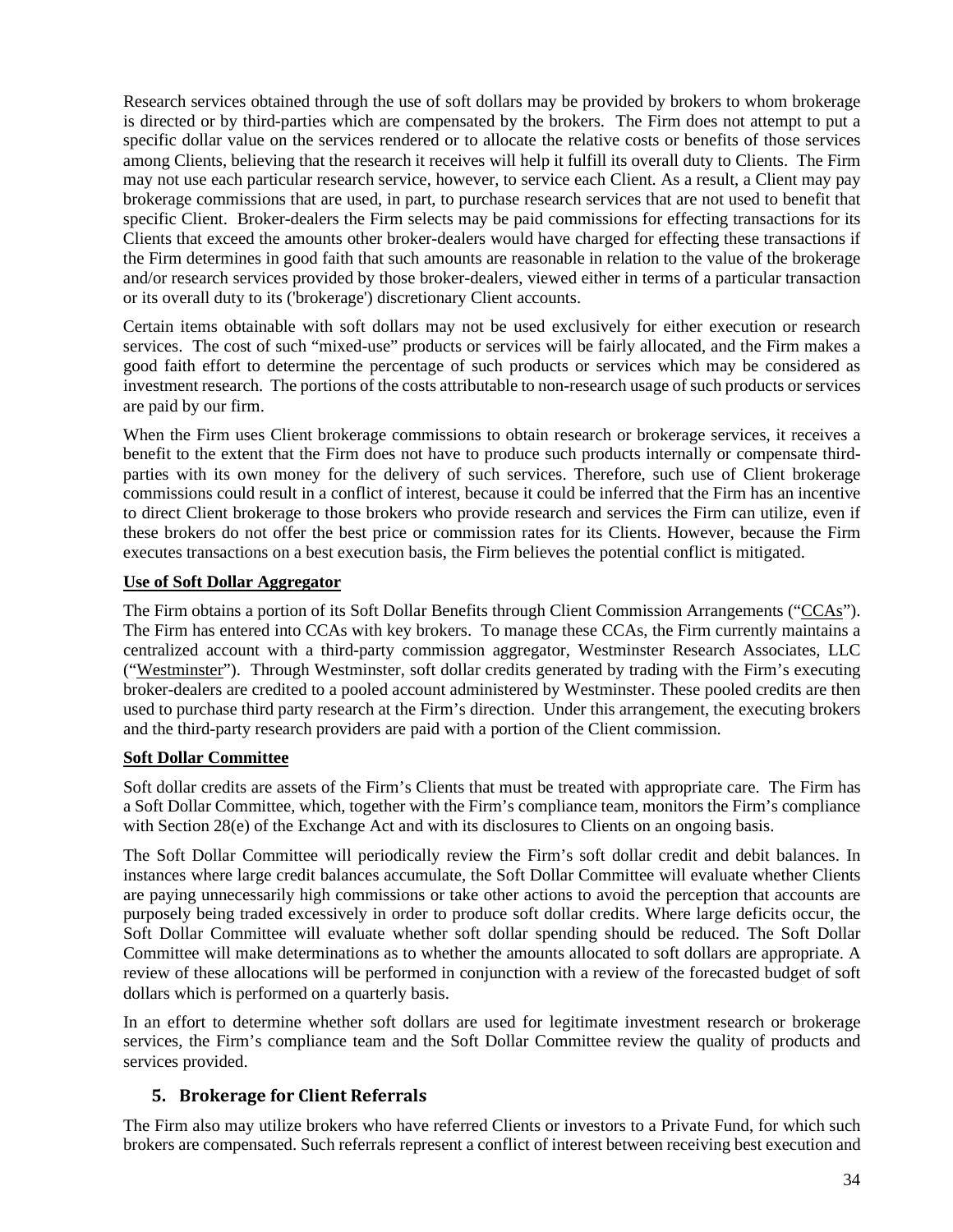Research services obtained through the use of soft dollars may be provided by brokers to whom brokerage is directed or by third-parties which are compensated by the brokers. The Firm does not attempt to put a specific dollar value on the services rendered or to allocate the relative costs or benefits of those services among Clients, believing that the research it receives will help it fulfill its overall duty to Clients. The Firm may not use each particular research service, however, to service each Client. As a result, a Client may pay brokerage commissions that are used, in part, to purchase research services that are not used to benefit that specific Client. Broker-dealers the Firm selects may be paid commissions for effecting transactions for its Clients that exceed the amounts other broker-dealers would have charged for effecting these transactions if the Firm determines in good faith that such amounts are reasonable in relation to the value of the brokerage and/or research services provided by those broker-dealers, viewed either in terms of a particular transaction or its overall duty to its ('brokerage') discretionary Client accounts.

Certain items obtainable with soft dollars may not be used exclusively for either execution or research services. The cost of such "mixed-use" products or services will be fairly allocated, and the Firm makes a good faith effort to determine the percentage of such products or services which may be considered as investment research. The portions of the costs attributable to non-research usage of such products or services are paid by our firm.

When the Firm uses Client brokerage commissions to obtain research or brokerage services, it receives a benefit to the extent that the Firm does not have to produce such products internally or compensate third-parties with its own money for the delivery of such services. Therefore, such use of Client brokerage commissions could result in a conflict of interest, because it could be inferred that the Firm has an incentive to direct Client brokerage to those brokers who provide research and services the Firm can utilize, even if these brokers do not offer the best price or commission rates for its Clients. However, because the Firm executes transactions on a best execution basis, the Firm believes the potential conflict is mitigated.

**Use of Soft Dollar Aggregator**

The Firm obtains a portion of its Soft Dollar Benefits through Client Commission Arrangements ("CCAs"). The Firm has entered into CCAs with key brokers. To manage these CCAs, the Firm currently maintains a centralized account with a third-party commission aggregator, Westminster Research Associates, LLC ("Westminster"). Through Westminster, soft dollar credits generated by trading with the Firm's executing broker-dealers are credited to a pooled account administered by Westminster. These pooled credits are then used to purchase third party research at the Firm's direction. Under this arrangement, the executing brokers and the third-party research providers are paid with a portion of the Client commission.

**Soft Dollar Committee**

Soft dollar credits are assets of the Firm's Clients that must be treated with appropriate care. The Firm has a Soft Dollar Committee, which, together with the Firm's compliance team, monitors the Firm's compliance with Section 28(e) of the Exchange Act and with its disclosures to Clients on an ongoing basis.

The Soft Dollar Committee will periodically review the Firm's soft dollar credit and debit balances. In instances where large credit balances accumulate, the Soft Dollar Committee will evaluate whether Clients are paying unnecessarily high commissions or take other actions to avoid the perception that accounts are purposely being traded excessively in order to produce soft dollar credits. Where large deficits occur, the Soft Dollar Committee will evaluate whether soft dollar spending should be reduced. The Soft Dollar Committee will make determinations as to whether the amounts allocated to soft dollars are appropriate. A review of these allocations will be performed in conjunction with a review of the forecasted budget of soft dollars which is performed on a quarterly basis.

In an effort to determine whether soft dollars are used for legitimate investment research or brokerage services, the Firm's compliance team and the Soft Dollar Committee review the quality of products and services provided.

### 5. Brokerage for Client Referrals

The Firm also may utilize brokers who have referred Clients or investors to a Private Fund, for which such brokers are compensated. Such referrals represent a conflict of interest between receiving best execution and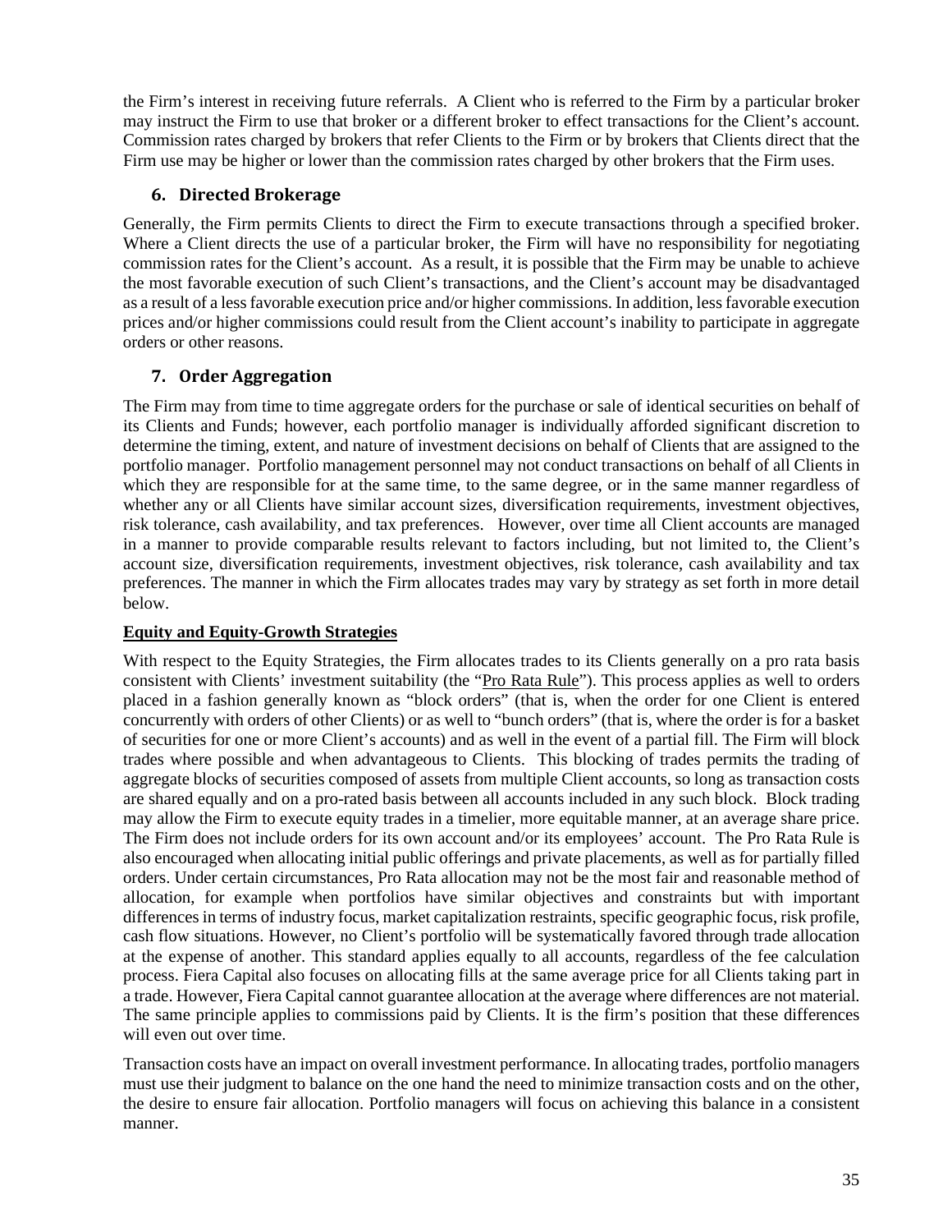the Firm's interest in receiving future referrals. A Client who is referred to the Firm by a particular broker may instruct the Firm to use that broker or a different broker to effect transactions for the Client's account. Commission rates charged by brokers that refer Clients to the Firm or by brokers that Clients direct that the Firm use may be higher or lower than the commission rates charged by other brokers that the Firm uses.

### 6. Directed Brokerage

Generally, the Firm permits Clients to direct the Firm to execute transactions through a specified broker. Where a Client directs the use of a particular broker, the Firm will have no responsibility for negotiating commission rates for the Client's account. As a result, it is possible that the Firm may be unable to achieve the most favorable execution of such Client's transactions, and the Client's account may be disadvantaged as a result of a less favorable execution price and/or higher commissions. In addition, less favorable execution prices and/or higher commissions could result from the Client account's inability to participate in aggregate orders or other reasons.

### 7. Order Aggregation

The Firm may from time to time aggregate orders for the purchase or sale of identical securities on behalf of its Clients and Funds; however, each portfolio manager is individually afforded significant discretion to determine the timing, extent, and nature of investment decisions on behalf of Clients that are assigned to the portfolio manager. Portfolio management personnel may not conduct transactions on behalf of all Clients in which they are responsible for at the same time, to the same degree, or in the same manner regardless of whether any or all Clients have similar account sizes, diversification requirements, investment objectives, risk tolerance, cash availability, and tax preferences. However, over time all Client accounts are managed in a manner to provide comparable results relevant to factors including, but not limited to, the Client's account size, diversification requirements, investment objectives, risk tolerance, cash availability and tax preferences. The manner in which the Firm allocates trades may vary by strategy as set forth in more detail below.

**Equity and Equity-Growth Strategies**

With respect to the Equity Strategies, the Firm allocates trades to its Clients generally on a pro rata basis consistent with Clients' investment suitability (the "Pro Rata Rule"). This process applies as well to orders placed in a fashion generally known as "block orders" (that is, when the order for one Client is entered concurrently with orders of other Clients) or as well to "bunch orders" (that is, where the order is for a basket of securities for one or more Client's accounts) and as well in the event of a partial fill. The Firm will block trades where possible and when advantageous to Clients. This blocking of trades permits the trading of aggregate blocks of securities composed of assets from multiple Client accounts, so long as transaction costs are shared equally and on a pro-rated basis between all accounts included in any such block. Block trading may allow the Firm to execute equity trades in a timelier, more equitable manner, at an average share price. The Firm does not include orders for its own account and/or its employees' account. The Pro Rata Rule is also encouraged when allocating initial public offerings and private placements, as well as for partially filled orders. Under certain circumstances, Pro Rata allocation may not be the most fair and reasonable method of allocation, for example when portfolios have similar objectives and constraints but with important differences in terms of industry focus, market capitalization restraints, specific geographic focus, risk profile, cash flow situations. However, no Client's portfolio will be systematically favored through trade allocation at the expense of another. This standard applies equally to all accounts, regardless of the fee calculation process. Fiera Capital also focuses on allocating fills at the same average price for all Clients taking part in a trade. However, Fiera Capital cannot guarantee allocation at the average where differences are not material. The same principle applies to commissions paid by Clients. It is the firm's position that these differences will even out over time.

Transaction costs have an impact on overall investment performance. In allocating trades, portfolio managers must use their judgment to balance on the one hand the need to minimize transaction costs and on the other, the desire to ensure fair allocation. Portfolio managers will focus on achieving this balance in a consistent manner.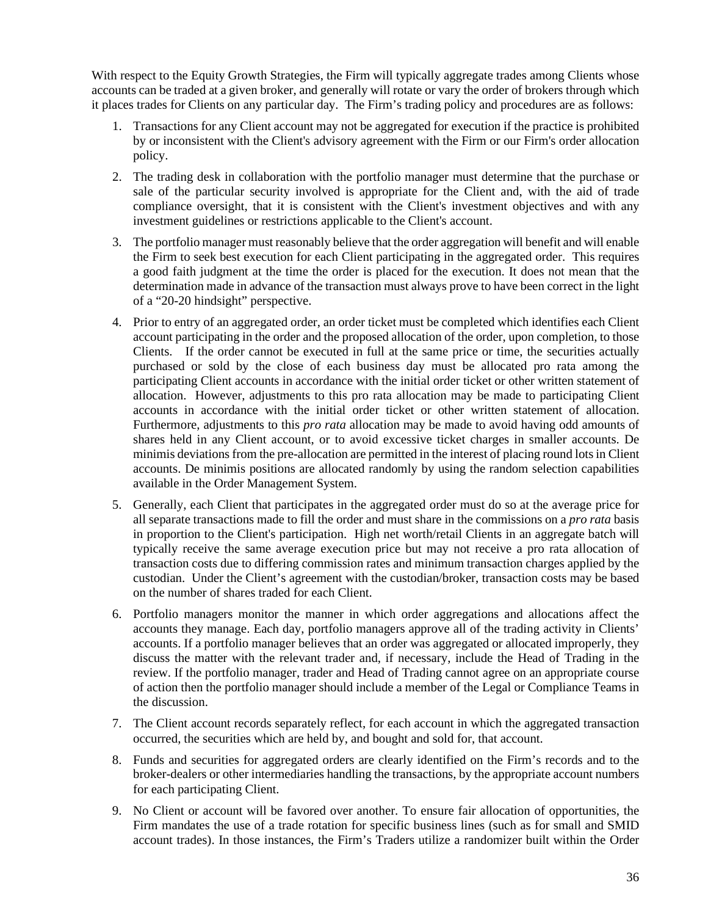With respect to the Equity Growth Strategies, the Firm will typically aggregate trades among Clients whose accounts can be traded at a given broker, and generally will rotate or vary the order of brokers through which it places trades for Clients on any particular day. The Firm's trading policy and procedures are as follows:

1. Transactions for any Client account may not be aggregated for execution if the practice is prohibited by or inconsistent with the Client's advisory agreement with the Firm or our Firm's order allocation policy.
2. The trading desk in collaboration with the portfolio manager must determine that the purchase or sale of the particular security involved is appropriate for the Client and, with the aid of trade compliance oversight, that it is consistent with the Client's investment objectives and with any investment guidelines or restrictions applicable to the Client's account.
3. The portfolio manager must reasonably believe that the order aggregation will benefit and will enable the Firm to seek best execution for each Client participating in the aggregated order. This requires a good faith judgment at the time the order is placed for the execution. It does not mean that the determination made in advance of the transaction must always prove to have been correct in the light of a "20-20 hindsight" perspective.
4. Prior to entry of an aggregated order, an order ticket must be completed which identifies each Client account participating in the order and the proposed allocation of the order, upon completion, to those Clients. If the order cannot be executed in full at the same price or time, the securities actually purchased or sold by the close of each business day must be allocated pro rata among the participating Client accounts in accordance with the initial order ticket or other written statement of allocation. However, adjustments to this pro rata allocation may be made to participating Client accounts in accordance with the initial order ticket or other written statement of allocation. Furthermore, adjustments to this *pro rata* allocation may be made to avoid having odd amounts of shares held in any Client account, or to avoid excessive ticket charges in smaller accounts. De minimis deviations from the pre-allocation are permitted in the interest of placing round lots in Client accounts. De minimis positions are allocated randomly by using the random selection capabilities available in the Order Management System.
5. Generally, each Client that participates in the aggregated order must do so at the average price for all separate transactions made to fill the order and must share in the commissions on a *pro rata* basis in proportion to the Client's participation. High net worth/retail Clients in an aggregate batch will typically receive the same average execution price but may not receive a pro rata allocation of transaction costs due to differing commission rates and minimum transaction charges applied by the custodian. Under the Client's agreement with the custodian/broker, transaction costs may be based on the number of shares traded for each Client.
6. Portfolio managers monitor the manner in which order aggregations and allocations affect the accounts they manage. Each day, portfolio managers approve all of the trading activity in Clients' accounts. If a portfolio manager believes that an order was aggregated or allocated improperly, they discuss the matter with the relevant trader and, if necessary, include the Head of Trading in the review. If the portfolio manager, trader and Head of Trading cannot agree on an appropriate course of action then the portfolio manager should include a member of the Legal or Compliance Teams in the discussion.
7. The Client account records separately reflect, for each account in which the aggregated transaction occurred, the securities which are held by, and bought and sold for, that account.
8. Funds and securities for aggregated orders are clearly identified on the Firm's records and to the broker-dealers or other intermediaries handling the transactions, by the appropriate account numbers for each participating Client.
9. No Client or account will be favored over another. To ensure fair allocation of opportunities, the Firm mandates the use of a trade rotation for specific business lines (such as for small and SMID account trades). In those instances, the Firm's Traders utilize a randomizer built within the Order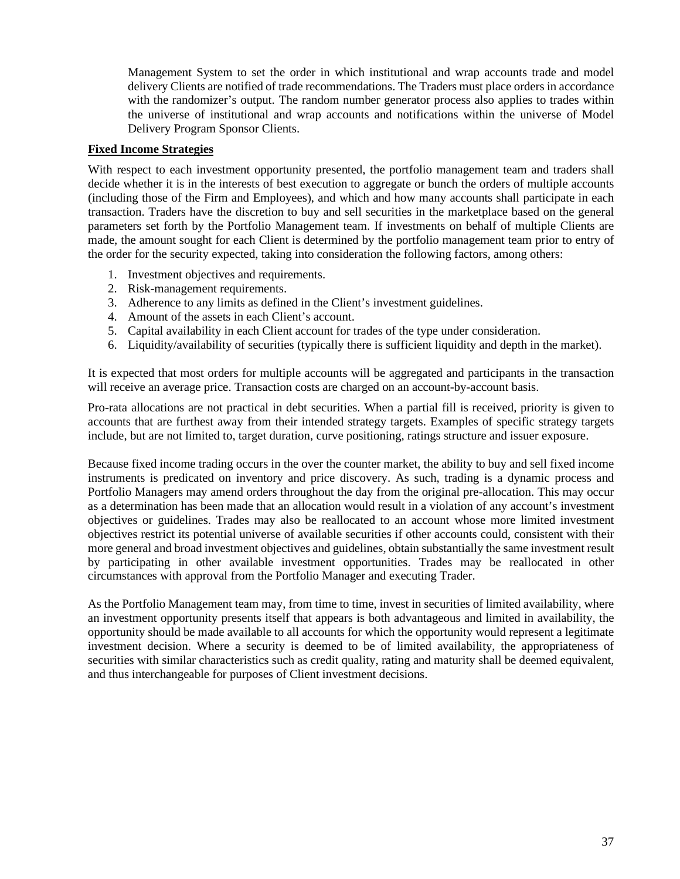Management System to set the order in which institutional and wrap accounts trade and model delivery Clients are notified of trade recommendations. The Traders must place orders in accordance with the randomizer's output. The random number generator process also applies to trades within the universe of institutional and wrap accounts and notifications within the universe of Model Delivery Program Sponsor Clients.

**Fixed Income Strategies**

With respect to each investment opportunity presented, the portfolio management team and traders shall decide whether it is in the interests of best execution to aggregate or bunch the orders of multiple accounts (including those of the Firm and Employees), and which and how many accounts shall participate in each transaction. Traders have the discretion to buy and sell securities in the marketplace based on the general parameters set forth by the Portfolio Management team. If investments on behalf of multiple Clients are made, the amount sought for each Client is determined by the portfolio management team prior to entry of the order for the security expected, taking into consideration the following factors, among others:

1. Investment objectives and requirements.
2. Risk-management requirements.
3. Adherence to any limits as defined in the Client's investment guidelines.
4. Amount of the assets in each Client's account.
5. Capital availability in each Client account for trades of the type under consideration.
6. Liquidity/availability of securities (typically there is sufficient liquidity and depth in the market).

It is expected that most orders for multiple accounts will be aggregated and participants in the transaction will receive an average price. Transaction costs are charged on an account-by-account basis.

Pro-rata allocations are not practical in debt securities. When a partial fill is received, priority is given to accounts that are furthest away from their intended strategy targets. Examples of specific strategy targets include, but are not limited to, target duration, curve positioning, ratings structure and issuer exposure.

Because fixed income trading occurs in the over the counter market, the ability to buy and sell fixed income instruments is predicated on inventory and price discovery. As such, trading is a dynamic process and Portfolio Managers may amend orders throughout the day from the original pre-allocation. This may occur as a determination has been made that an allocation would result in a violation of any account's investment objectives or guidelines. Trades may also be reallocated to an account whose more limited investment objectives restrict its potential universe of available securities if other accounts could, consistent with their more general and broad investment objectives and guidelines, obtain substantially the same investment result by participating in other available investment opportunities. Trades may be reallocated in other circumstances with approval from the Portfolio Manager and executing Trader.

As the Portfolio Management team may, from time to time, invest in securities of limited availability, where an investment opportunity presents itself that appears is both advantageous and limited in availability, the opportunity should be made available to all accounts for which the opportunity would represent a legitimate investment decision. Where a security is deemed to be of limited availability, the appropriateness of securities with similar characteristics such as credit quality, rating and maturity shall be deemed equivalent, and thus interchangeable for purposes of Client investment decisions.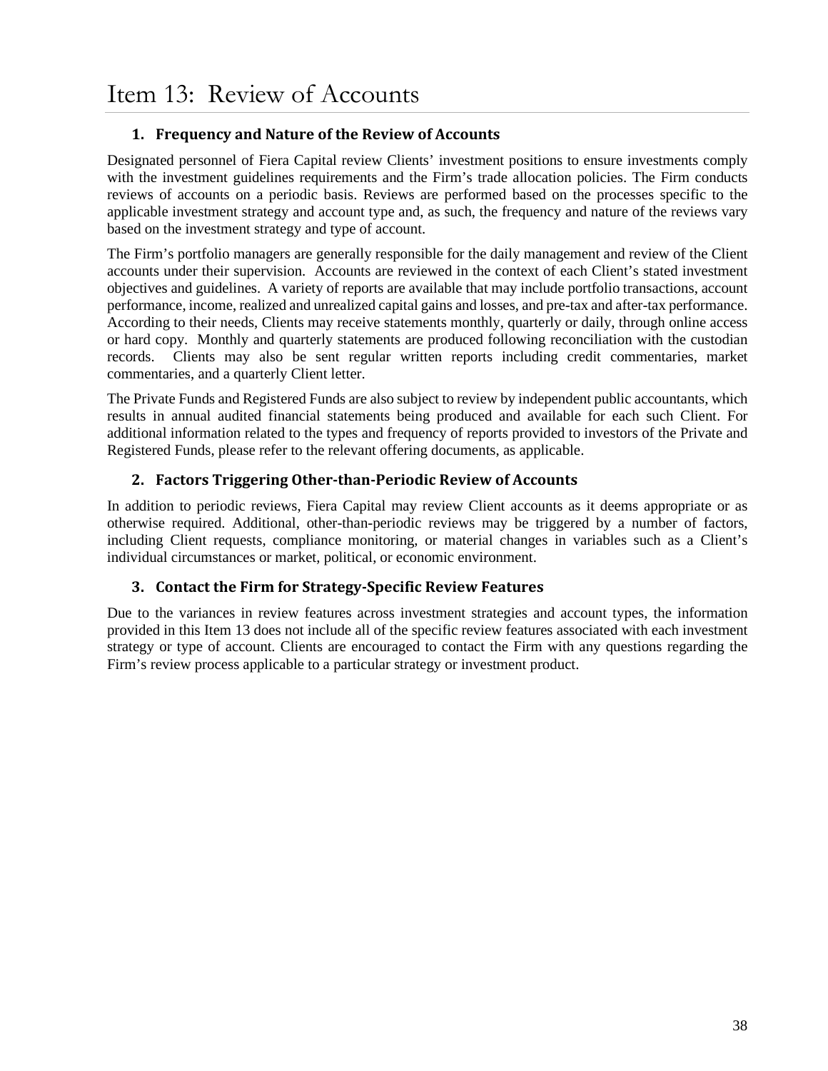# Item 13: Review of Accounts

### 1. Frequency and Nature of the Review of Accounts

Designated personnel of Fiera Capital review Clients' investment positions to ensure investments comply with the investment guidelines requirements and the Firm's trade allocation policies. The Firm conducts reviews of accounts on a periodic basis. Reviews are performed based on the processes specific to the applicable investment strategy and account type and, as such, the frequency and nature of the reviews vary based on the investment strategy and type of account.

The Firm's portfolio managers are generally responsible for the daily management and review of the Client accounts under their supervision. Accounts are reviewed in the context of each Client's stated investment objectives and guidelines. A variety of reports are available that may include portfolio transactions, account performance, income, realized and unrealized capital gains and losses, and pre-tax and after-tax performance. According to their needs, Clients may receive statements monthly, quarterly or daily, through online access or hard copy. Monthly and quarterly statements are produced following reconciliation with the custodian records. Clients may also be sent regular written reports including credit commentaries, market commentaries, and a quarterly Client letter.

The Private Funds and Registered Funds are also subject to review by independent public accountants, which results in annual audited financial statements being produced and available for each such Client. For additional information related to the types and frequency of reports provided to investors of the Private and Registered Funds, please refer to the relevant offering documents, as applicable.

### 2. Factors Triggering Other-than-Periodic Review of Accounts

In addition to periodic reviews, Fiera Capital may review Client accounts as it deems appropriate or as otherwise required. Additional, other-than-periodic reviews may be triggered by a number of factors, including Client requests, compliance monitoring, or material changes in variables such as a Client's individual circumstances or market, political, or economic environment.

### 3. Contact the Firm for Strategy-Specific Review Features

Due to the variances in review features across investment strategies and account types, the information provided in this Item 13 does not include all of the specific review features associated with each investment strategy or type of account. Clients are encouraged to contact the Firm with any questions regarding the Firm's review process applicable to a particular strategy or investment product.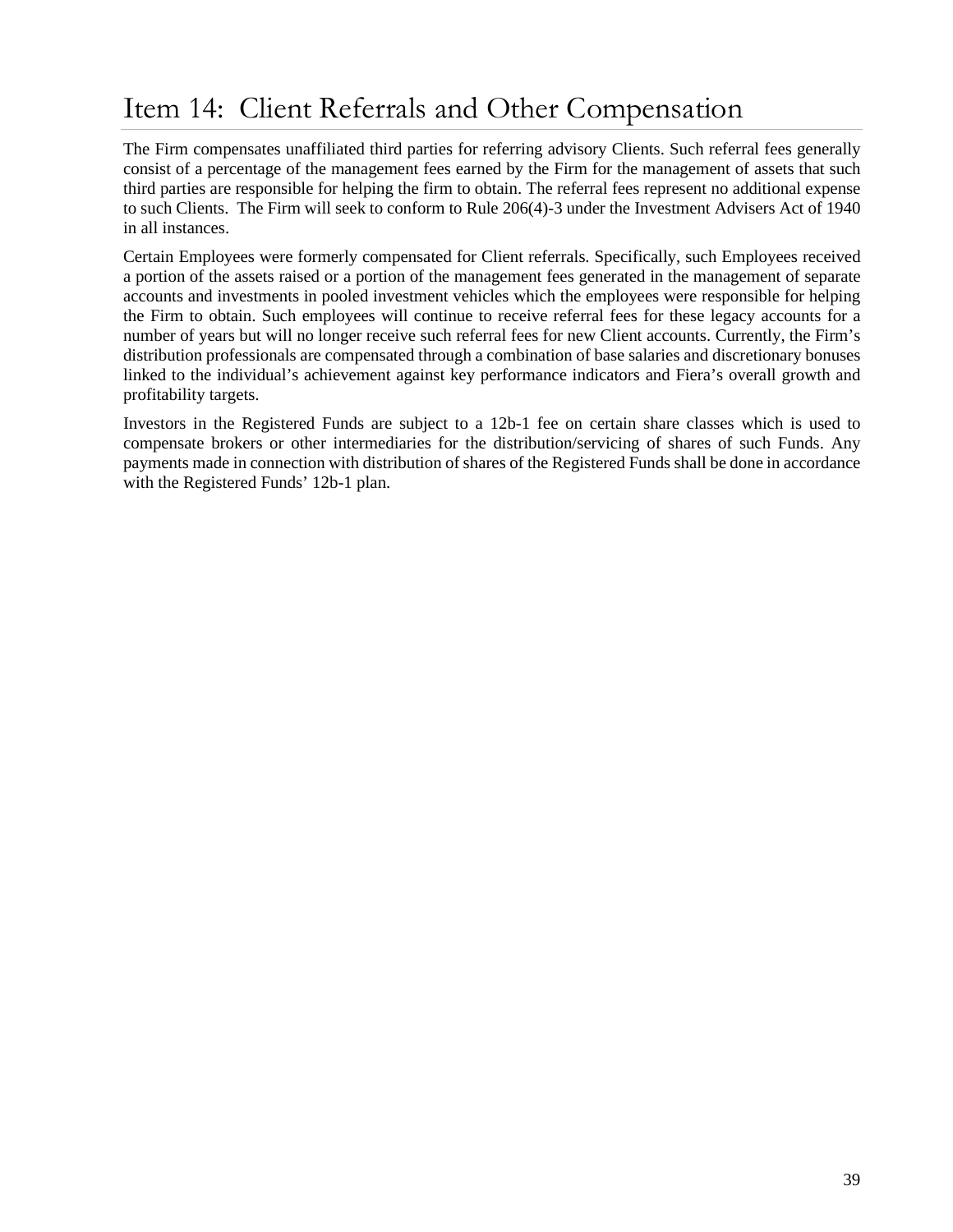# Item 14: Client Referrals and Other Compensation

The Firm compensates unaffiliated third parties for referring advisory Clients. Such referral fees generally consist of a percentage of the management fees earned by the Firm for the management of assets that such third parties are responsible for helping the firm to obtain. The referral fees represent no additional expense to such Clients. The Firm will seek to conform to Rule 206(4)-3 under the Investment Advisers Act of 1940 in all instances.

Certain Employees were formerly compensated for Client referrals. Specifically, such Employees received a portion of the assets raised or a portion of the management fees generated in the management of separate accounts and investments in pooled investment vehicles which the employees were responsible for helping the Firm to obtain. Such employees will continue to receive referral fees for these legacy accounts for a number of years but will no longer receive such referral fees for new Client accounts. Currently, the Firm's distribution professionals are compensated through a combination of base salaries and discretionary bonuses linked to the individual's achievement against key performance indicators and Fiera's overall growth and profitability targets.

Investors in the Registered Funds are subject to a 12b-1 fee on certain share classes which is used to compensate brokers or other intermediaries for the distribution/servicing of shares of such Funds. Any payments made in connection with distribution of shares of the Registered Funds shall be done in accordance with the Registered Funds' 12b-1 plan.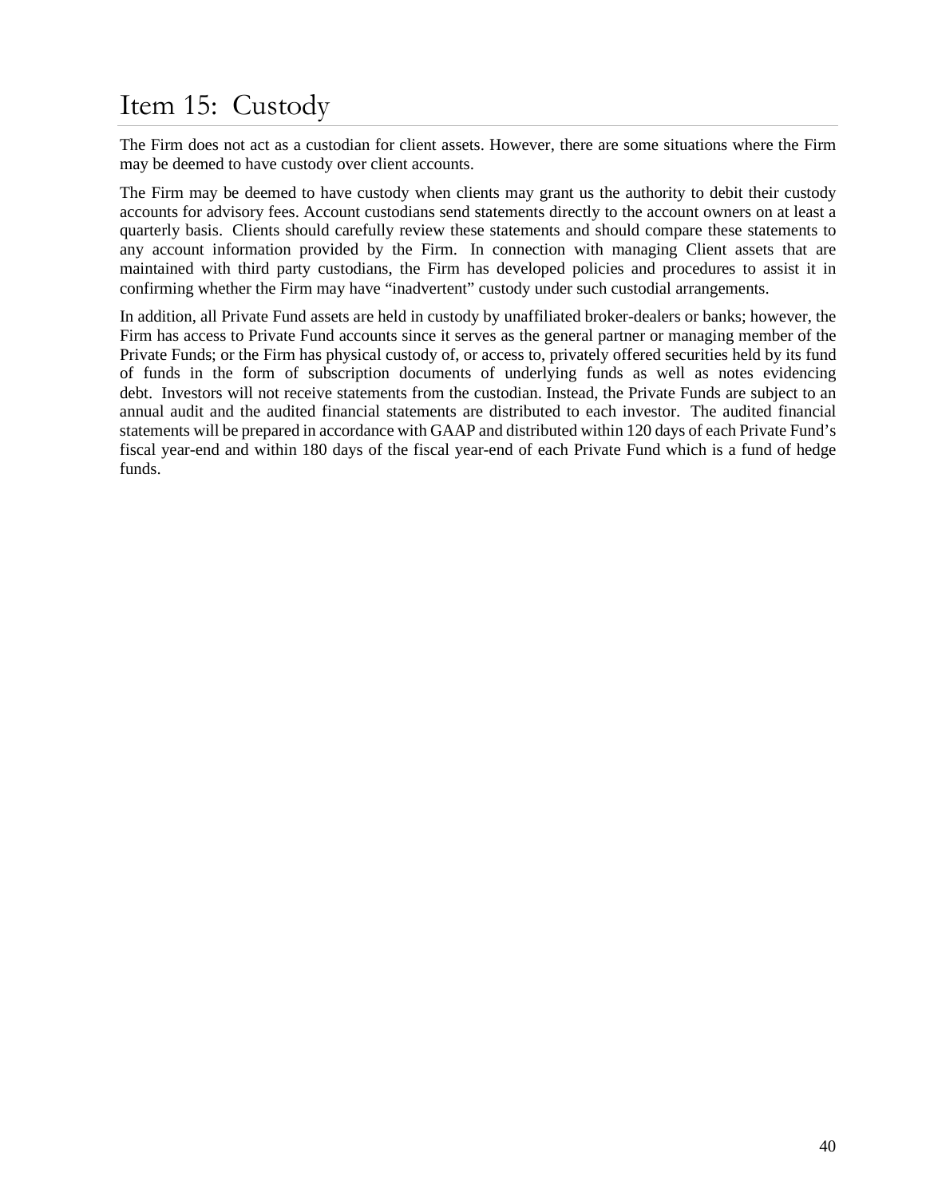# Item 15: Custody

The Firm does not act as a custodian for client assets. However, there are some situations where the Firm may be deemed to have custody over client accounts.

The Firm may be deemed to have custody when clients may grant us the authority to debit their custody accounts for advisory fees. Account custodians send statements directly to the account owners on at least a quarterly basis. Clients should carefully review these statements and should compare these statements to any account information provided by the Firm. In connection with managing Client assets that are maintained with third party custodians, the Firm has developed policies and procedures to assist it in confirming whether the Firm may have "inadvertent" custody under such custodial arrangements.

In addition, all Private Fund assets are held in custody by unaffiliated broker-dealers or banks; however, the Firm has access to Private Fund accounts since it serves as the general partner or managing member of the Private Funds; or the Firm has physical custody of, or access to, privately offered securities held by its fund of funds in the form of subscription documents of underlying funds as well as notes evidencing debt. Investors will not receive statements from the custodian. Instead, the Private Funds are subject to an annual audit and the audited financial statements are distributed to each investor. The audited financial statements will be prepared in accordance with GAAP and distributed within 120 days of each Private Fund's fiscal year-end and within 180 days of the fiscal year-end of each Private Fund which is a fund of hedge funds.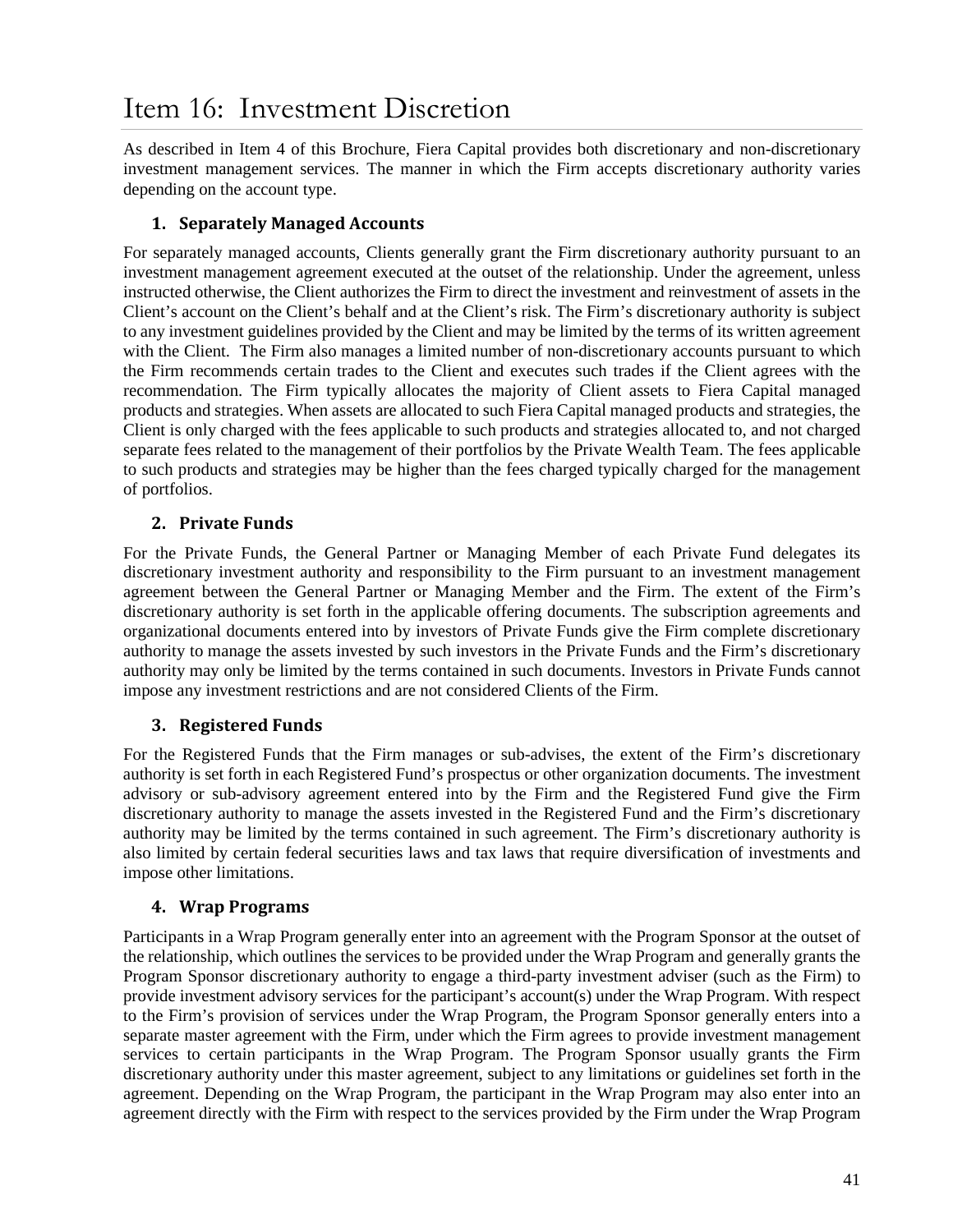# Item 16: Investment Discretion

As described in Item 4 of this Brochure, Fiera Capital provides both discretionary and non-discretionary investment management services. The manner in which the Firm accepts discretionary authority varies depending on the account type.

### 1. Separately Managed Accounts

For separately managed accounts, Clients generally grant the Firm discretionary authority pursuant to an investment management agreement executed at the outset of the relationship. Under the agreement, unless instructed otherwise, the Client authorizes the Firm to direct the investment and reinvestment of assets in the Client's account on the Client's behalf and at the Client's risk. The Firm's discretionary authority is subject to any investment guidelines provided by the Client and may be limited by the terms of its written agreement with the Client. The Firm also manages a limited number of non-discretionary accounts pursuant to which the Firm recommends certain trades to the Client and executes such trades if the Client agrees with the recommendation. The Firm typically allocates the majority of Client assets to Fiera Capital managed products and strategies. When assets are allocated to such Fiera Capital managed products and strategies, the Client is only charged with the fees applicable to such products and strategies allocated to, and not charged separate fees related to the management of their portfolios by the Private Wealth Team. The fees applicable to such products and strategies may be higher than the fees charged typically charged for the management of portfolios.

### 2. Private Funds

For the Private Funds, the General Partner or Managing Member of each Private Fund delegates its discretionary investment authority and responsibility to the Firm pursuant to an investment management agreement between the General Partner or Managing Member and the Firm. The extent of the Firm's discretionary authority is set forth in the applicable offering documents. The subscription agreements and organizational documents entered into by investors of Private Funds give the Firm complete discretionary authority to manage the assets invested by such investors in the Private Funds and the Firm's discretionary authority may only be limited by the terms contained in such documents. Investors in Private Funds cannot impose any investment restrictions and are not considered Clients of the Firm.

### 3. Registered Funds

For the Registered Funds that the Firm manages or sub-advises, the extent of the Firm's discretionary authority is set forth in each Registered Fund's prospectus or other organization documents. The investment advisory or sub-advisory agreement entered into by the Firm and the Registered Fund give the Firm discretionary authority to manage the assets invested in the Registered Fund and the Firm's discretionary authority may be limited by the terms contained in such agreement. The Firm's discretionary authority is also limited by certain federal securities laws and tax laws that require diversification of investments and impose other limitations.

### 4. Wrap Programs

Participants in a Wrap Program generally enter into an agreement with the Program Sponsor at the outset of the relationship, which outlines the services to be provided under the Wrap Program and generally grants the Program Sponsor discretionary authority to engage a third-party investment adviser (such as the Firm) to provide investment advisory services for the participant's account(s) under the Wrap Program. With respect to the Firm's provision of services under the Wrap Program, the Program Sponsor generally enters into a separate master agreement with the Firm, under which the Firm agrees to provide investment management services to certain participants in the Wrap Program. The Program Sponsor usually grants the Firm discretionary authority under this master agreement, subject to any limitations or guidelines set forth in the agreement. Depending on the Wrap Program, the participant in the Wrap Program may also enter into an agreement directly with the Firm with respect to the services provided by the Firm under the Wrap Program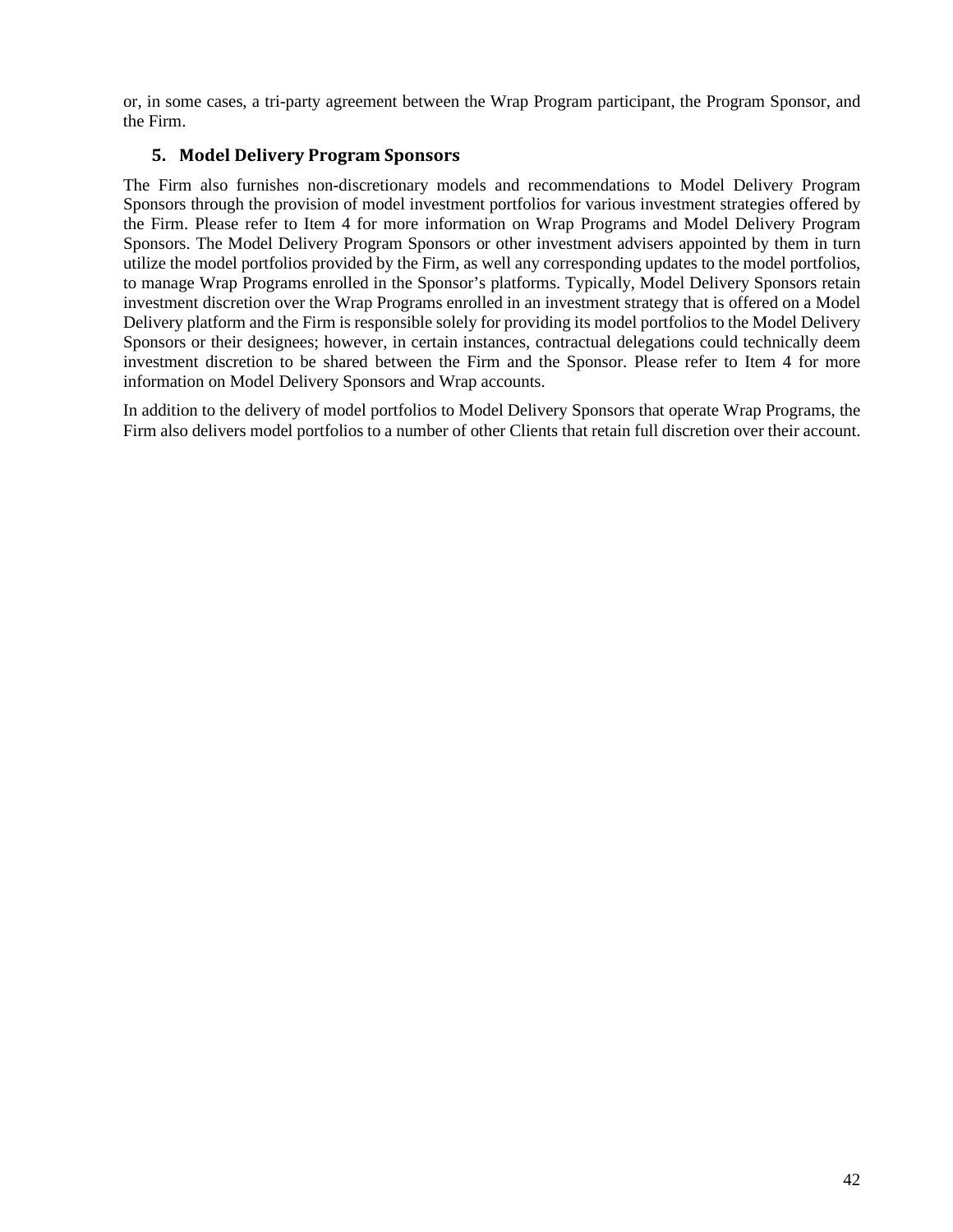or, in some cases, a tri-party agreement between the Wrap Program participant, the Program Sponsor, and the Firm.

### 5. Model Delivery Program Sponsors

The Firm also furnishes non-discretionary models and recommendations to Model Delivery Program Sponsors through the provision of model investment portfolios for various investment strategies offered by the Firm. Please refer to Item 4 for more information on Wrap Programs and Model Delivery Program Sponsors. The Model Delivery Program Sponsors or other investment advisers appointed by them in turn utilize the model portfolios provided by the Firm, as well any corresponding updates to the model portfolios, to manage Wrap Programs enrolled in the Sponsor's platforms. Typically, Model Delivery Sponsors retain investment discretion over the Wrap Programs enrolled in an investment strategy that is offered on a Model Delivery platform and the Firm is responsible solely for providing its model portfolios to the Model Delivery Sponsors or their designees; however, in certain instances, contractual delegations could technically deem investment discretion to be shared between the Firm and the Sponsor. Please refer to Item 4 for more information on Model Delivery Sponsors and Wrap accounts.

In addition to the delivery of model portfolios to Model Delivery Sponsors that operate Wrap Programs, the Firm also delivers model portfolios to a number of other Clients that retain full discretion over their account.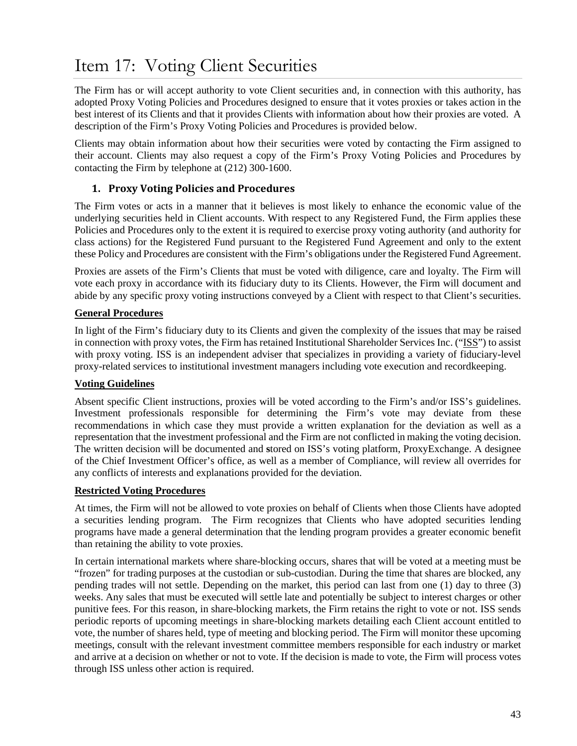# Item 17: Voting Client Securities

The Firm has or will accept authority to vote Client securities and, in connection with this authority, has adopted Proxy Voting Policies and Procedures designed to ensure that it votes proxies or takes action in the best interest of its Clients and that it provides Clients with information about how their proxies are voted. A description of the Firm's Proxy Voting Policies and Procedures is provided below.

Clients may obtain information about how their securities were voted by contacting the Firm assigned to their account. Clients may also request a copy of the Firm's Proxy Voting Policies and Procedures by contacting the Firm by telephone at (212) 300-1600.

### 1. Proxy Voting Policies and Procedures

The Firm votes or acts in a manner that it believes is most likely to enhance the economic value of the underlying securities held in Client accounts. With respect to any Registered Fund, the Firm applies these Policies and Procedures only to the extent it is required to exercise proxy voting authority (and authority for class actions) for the Registered Fund pursuant to the Registered Fund Agreement and only to the extent these Policy and Procedures are consistent with the Firm's obligations under the Registered Fund Agreement.

Proxies are assets of the Firm's Clients that must be voted with diligence, care and loyalty. The Firm will vote each proxy in accordance with its fiduciary duty to its Clients. However, the Firm will document and abide by any specific proxy voting instructions conveyed by a Client with respect to that Client's securities.

**General Procedures**

In light of the Firm's fiduciary duty to its Clients and given the complexity of the issues that may be raised in connection with proxy votes, the Firm has retained Institutional Shareholder Services Inc. ("ISS") to assist with proxy voting. ISS is an independent adviser that specializes in providing a variety of fiduciary-level proxy-related services to institutional investment managers including vote execution and recordkeeping.

**Voting Guidelines**

Absent specific Client instructions, proxies will be voted according to the Firm's and/or ISS's guidelines. Investment professionals responsible for determining the Firm's vote may deviate from these recommendations in which case they must provide a written explanation for the deviation as well as a representation that the investment professional and the Firm are not conflicted in making the voting decision. The written decision will be documented and stored on ISS's voting platform, ProxyExchange. A designee of the Chief Investment Officer's office, as well as a member of Compliance, will review all overrides for any conflicts of interests and explanations provided for the deviation.

**Restricted Voting Procedures**

At times, the Firm will not be allowed to vote proxies on behalf of Clients when those Clients have adopted a securities lending program. The Firm recognizes that Clients who have adopted securities lending programs have made a general determination that the lending program provides a greater economic benefit than retaining the ability to vote proxies.

In certain international markets where share-blocking occurs, shares that will be voted at a meeting must be "frozen" for trading purposes at the custodian or sub-custodian. During the time that shares are blocked, any pending trades will not settle. Depending on the market, this period can last from one (1) day to three (3) weeks. Any sales that must be executed will settle late and potentially be subject to interest charges or other punitive fees. For this reason, in share-blocking markets, the Firm retains the right to vote or not. ISS sends periodic reports of upcoming meetings in share-blocking markets detailing each Client account entitled to vote, the number of shares held, type of meeting and blocking period. The Firm will monitor these upcoming meetings, consult with the relevant investment committee members responsible for each industry or market and arrive at a decision on whether or not to vote. If the decision is made to vote, the Firm will process votes through ISS unless other action is required.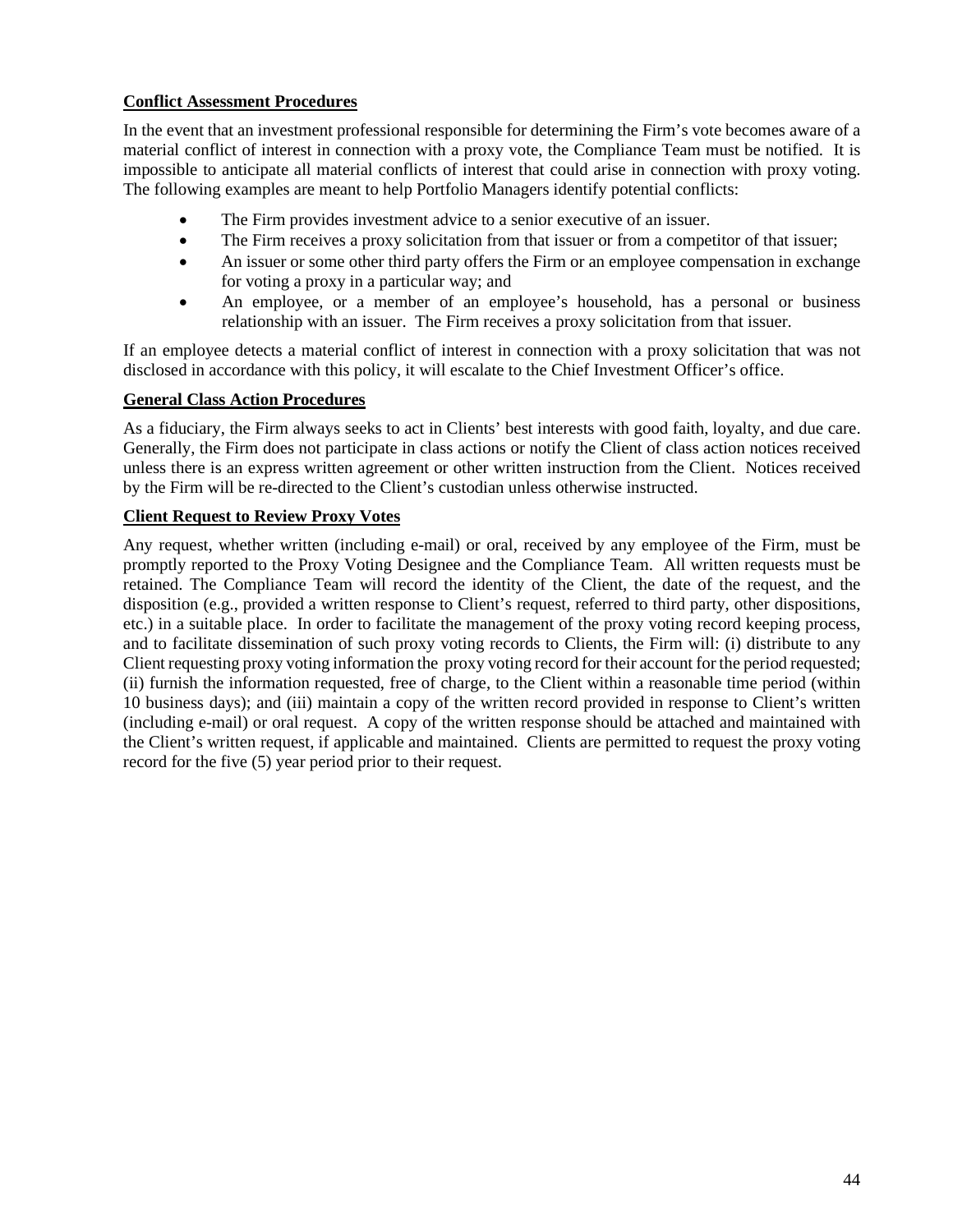**Conflict Assessment Procedures**

In the event that an investment professional responsible for determining the Firm's vote becomes aware of a material conflict of interest in connection with a proxy vote, the Compliance Team must be notified. It is impossible to anticipate all material conflicts of interest that could arise in connection with proxy voting. The following examples are meant to help Portfolio Managers identify potential conflicts:

- The Firm provides investment advice to a senior executive of an issuer.
- The Firm receives a proxy solicitation from that issuer or from a competitor of that issuer;
- An issuer or some other third party offers the Firm or an employee compensation in exchange for voting a proxy in a particular way; and
- An employee, or a member of an employee's household, has a personal or business relationship with an issuer. The Firm receives a proxy solicitation from that issuer.

If an employee detects a material conflict of interest in connection with a proxy solicitation that was not disclosed in accordance with this policy, it will escalate to the Chief Investment Officer's office.

**General Class Action Procedures**

As a fiduciary, the Firm always seeks to act in Clients' best interests with good faith, loyalty, and due care. Generally, the Firm does not participate in class actions or notify the Client of class action notices received unless there is an express written agreement or other written instruction from the Client. Notices received by the Firm will be re-directed to the Client's custodian unless otherwise instructed.

**Client Request to Review Proxy Votes**

Any request, whether written (including e-mail) or oral, received by any employee of the Firm, must be promptly reported to the Proxy Voting Designee and the Compliance Team. All written requests must be retained. The Compliance Team will record the identity of the Client, the date of the request, and the disposition (e.g., provided a written response to Client's request, referred to third party, other dispositions, etc.) in a suitable place. In order to facilitate the management of the proxy voting record keeping process, and to facilitate dissemination of such proxy voting records to Clients, the Firm will: (i) distribute to any Client requesting proxy voting information the proxy voting record for their account for the period requested; (ii) furnish the information requested, free of charge, to the Client within a reasonable time period (within 10 business days); and (iii) maintain a copy of the written record provided in response to Client's written (including e-mail) or oral request. A copy of the written response should be attached and maintained with the Client's written request, if applicable and maintained. Clients are permitted to request the proxy voting record for the five (5) year period prior to their request.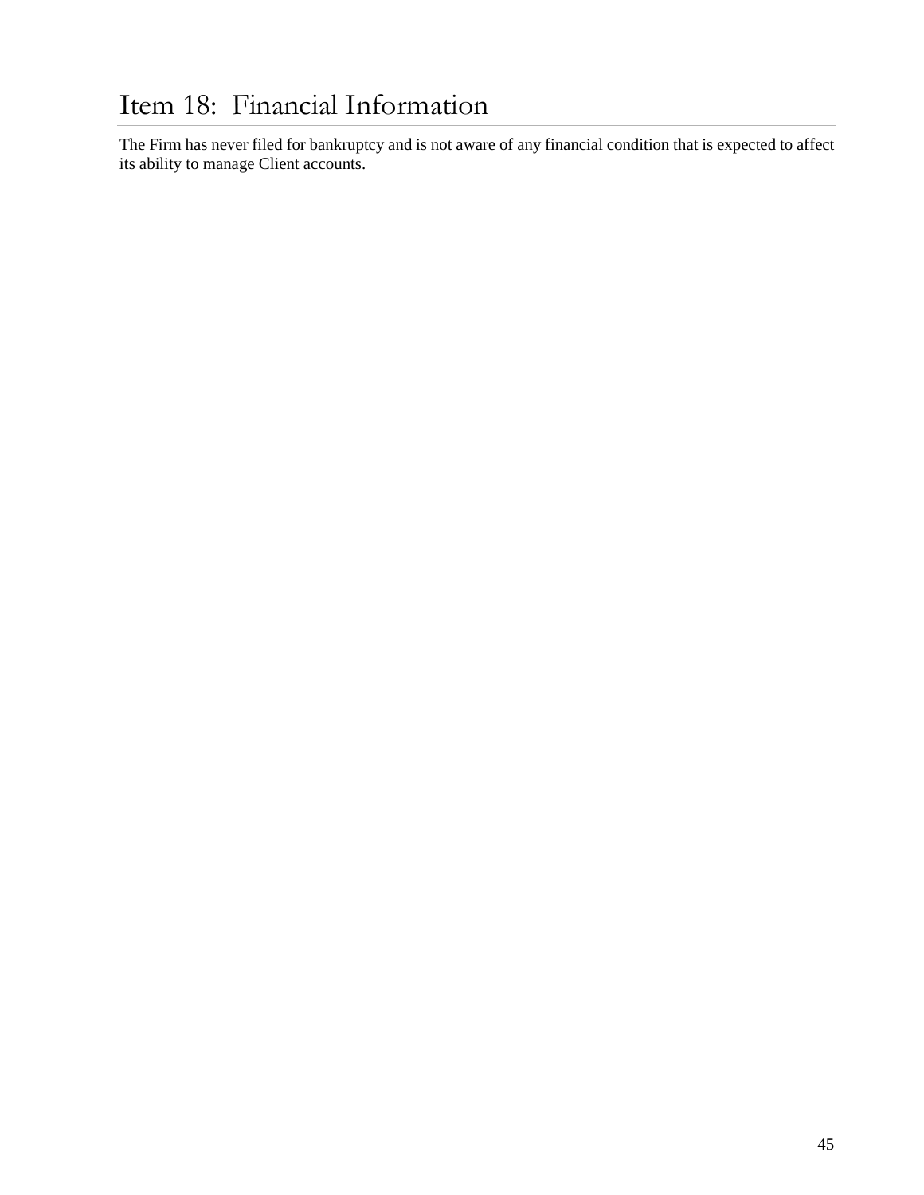# Item 18: Financial Information

The Firm has never filed for bankruptcy and is not aware of any financial condition that is expected to affect its ability to manage Client accounts.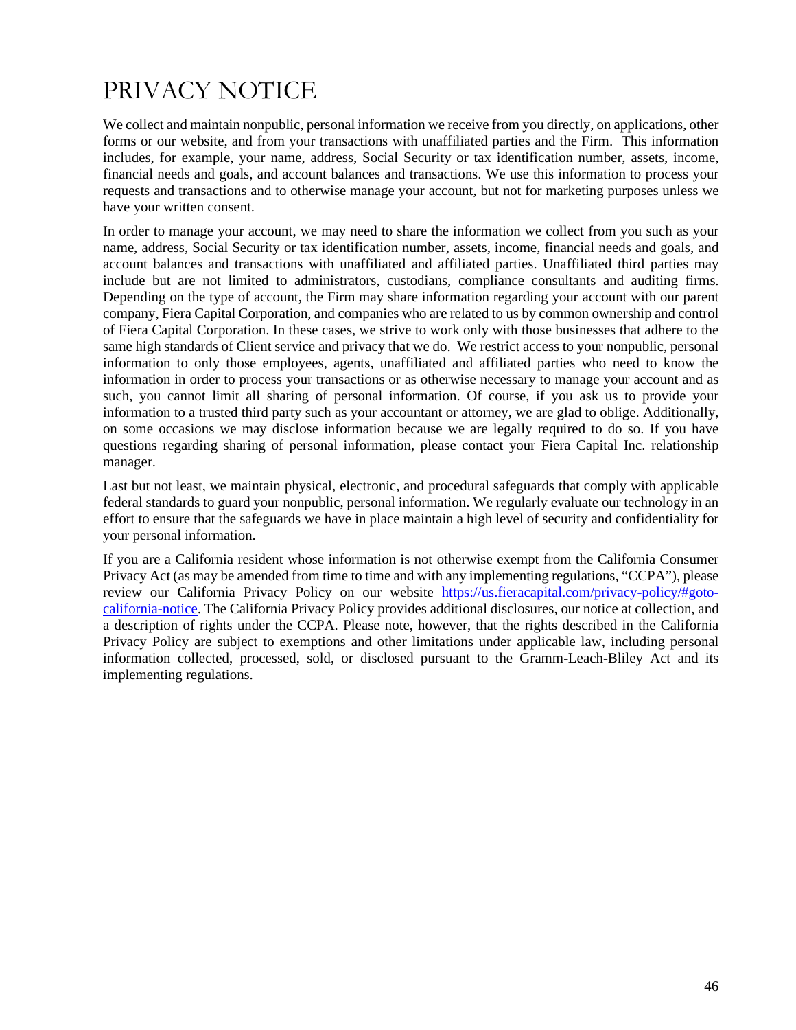# PRIVACY NOTICE

We collect and maintain nonpublic, personal information we receive from you directly, on applications, other forms or our website, and from your transactions with unaffiliated parties and the Firm. This information includes, for example, your name, address, Social Security or tax identification number, assets, income, financial needs and goals, and account balances and transactions. We use this information to process your requests and transactions and to otherwise manage your account, but not for marketing purposes unless we have your written consent.

In order to manage your account, we may need to share the information we collect from you such as your name, address, Social Security or tax identification number, assets, income, financial needs and goals, and account balances and transactions with unaffiliated and affiliated parties. Unaffiliated third parties may include but are not limited to administrators, custodians, compliance consultants and auditing firms. Depending on the type of account, the Firm may share information regarding your account with our parent company, Fiera Capital Corporation, and companies who are related to us by common ownership and control of Fiera Capital Corporation. In these cases, we strive to work only with those businesses that adhere to the same high standards of Client service and privacy that we do. We restrict access to your nonpublic, personal information to only those employees, agents, unaffiliated and affiliated parties who need to know the information in order to process your transactions or as otherwise necessary to manage your account and as such, you cannot limit all sharing of personal information. Of course, if you ask us to provide your information to a trusted third party such as your accountant or attorney, we are glad to oblige. Additionally, on some occasions we may disclose information because we are legally required to do so. If you have questions regarding sharing of personal information, please contact your Fiera Capital Inc. relationship manager.

Last but not least, we maintain physical, electronic, and procedural safeguards that comply with applicable federal standards to guard your nonpublic, personal information. We regularly evaluate our technology in an effort to ensure that the safeguards we have in place maintain a high level of security and confidentiality for your personal information.

If you are a California resident whose information is not otherwise exempt from the California Consumer Privacy Act (as may be amended from time to time and with any implementing regulations, "CCPA"), please review our California Privacy Policy on our website [https://us.fieracapital.com/privacy-policy/#goto-california-notice](https://us.fieracapital.com/privacy-policy/#goto-california-notice). The California Privacy Policy provides additional disclosures, our notice at collection, and a description of rights under the CCPA. Please note, however, that the rights described in the California Privacy Policy are subject to exemptions and other limitations under applicable law, including personal information collected, processed, sold, or disclosed pursuant to the Gramm-Leach-Bliley Act and its implementing regulations.